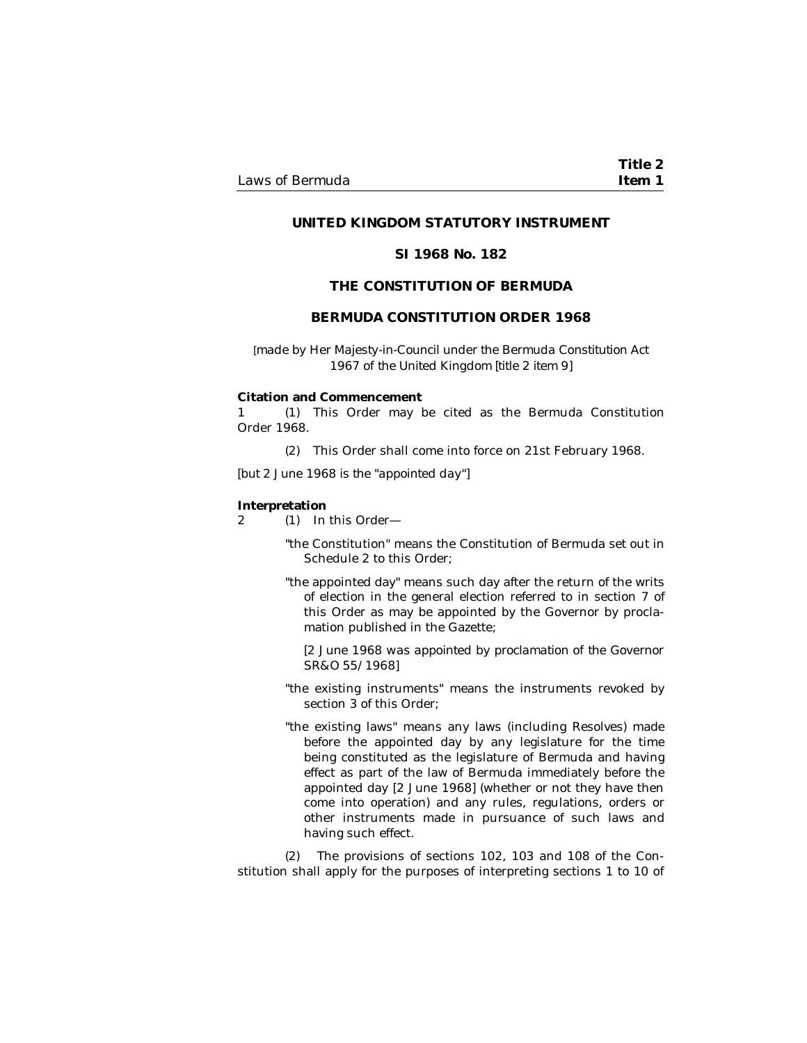# UNITED KINGDOM STATUTORY INSTRUMENT

## SI 1968 No. 182

## THE CONSTITUTION OF BERMUDA

## BERMUDA CONSTITUTION ORDER 1968

[made by Her Majesty-in-Council under the Bermuda Constitution Act 1967 of the United Kingdom [title 2 item 9]

**Citation and Commencement**

1 (1) This Order may be cited as the Bermuda Constitution Order 1968.

(2) This Order shall come into force on 21st February 1968.

[but 2 June 1968 is the "appointed day"]

**Interpretation**

2 (1) In this Order—

"the Constitution" means the Constitution of Bermuda set out in Schedule 2 to this Order;

"the appointed day" means such day after the return of the writs of election in the general election referred to in section 7 of this Order as may be appointed by the Governor by proclamation published in the Gazette;

[2 June 1968 was appointed by proclamation of the Governor SR&O 55/1968]

"the existing instruments" means the instruments revoked by section 3 of this Order;

"the existing laws" means any laws (including Resolves) made before the appointed day by any legislature for the time being constituted as the legislature of Bermuda and having effect as part of the law of Bermuda immediately before the appointed day [2 June 1968] (whether or not they have then come into operation) and any rules, regulations, orders or other instruments made in pursuance of such laws and having such effect.

(2) The provisions of sections 102, 103 and 108 of the Constitution shall apply for the purposes of interpreting sections 1 to 10 of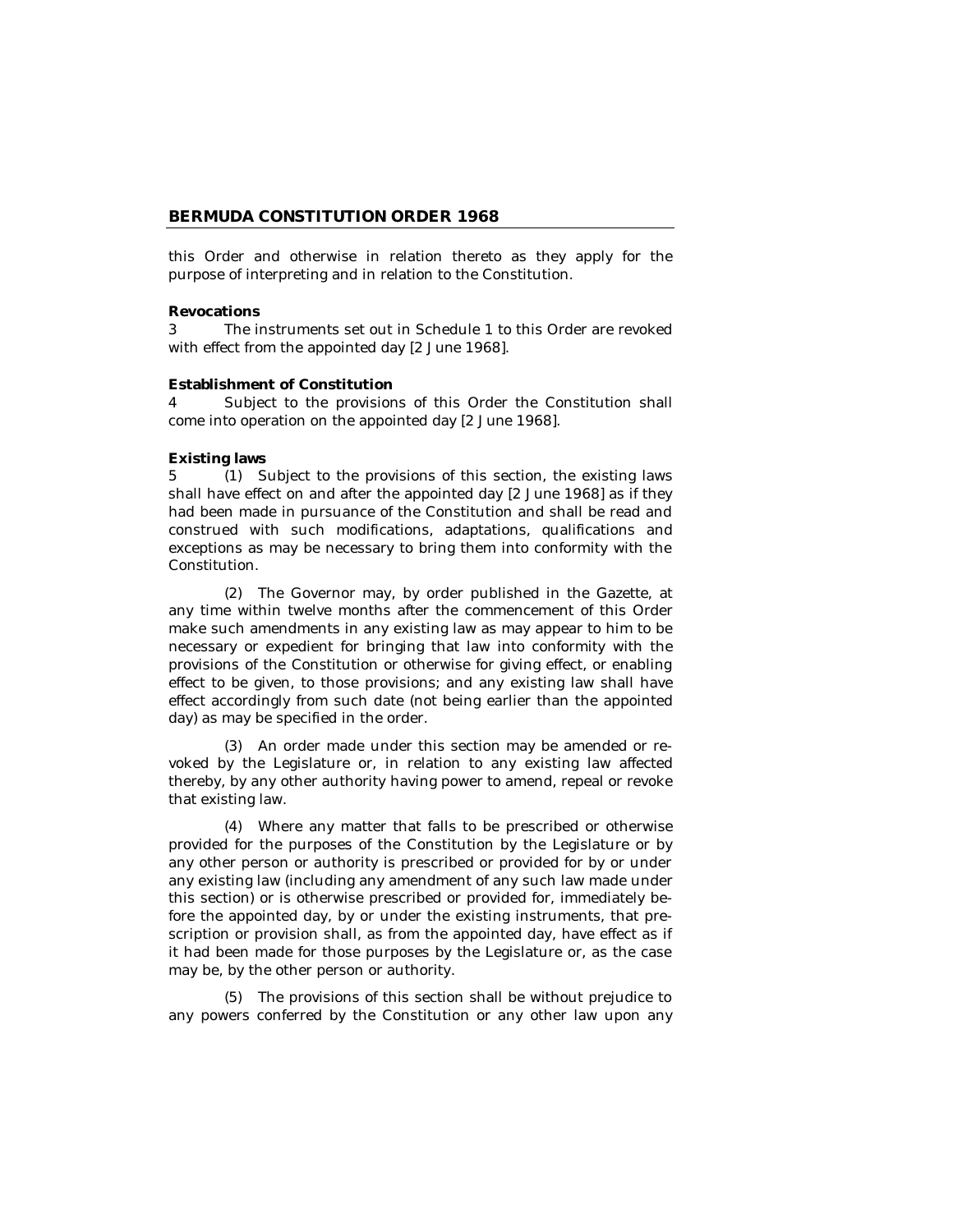this Order and otherwise in relation thereto as they apply for the purpose of interpreting and in relation to the Constitution.

**Revocations**

3 The instruments set out in Schedule 1 to this Order are revoked with effect from the appointed day [2 June 1968].

**Establishment of Constitution**

4 Subject to the provisions of this Order the Constitution shall come into operation on the appointed day [2 June 1968].

**Existing laws**

5 (1) Subject to the provisions of this section, the existing laws shall have effect on and after the appointed day [2 June 1968] as if they had been made in pursuance of the Constitution and shall be read and construed with such modifications, adaptations, qualifications and exceptions as may be necessary to bring them into conformity with the Constitution.

(2) The Governor may, by order published in the Gazette, at any time within twelve months after the commencement of this Order make such amendments in any existing law as may appear to him to be necessary or expedient for bringing that law into conformity with the provisions of the Constitution or otherwise for giving effect, or enabling effect to be given, to those provisions; and any existing law shall have effect accordingly from such date (not being earlier than the appointed day) as may be specified in the order.

(3) An order made under this section may be amended or revoked by the Legislature or, in relation to any existing law affected thereby, by any other authority having power to amend, repeal or revoke that existing law.

(4) Where any matter that falls to be prescribed or otherwise provided for the purposes of the Constitution by the Legislature or by any other person or authority is prescribed or provided for by or under any existing law (including any amendment of any such law made under this section) or is otherwise prescribed or provided for, immediately before the appointed day, by or under the existing instruments, that prescription or provision shall, as from the appointed day, have effect as if it had been made for those purposes by the Legislature or, as the case may be, by the other person or authority.

(5) The provisions of this section shall be without prejudice to any powers conferred by the Constitution or any other law upon any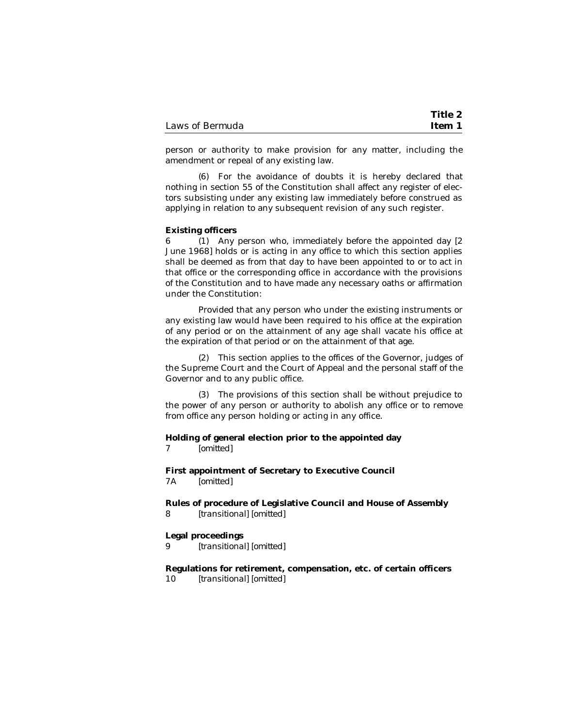person or authority to make provision for any matter, including the amendment or repeal of any existing law.

(6) For the avoidance of doubts it is hereby declared that nothing in section 55 of the Constitution shall affect any register of electors subsisting under any existing law immediately before construed as applying in relation to any subsequent revision of any such register.

**Existing officers**

6 (1) Any person who, immediately before the appointed day [2 June 1968] holds or is acting in any office to which this section applies shall be deemed as from that day to have been appointed to or to act in that office or the corresponding office in accordance with the provisions of the Constitution and to have made any necessary oaths or affirmation under the Constitution:

Provided that any person who under the existing instruments or any existing law would have been required to his office at the expiration of any period or on the attainment of any age shall vacate his office at the expiration of that period or on the attainment of that age.

(2) This section applies to the offices of the Governor, judges of the Supreme Court and the Court of Appeal and the personal staff of the Governor and to any public office.

(3) The provisions of this section shall be without prejudice to the power of any person or authority to abolish any office or to remove from office any person holding or acting in any office.

**Holding of general election prior to the appointed day**

7 *[omitted]*

**First appointment of Secretary to Executive Council**

7A *[omitted]*

**Rules of procedure of Legislative Council and House of Assembly**

8 *[transitional] [omitted]*

**Legal proceedings**

9 *[transitional] [omitted]*

**Regulations for retirement, compensation, etc. of certain officers**

10 *[transitional] [omitted]*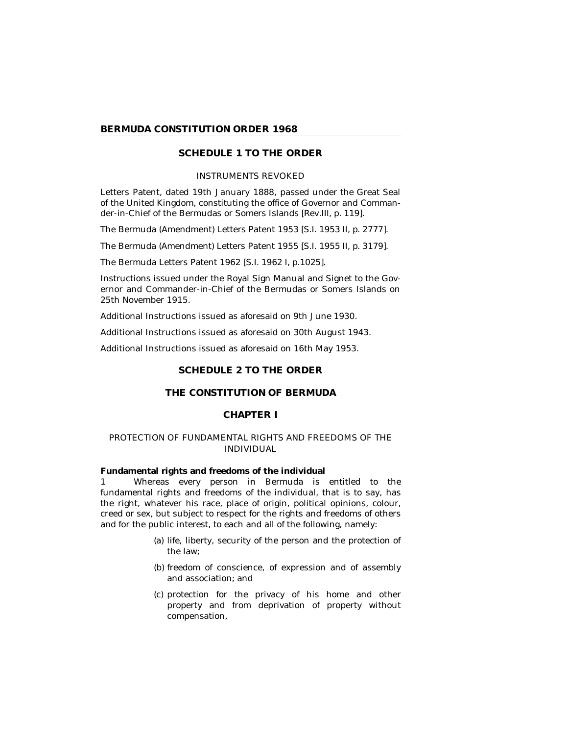# BERMUDA CONSTITUTION ORDER 1968

## SCHEDULE 1 TO THE ORDER

INSTRUMENTS REVOKED

Letters Patent, dated 19th January 1888, passed under the Great Seal of the United Kingdom, constituting the office of Governor and Commander-in-Chief of the Bermudas or Somers Islands [Rev.III, p. 119].

The Bermuda (Amendment) Letters Patent 1953 [S.I. 1953 II, p. 2777].

The Bermuda (Amendment) Letters Patent 1955 [S.I. 1955 II, p. 3179].

The Bermuda Letters Patent 1962 [S.I. 1962 I, p.1025].

Instructions issued under the Royal Sign Manual and Signet to the Governor and Commander-in-Chief of the Bermudas or Somers Islands on 25th November 1915.

Additional Instructions issued as aforesaid on 9th June 1930.

Additional Instructions issued as aforesaid on 30th August 1943.

Additional Instructions issued as aforesaid on 16th May 1953.

## SCHEDULE 2 TO THE ORDER

## THE CONSTITUTION OF BERMUDA

## CHAPTER I

PROTECTION OF FUNDAMENTAL RIGHTS AND FREEDOMS OF THE INDIVIDUAL

**Fundamental rights and freedoms of the individual**

1 Whereas every person in Bermuda is entitled to the fundamental rights and freedoms of the individual, that is to say, has the right, whatever his race, place of origin, political opinions, colour, creed or sex, but subject to respect for the rights and freedoms of others and for the public interest, to each and all of the following, namely:

(a) life, liberty, security of the person and the protection of the law;

(b) freedom of conscience, of expression and of assembly and association; and

(c) protection for the privacy of his home and other property and from deprivation of property without compensation,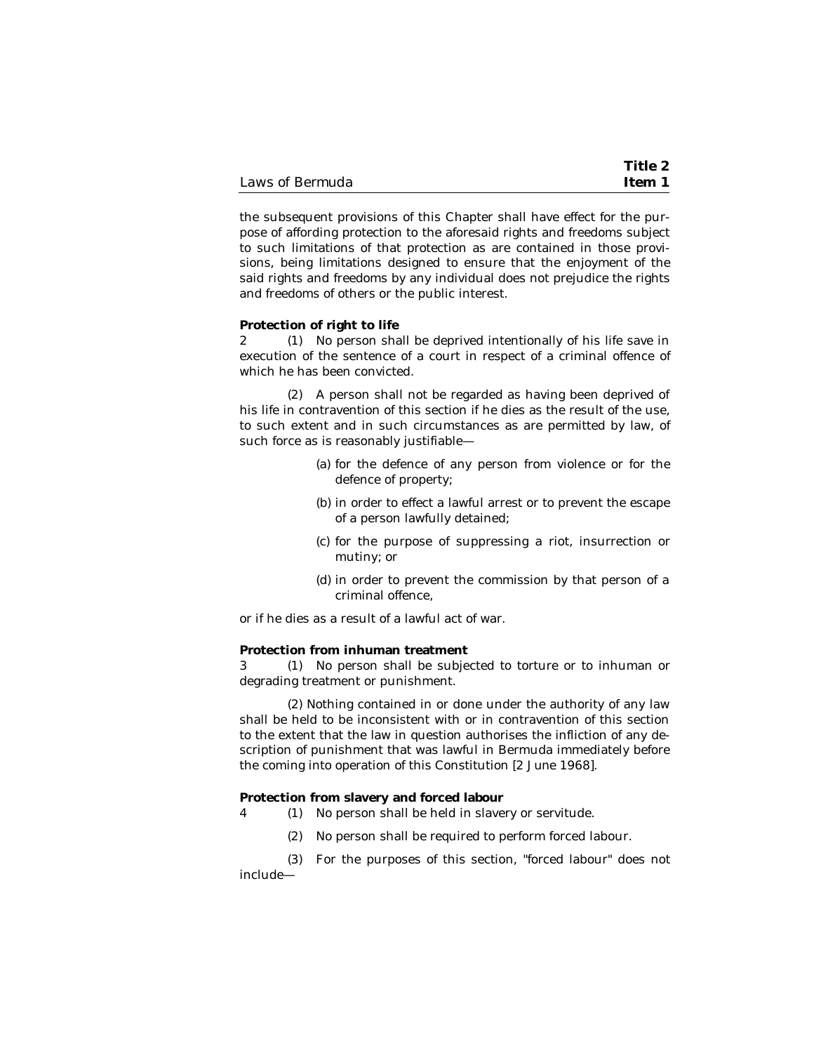the subsequent provisions of this Chapter shall have effect for the purpose of affording protection to the aforesaid rights and freedoms subject to such limitations of that protection as are contained in those provisions, being limitations designed to ensure that the enjoyment of the said rights and freedoms by any individual does not prejudice the rights and freedoms of others or the public interest.

**Protection of right to life**

2 (1) No person shall be deprived intentionally of his life save in execution of the sentence of a court in respect of a criminal offence of which he has been convicted.

(2) A person shall not be regarded as having been deprived of his life in contravention of this section if he dies as the result of the use, to such extent and in such circumstances as are permitted by law, of such force as is reasonably justifiable—

(a) for the defence of any person from violence or for the defence of property;

(b) in order to effect a lawful arrest or to prevent the escape of a person lawfully detained;

(c) for the purpose of suppressing a riot, insurrection or mutiny; or

(d) in order to prevent the commission by that person of a criminal offence,

or if he dies as a result of a lawful act of war.

**Protection from inhuman treatment**

3 (1) No person shall be subjected to torture or to inhuman or degrading treatment or punishment.

(2) Nothing contained in or done under the authority of any law shall be held to be inconsistent with or in contravention of this section to the extent that the law in question authorises the infliction of any description of punishment that was lawful in Bermuda immediately before the coming into operation of this Constitution [2 June 1968].

**Protection from slavery and forced labour**

4 (1) No person shall be held in slavery or servitude.

(2) No person shall be required to perform forced labour.

(3) For the purposes of this section, "forced labour" does not include—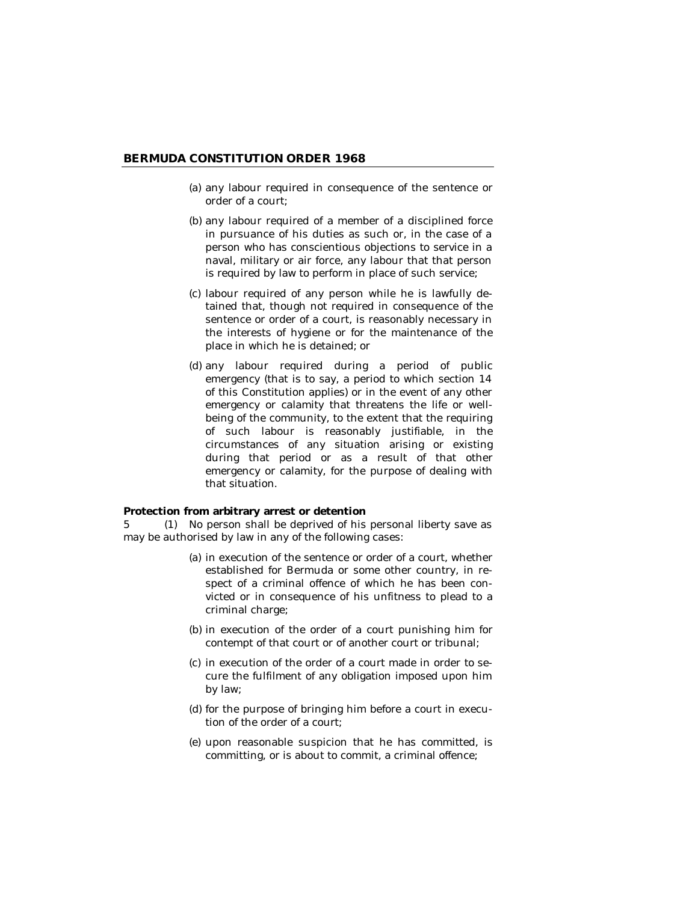(a) any labour required in consequence of the sentence or order of a court;

(b) any labour required of a member of a disciplined force in pursuance of his duties as such or, in the case of a person who has conscientious objections to service in a naval, military or air force, any labour that that person is required by law to perform in place of such service;

(c) labour required of any person while he is lawfully detained that, though not required in consequence of the sentence or order of a court, is reasonably necessary in the interests of hygiene or for the maintenance of the place in which he is detained; or

(d) any labour required during a period of public emergency (that is to say, a period to which section 14 of this Constitution applies) or in the event of any other emergency or calamity that threatens the life or well-being of the community, to the extent that the requiring of such labour is reasonably justifiable, in the circumstances of any situation arising or existing during that period or as a result of that other emergency or calamity, for the purpose of dealing with that situation.

**Protection from arbitrary arrest or detention**

5 (1) No person shall be deprived of his personal liberty save as may be authorised by law in any of the following cases:

(a) in execution of the sentence or order of a court, whether established for Bermuda or some other country, in respect of a criminal offence of which he has been convicted or in consequence of his unfitness to plead to a criminal charge;

(b) in execution of the order of a court punishing him for contempt of that court or of another court or tribunal;

(c) in execution of the order of a court made in order to secure the fulfilment of any obligation imposed upon him by law;

(d) for the purpose of bringing him before a court in execution of the order of a court;

(e) upon reasonable suspicion that he has committed, is committing, or is about to commit, a criminal offence;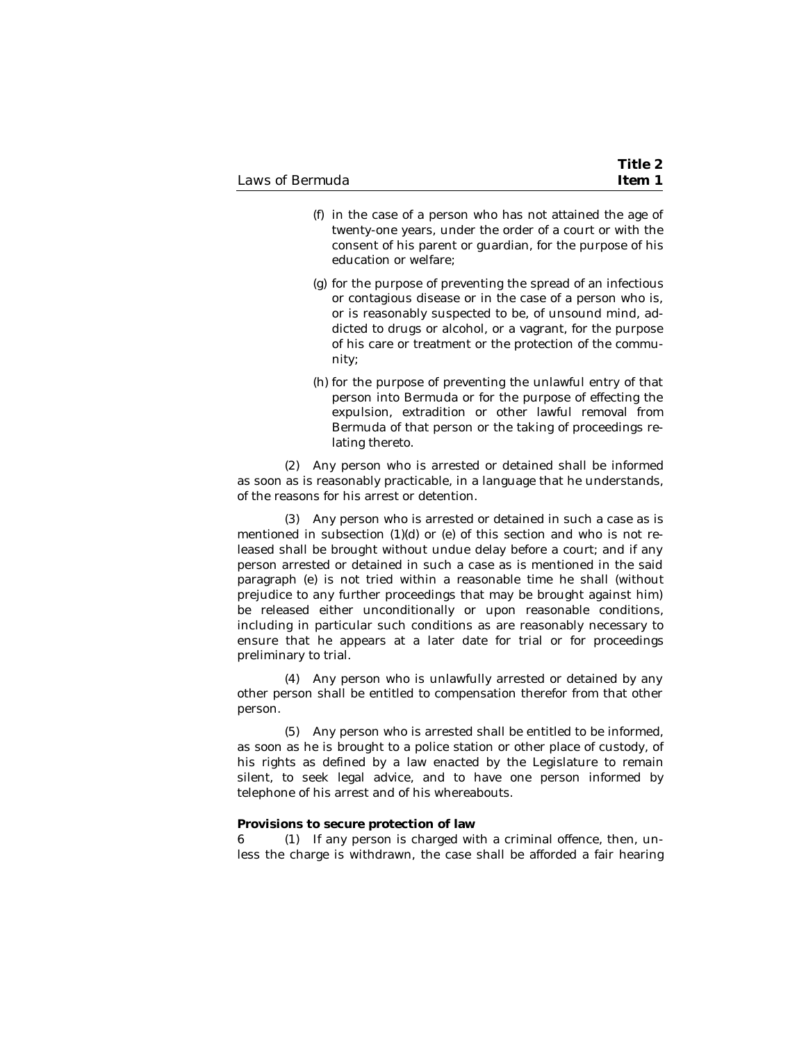(f) in the case of a person who has not attained the age of twenty-one years, under the order of a court or with the consent of his parent or guardian, for the purpose of his education or welfare;

(g) for the purpose of preventing the spread of an infectious or contagious disease or in the case of a person who is, or is reasonably suspected to be, of unsound mind, addicted to drugs or alcohol, or a vagrant, for the purpose of his care or treatment or the protection of the community;

(h) for the purpose of preventing the unlawful entry of that person into Bermuda or for the purpose of effecting the expulsion, extradition or other lawful removal from Bermuda of that person or the taking of proceedings relating thereto.

(2) Any person who is arrested or detained shall be informed as soon as is reasonably practicable, in a language that he understands, of the reasons for his arrest or detention.

(3) Any person who is arrested or detained in such a case as is mentioned in subsection (1)(d) or (e) of this section and who is not released shall be brought without undue delay before a court; and if any person arrested or detained in such a case as is mentioned in the said paragraph (e) is not tried within a reasonable time he shall (without prejudice to any further proceedings that may be brought against him) be released either unconditionally or upon reasonable conditions, including in particular such conditions as are reasonably necessary to ensure that he appears at a later date for trial or for proceedings preliminary to trial.

(4) Any person who is unlawfully arrested or detained by any other person shall be entitled to compensation therefor from that other person.

(5) Any person who is arrested shall be entitled to be informed, as soon as he is brought to a police station or other place of custody, of his rights as defined by a law enacted by the Legislature to remain silent, to seek legal advice, and to have one person informed by telephone of his arrest and of his whereabouts.

**Provisions to secure protection of law**

6 (1) If any person is charged with a criminal offence, then, unless the charge is withdrawn, the case shall be afforded a fair hearing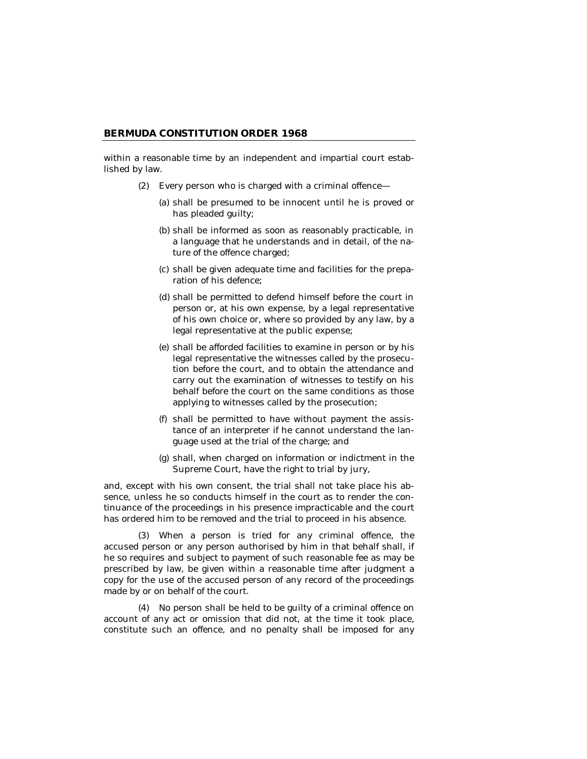within a reasonable time by an independent and impartial court established by law.

(2) Every person who is charged with a criminal offence—

(a) shall be presumed to be innocent until he is proved or has pleaded guilty;

(b) shall be informed as soon as reasonably practicable, in a language that he understands and in detail, of the nature of the offence charged;

(c) shall be given adequate time and facilities for the preparation of his defence;

(d) shall be permitted to defend himself before the court in person or, at his own expense, by a legal representative of his own choice or, where so provided by any law, by a legal representative at the public expense;

(e) shall be afforded facilities to examine in person or by his legal representative the witnesses called by the prosecution before the court, and to obtain the attendance and carry out the examination of witnesses to testify on his behalf before the court on the same conditions as those applying to witnesses called by the prosecution;

(f) shall be permitted to have without payment the assistance of an interpreter if he cannot understand the language used at the trial of the charge; and

(g) shall, when charged on information or indictment in the Supreme Court, have the right to trial by jury,

and, except with his own consent, the trial shall not take place his absence, unless he so conducts himself in the court as to render the continuance of the proceedings in his presence impracticable and the court has ordered him to be removed and the trial to proceed in his absence.

(3) When a person is tried for any criminal offence, the accused person or any person authorised by him in that behalf shall, if he so requires and subject to payment of such reasonable fee as may be prescribed by law, be given within a reasonable time after judgment a copy for the use of the accused person of any record of the proceedings made by or on behalf of the court.

(4) No person shall be held to be guilty of a criminal offence on account of any act or omission that did not, at the time it took place, constitute such an offence, and no penalty shall be imposed for any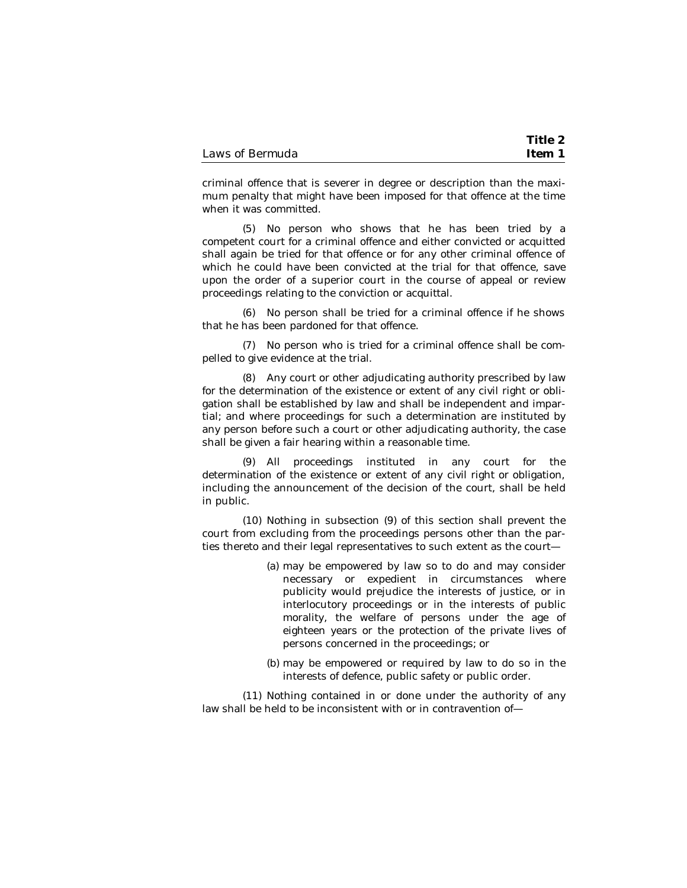criminal offence that is severer in degree or description than the maximum penalty that might have been imposed for that offence at the time when it was committed.

(5) No person who shows that he has been tried by a competent court for a criminal offence and either convicted or acquitted shall again be tried for that offence or for any other criminal offence of which he could have been convicted at the trial for that offence, save upon the order of a superior court in the course of appeal or review proceedings relating to the conviction or acquittal.

(6) No person shall be tried for a criminal offence if he shows that he has been pardoned for that offence.

(7) No person who is tried for a criminal offence shall be compelled to give evidence at the trial.

(8) Any court or other adjudicating authority prescribed by law for the determination of the existence or extent of any civil right or obligation shall be established by law and shall be independent and impartial; and where proceedings for such a determination are instituted by any person before such a court or other adjudicating authority, the case shall be given a fair hearing within a reasonable time.

(9) All proceedings instituted in any court for the determination of the existence or extent of any civil right or obligation, including the announcement of the decision of the court, shall be held in public.

(10) Nothing in subsection (9) of this section shall prevent the court from excluding from the proceedings persons other than the parties thereto and their legal representatives to such extent as the court—

(a) may be empowered by law so to do and may consider necessary or expedient in circumstances where publicity would prejudice the interests of justice, or in interlocutory proceedings or in the interests of public morality, the welfare of persons under the age of eighteen years or the protection of the private lives of persons concerned in the proceedings; or

(b) may be empowered or required by law to do so in the interests of defence, public safety or public order.

(11) Nothing contained in or done under the authority of any law shall be held to be inconsistent with or in contravention of—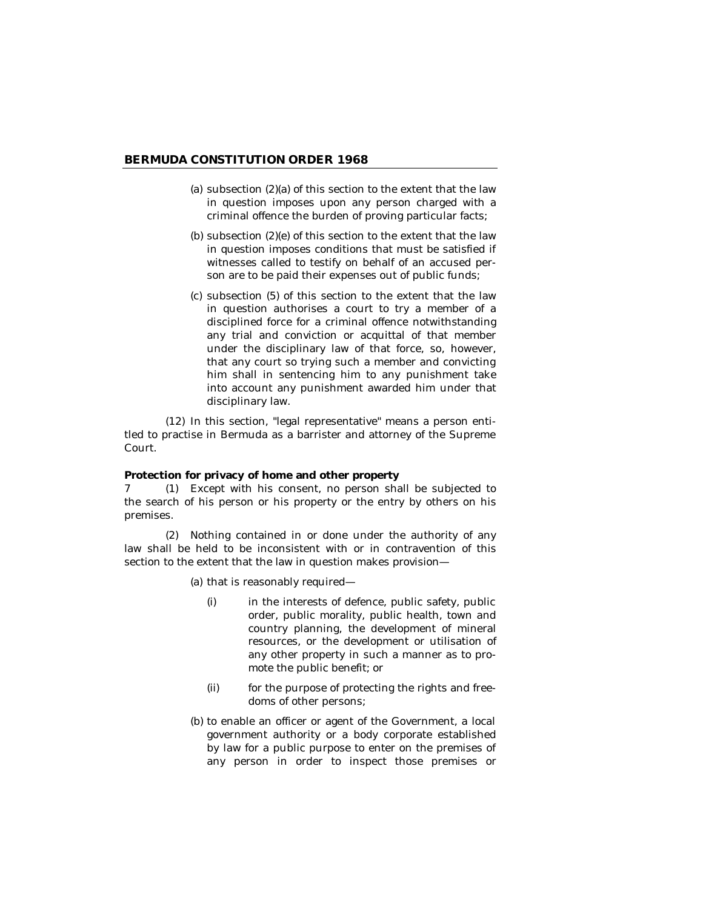(a) subsection (2)(a) of this section to the extent that the law in question imposes upon any person charged with a criminal offence the burden of proving particular facts;

(b) subsection (2)(e) of this section to the extent that the law in question imposes conditions that must be satisfied if witnesses called to testify on behalf of an accused person are to be paid their expenses out of public funds;

(c) subsection (5) of this section to the extent that the law in question authorises a court to try a member of a disciplined force for a criminal offence notwithstanding any trial and conviction or acquittal of that member under the disciplinary law of that force, so, however, that any court so trying such a member and convicting him shall in sentencing him to any punishment take into account any punishment awarded him under that disciplinary law.

(12) In this section, "legal representative" means a person entitled to practise in Bermuda as a barrister and attorney of the Supreme Court.

**Protection for privacy of home and other property**

7 (1) Except with his consent, no person shall be subjected to the search of his person or his property or the entry by others on his premises.

(2) Nothing contained in or done under the authority of any law shall be held to be inconsistent with or in contravention of this section to the extent that the law in question makes provision—

(a) that is reasonably required—

(i) in the interests of defence, public safety, public order, public morality, public health, town and country planning, the development of mineral resources, or the development or utilisation of any other property in such a manner as to promote the public benefit; or

(ii) for the purpose of protecting the rights and freedoms of other persons;

(b) to enable an officer or agent of the Government, a local government authority or a body corporate established by law for a public purpose to enter on the premises of any person in order to inspect those premises or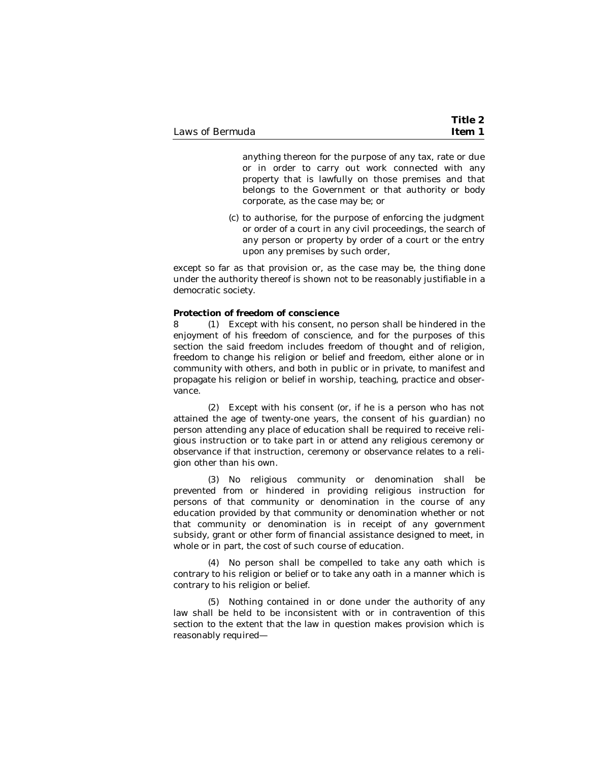anything thereon for the purpose of any tax, rate or due or in order to carry out work connected with any property that is lawfully on those premises and that belongs to the Government or that authority or body corporate, as the case may be; or

(c) to authorise, for the purpose of enforcing the judgment or order of a court in any civil proceedings, the search of any person or property by order of a court or the entry upon any premises by such order,

except so far as that provision or, as the case may be, the thing done under the authority thereof is shown not to be reasonably justifiable in a democratic society.

**Protection of freedom of conscience**

8 (1) Except with his consent, no person shall be hindered in the enjoyment of his freedom of conscience, and for the purposes of this section the said freedom includes freedom of thought and of religion, freedom to change his religion or belief and freedom, either alone or in community with others, and both in public or in private, to manifest and propagate his religion or belief in worship, teaching, practice and observance.

(2) Except with his consent (or, if he is a person who has not attained the age of twenty-one years, the consent of his guardian) no person attending any place of education shall be required to receive religious instruction or to take part in or attend any religious ceremony or observance if that instruction, ceremony or observance relates to a religion other than his own.

(3) No religious community or denomination shall be prevented from or hindered in providing religious instruction for persons of that community or denomination in the course of any education provided by that community or denomination whether or not that community or denomination is in receipt of any government subsidy, grant or other form of financial assistance designed to meet, in whole or in part, the cost of such course of education.

(4) No person shall be compelled to take any oath which is contrary to his religion or belief or to take any oath in a manner which is contrary to his religion or belief.

(5) Nothing contained in or done under the authority of any law shall be held to be inconsistent with or in contravention of this section to the extent that the law in question makes provision which is reasonably required—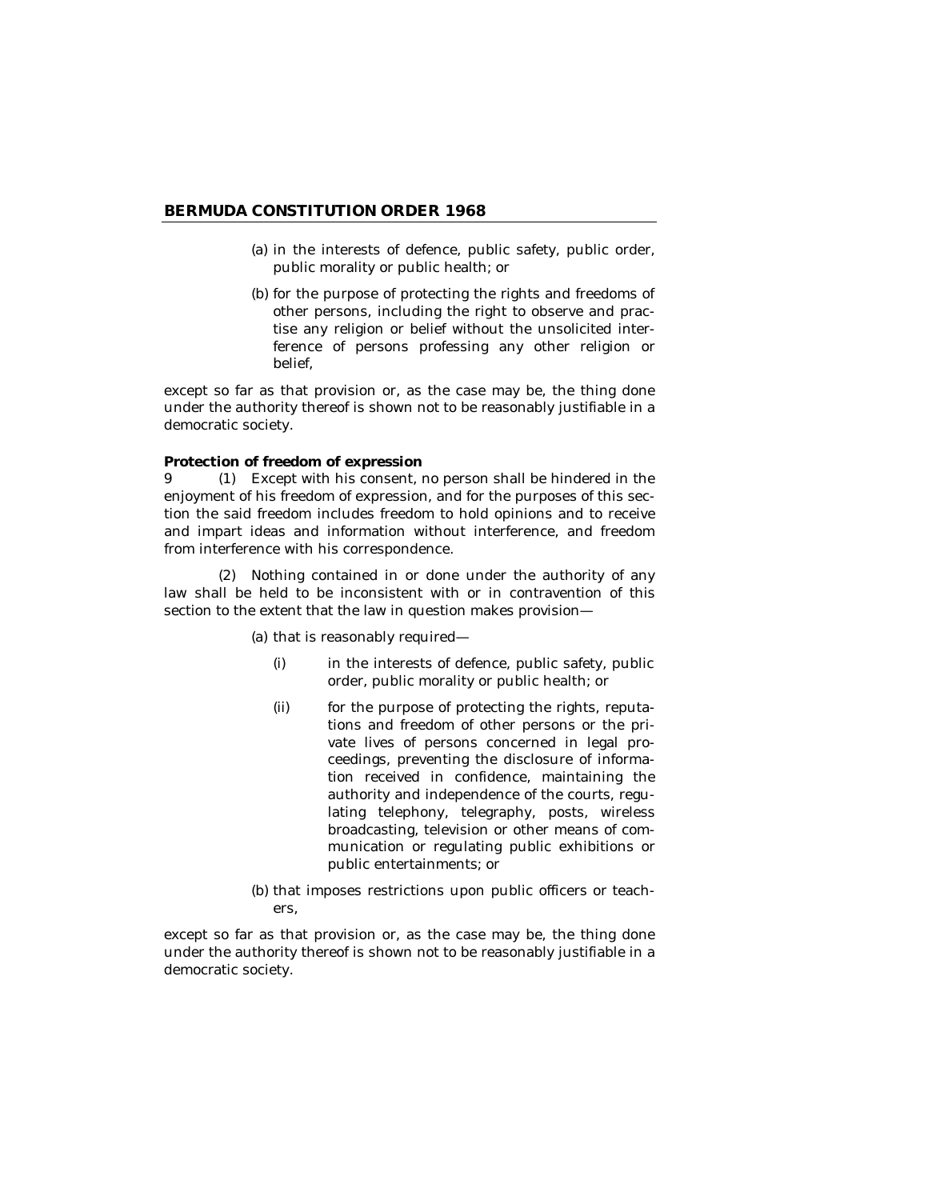(a) in the interests of defence, public safety, public order, public morality or public health; or

(b) for the purpose of protecting the rights and freedoms of other persons, including the right to observe and practise any religion or belief without the unsolicited interference of persons professing any other religion or belief,

except so far as that provision or, as the case may be, the thing done under the authority thereof is shown not to be reasonably justifiable in a democratic society.

**Protection of freedom of expression**

9 (1) Except with his consent, no person shall be hindered in the enjoyment of his freedom of expression, and for the purposes of this section the said freedom includes freedom to hold opinions and to receive and impart ideas and information without interference, and freedom from interference with his correspondence.

(2) Nothing contained in or done under the authority of any law shall be held to be inconsistent with or in contravention of this section to the extent that the law in question makes provision—

(a) that is reasonably required—

(i) in the interests of defence, public safety, public order, public morality or public health; or

(ii) for the purpose of protecting the rights, reputations and freedom of other persons or the private lives of persons concerned in legal proceedings, preventing the disclosure of information received in confidence, maintaining the authority and independence of the courts, regulating telephony, telegraphy, posts, wireless broadcasting, television or other means of communication or regulating public exhibitions or public entertainments; or

(b) that imposes restrictions upon public officers or teachers,

except so far as that provision or, as the case may be, the thing done under the authority thereof is shown not to be reasonably justifiable in a democratic society.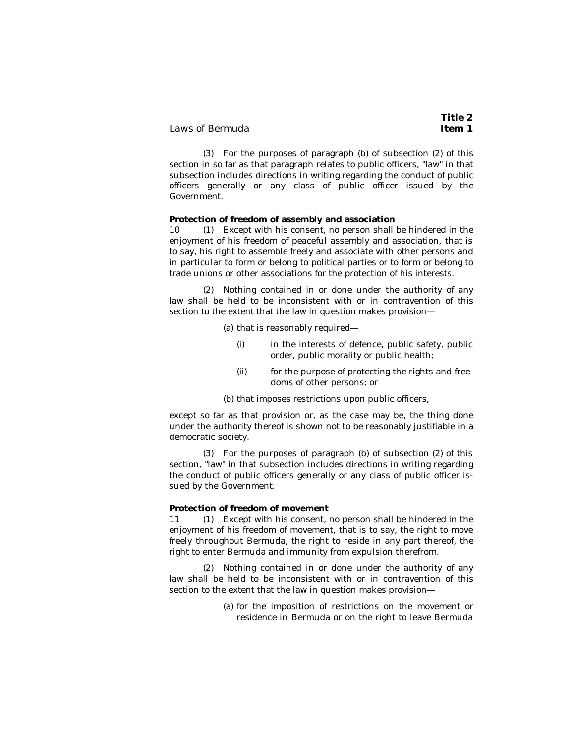(3) For the purposes of paragraph (b) of subsection (2) of this section in so far as that paragraph relates to public officers, "law" in that subsection includes directions in writing regarding the conduct of public officers generally or any class of public officer issued by the Government.

**Protection of freedom of assembly and association**

10 (1) Except with his consent, no person shall be hindered in the enjoyment of his freedom of peaceful assembly and association, that is to say, his right to assemble freely and associate with other persons and in particular to form or belong to political parties or to form or belong to trade unions or other associations for the protection of his interests.

(2) Nothing contained in or done under the authority of any law shall be held to be inconsistent with or in contravention of this section to the extent that the law in question makes provision—

(a) that is reasonably required—

(i) in the interests of defence, public safety, public order, public morality or public health;

(ii) for the purpose of protecting the rights and freedoms of other persons; or

(b) that imposes restrictions upon public officers,

except so far as that provision or, as the case may be, the thing done under the authority thereof is shown not to be reasonably justifiable in a democratic society.

(3) For the purposes of paragraph (b) of subsection (2) of this section, "law" in that subsection includes directions in writing regarding the conduct of public officers generally or any class of public officer issued by the Government.

**Protection of freedom of movement**

11 (1) Except with his consent, no person shall be hindered in the enjoyment of his freedom of movement, that is to say, the right to move freely throughout Bermuda, the right to reside in any part thereof, the right to enter Bermuda and immunity from expulsion therefrom.

(2) Nothing contained in or done under the authority of any law shall be held to be inconsistent with or in contravention of this section to the extent that the law in question makes provision—

(a) for the imposition of restrictions on the movement or residence in Bermuda or on the right to leave Bermuda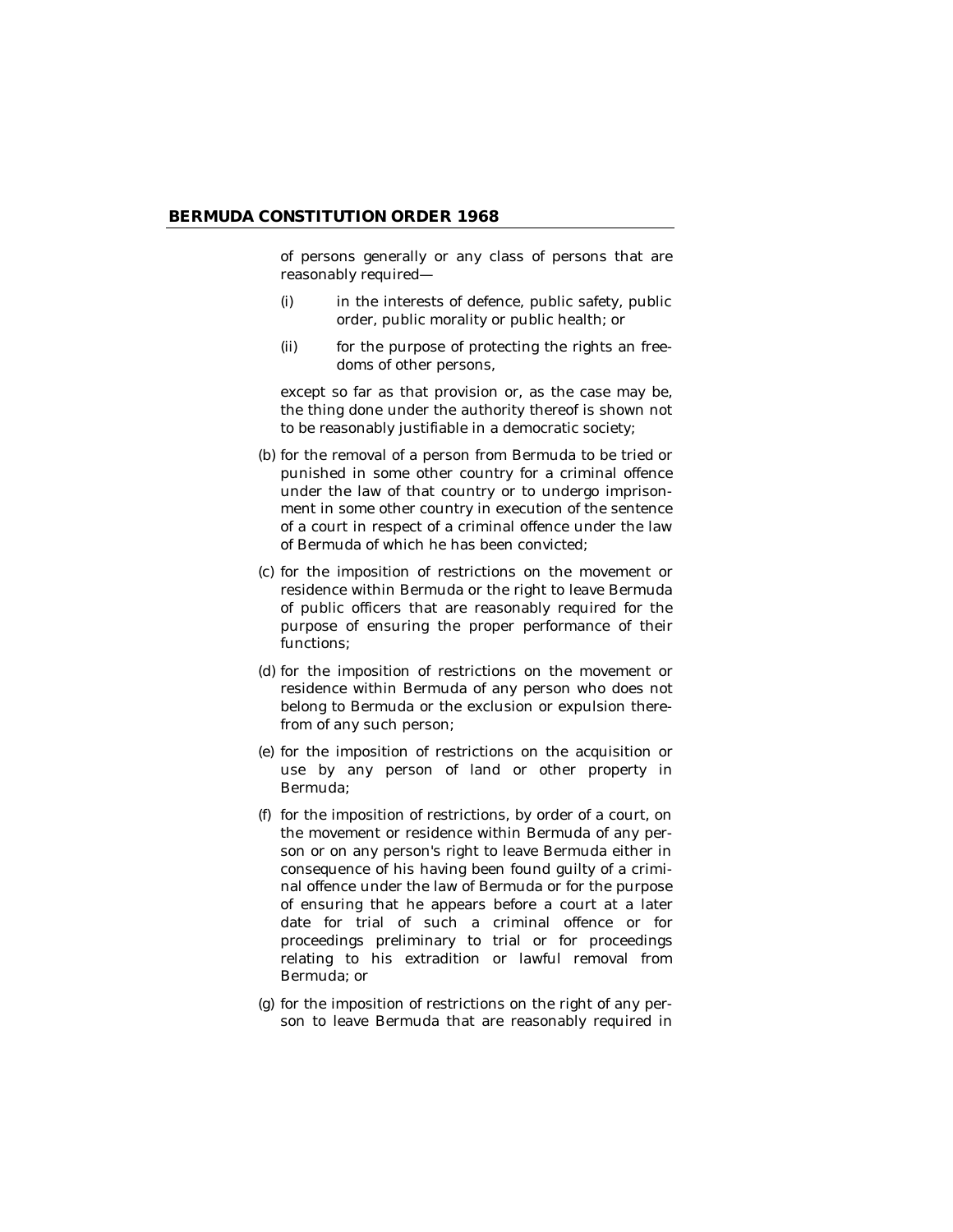of persons generally or any class of persons that are reasonably required—

(i) in the interests of defence, public safety, public order, public morality or public health; or

(ii) for the purpose of protecting the rights an freedoms of other persons,

except so far as that provision or, as the case may be, the thing done under the authority thereof is shown not to be reasonably justifiable in a democratic society;

(b) for the removal of a person from Bermuda to be tried or punished in some other country for a criminal offence under the law of that country or to undergo imprisonment in some other country in execution of the sentence of a court in respect of a criminal offence under the law of Bermuda of which he has been convicted;

(c) for the imposition of restrictions on the movement or residence within Bermuda or the right to leave Bermuda of public officers that are reasonably required for the purpose of ensuring the proper performance of their functions;

(d) for the imposition of restrictions on the movement or residence within Bermuda of any person who does not belong to Bermuda or the exclusion or expulsion therefrom of any such person;

(e) for the imposition of restrictions on the acquisition or use by any person of land or other property in Bermuda;

(f) for the imposition of restrictions, by order of a court, on the movement or residence within Bermuda of any person or on any person's right to leave Bermuda either in consequence of his having been found guilty of a criminal offence under the law of Bermuda or for the purpose of ensuring that he appears before a court at a later date for trial of such a criminal offence or for proceedings preliminary to trial or for proceedings relating to his extradition or lawful removal from Bermuda; or

(g) for the imposition of restrictions on the right of any person to leave Bermuda that are reasonably required in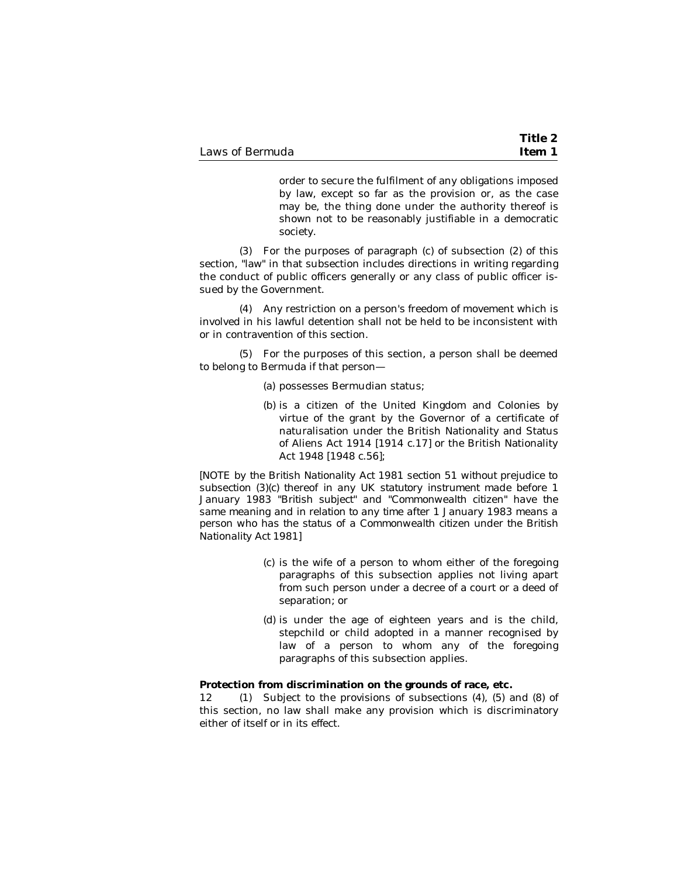order to secure the fulfilment of any obligations imposed by law, except so far as the provision or, as the case may be, the thing done under the authority thereof is shown not to be reasonably justifiable in a democratic society.

(3) For the purposes of paragraph (c) of subsection (2) of this section, "law" in that subsection includes directions in writing regarding the conduct of public officers generally or any class of public officer issued by the Government.

(4) Any restriction on a person's freedom of movement which is involved in his lawful detention shall not be held to be inconsistent with or in contravention of this section.

(5) For the purposes of this section, a person shall be deemed to belong to Bermuda if that person—

(a) possesses Bermudian status;

(b) is a citizen of the United Kingdom and Colonies by virtue of the grant by the Governor of a certificate of naturalisation under the British Nationality and Status of Aliens Act 1914 [1914 c.17] or the British Nationality Act 1948 [1948 c.56];

[NOTE by the British Nationality Act 1981 section 51 without prejudice to subsection (3)(c) thereof in any UK statutory instrument made before 1 January 1983 "British subject" and "Commonwealth citizen" have the same meaning and in relation to any time after 1 January 1983 means a person who has the status of a Commonwealth citizen under the British Nationality Act 1981]

(c) is the wife of a person to whom either of the foregoing paragraphs of this subsection applies not living apart from such person under a decree of a court or a deed of separation; or

(d) is under the age of eighteen years and is the child, stepchild or child adopted in a manner recognised by law of a person to whom any of the foregoing paragraphs of this subsection applies.

**Protection from discrimination on the grounds of race, etc.**

12 (1) Subject to the provisions of subsections (4), (5) and (8) of this section, no law shall make any provision which is discriminatory either of itself or in its effect.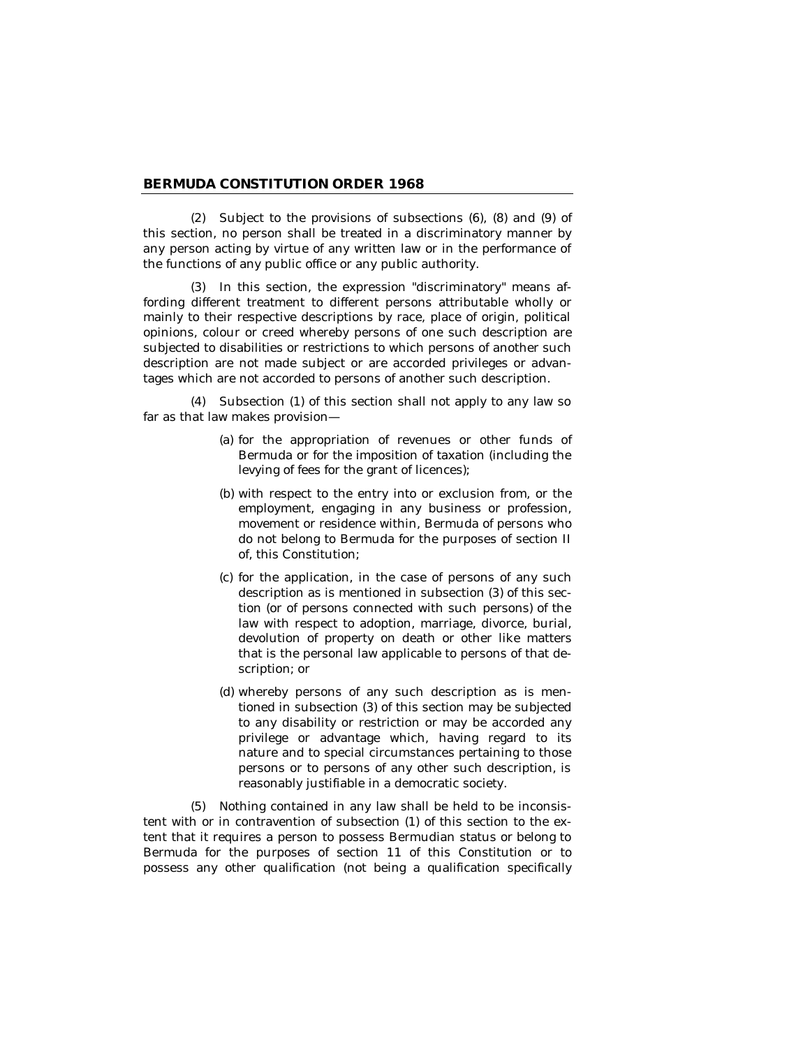(2) Subject to the provisions of subsections (6), (8) and (9) of this section, no person shall be treated in a discriminatory manner by any person acting by virtue of any written law or in the performance of the functions of any public office or any public authority.

(3) In this section, the expression "discriminatory" means affording different treatment to different persons attributable wholly or mainly to their respective descriptions by race, place of origin, political opinions, colour or creed whereby persons of one such description are subjected to disabilities or restrictions to which persons of another such description are not made subject or are accorded privileges or advantages which are not accorded to persons of another such description.

(4) Subsection (1) of this section shall not apply to any law so far as that law makes provision—

(a) for the appropriation of revenues or other funds of Bermuda or for the imposition of taxation (including the levying of fees for the grant of licences);

(b) with respect to the entry into or exclusion from, or the employment, engaging in any business or profession, movement or residence within, Bermuda of persons who do not belong to Bermuda for the purposes of section II of, this Constitution;

(c) for the application, in the case of persons of any such description as is mentioned in subsection (3) of this section (or of persons connected with such persons) of the law with respect to adoption, marriage, divorce, burial, devolution of property on death or other like matters that is the personal law applicable to persons of that description; or

(d) whereby persons of any such description as is mentioned in subsection (3) of this section may be subjected to any disability or restriction or may be accorded any privilege or advantage which, having regard to its nature and to special circumstances pertaining to those persons or to persons of any other such description, is reasonably justifiable in a democratic society.

(5) Nothing contained in any law shall be held to be inconsistent with or in contravention of subsection (1) of this section to the extent that it requires a person to possess Bermudian status or belong to Bermuda for the purposes of section 11 of this Constitution or to possess any other qualification (not being a qualification specifically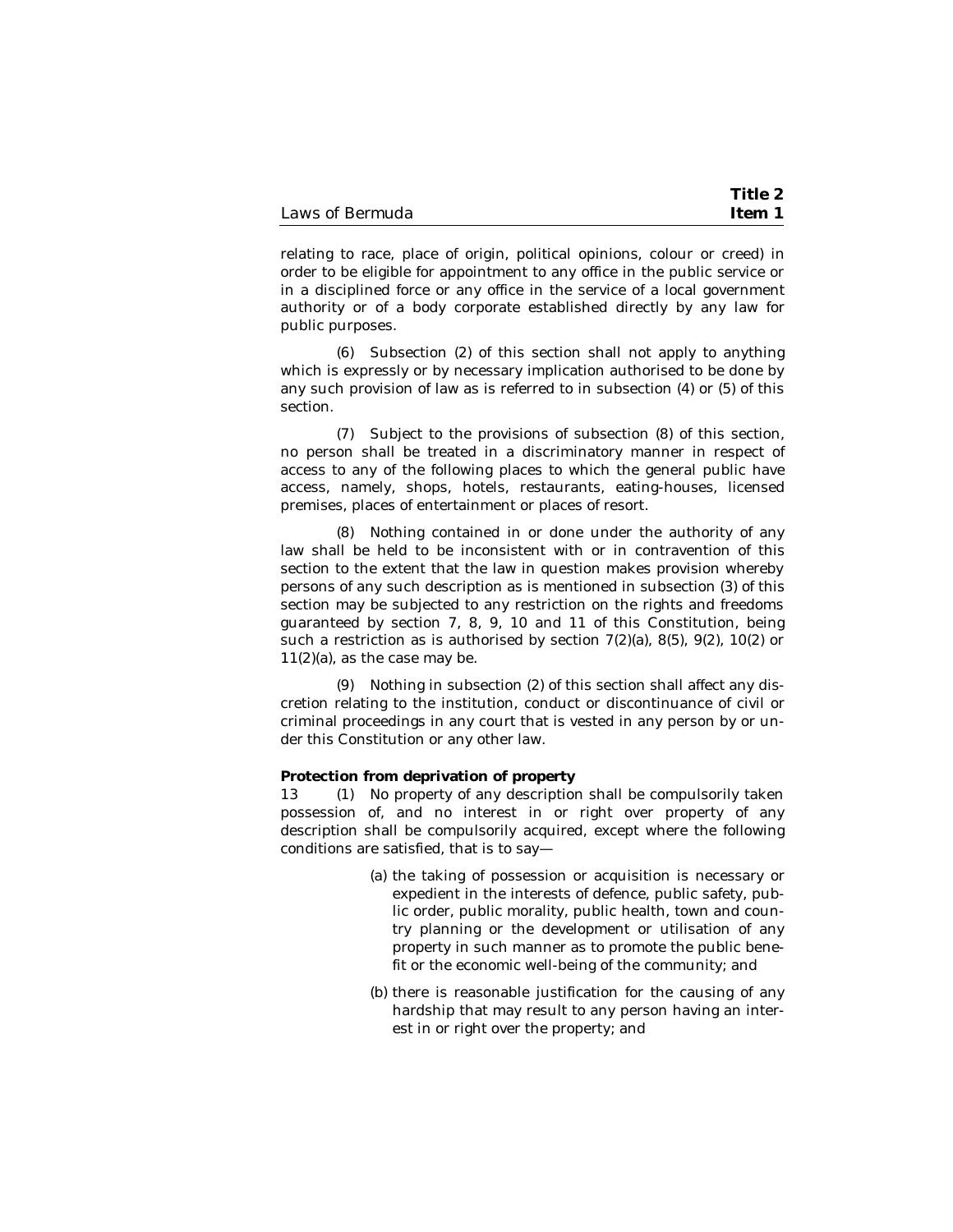relating to race, place of origin, political opinions, colour or creed) in order to be eligible for appointment to any office in the public service or in a disciplined force or any office in the service of a local government authority or of a body corporate established directly by any law for public purposes.

(6) Subsection (2) of this section shall not apply to anything which is expressly or by necessary implication authorised to be done by any such provision of law as is referred to in subsection (4) or (5) of this section.

(7) Subject to the provisions of subsection (8) of this section, no person shall be treated in a discriminatory manner in respect of access to any of the following places to which the general public have access, namely, shops, hotels, restaurants, eating-houses, licensed premises, places of entertainment or places of resort.

(8) Nothing contained in or done under the authority of any law shall be held to be inconsistent with or in contravention of this section to the extent that the law in question makes provision whereby persons of any such description as is mentioned in subsection (3) of this section may be subjected to any restriction on the rights and freedoms guaranteed by section 7, 8, 9, 10 and 11 of this Constitution, being such a restriction as is authorised by section 7(2)(a), 8(5), 9(2), 10(2) or 11(2)(a), as the case may be.

(9) Nothing in subsection (2) of this section shall affect any discretion relating to the institution, conduct or discontinuance of civil or criminal proceedings in any court that is vested in any person by or under this Constitution or any other law.

**Protection from deprivation of property**

13 (1) No property of any description shall be compulsorily taken possession of, and no interest in or right over property of any description shall be compulsorily acquired, except where the following conditions are satisfied, that is to say—

(a) the taking of possession or acquisition is necessary or expedient in the interests of defence, public safety, public order, public morality, public health, town and country planning or the development or utilisation of any property in such manner as to promote the public benefit or the economic well-being of the community; and

(b) there is reasonable justification for the causing of any hardship that may result to any person having an interest in or right over the property; and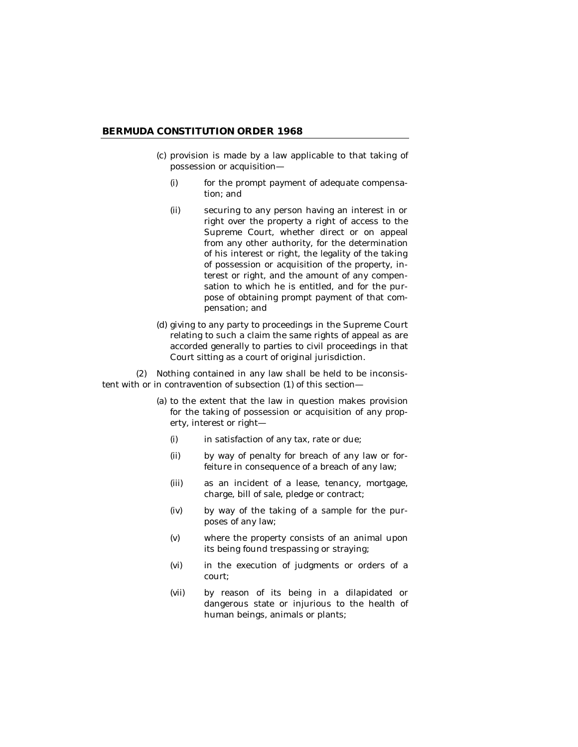(c) provision is made by a law applicable to that taking of possession or acquisition—

   (i) for the prompt payment of adequate compensation; and

   (ii) securing to any person having an interest in or right over the property a right of access to the Supreme Court, whether direct or on appeal from any other authority, for the determination of his interest or right, the legality of the taking of possession or acquisition of the property, interest or right, and the amount of any compensation to which he is entitled, and for the purpose of obtaining prompt payment of that compensation; and

(d) giving to any party to proceedings in the Supreme Court relating to such a claim the same rights of appeal as are accorded generally to parties to civil proceedings in that Court sitting as a court of original jurisdiction.

(2) Nothing contained in any law shall be held to be inconsistent with or in contravention of subsection (1) of this section—

(a) to the extent that the law in question makes provision for the taking of possession or acquisition of any property, interest or right—

   (i) in satisfaction of any tax, rate or due;

   (ii) by way of penalty for breach of any law or forfeiture in consequence of a breach of any law;

   (iii) as an incident of a lease, tenancy, mortgage, charge, bill of sale, pledge or contract;

   (iv) by way of the taking of a sample for the purposes of any law;

   (v) where the property consists of an animal upon its being found trespassing or straying;

   (vi) in the execution of judgments or orders of a court;

   (vii) by reason of its being in a dilapidated or dangerous state or injurious to the health of human beings, animals or plants;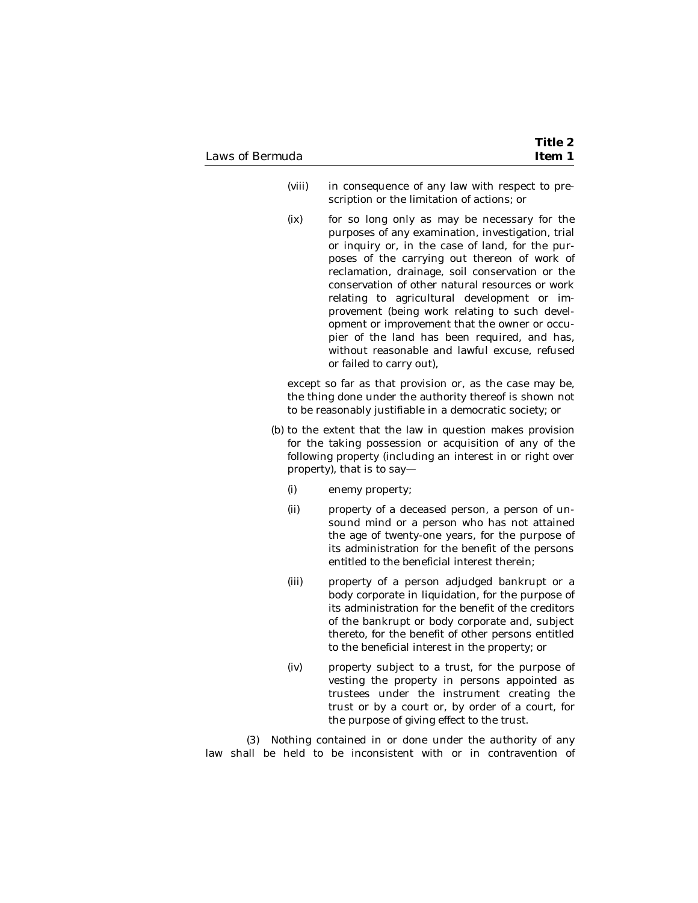(viii) in consequence of any law with respect to prescription or the limitation of actions; or

(ix) for so long only as may be necessary for the purposes of any examination, investigation, trial or inquiry or, in the case of land, for the purposes of the carrying out thereon of work of reclamation, drainage, soil conservation or the conservation of other natural resources or work relating to agricultural development or improvement (being work relating to such development or improvement that the owner or occupier of the land has been required, and has, without reasonable and lawful excuse, refused or failed to carry out),

except so far as that provision or, as the case may be, the thing done under the authority thereof is shown not to be reasonably justifiable in a democratic society; or

(b) to the extent that the law in question makes provision for the taking possession or acquisition of any of the following property (including an interest in or right over property), that is to say—

(i) enemy property;

(ii) property of a deceased person, a person of unsound mind or a person who has not attained the age of twenty-one years, for the purpose of its administration for the benefit of the persons entitled to the beneficial interest therein;

(iii) property of a person adjudged bankrupt or a body corporate in liquidation, for the purpose of its administration for the benefit of the creditors of the bankrupt or body corporate and, subject thereto, for the benefit of other persons entitled to the beneficial interest in the property; or

(iv) property subject to a trust, for the purpose of vesting the property in persons appointed as trustees under the instrument creating the trust or by a court or, by order of a court, for the purpose of giving effect to the trust.

(3) Nothing contained in or done under the authority of any law shall be held to be inconsistent with or in contravention of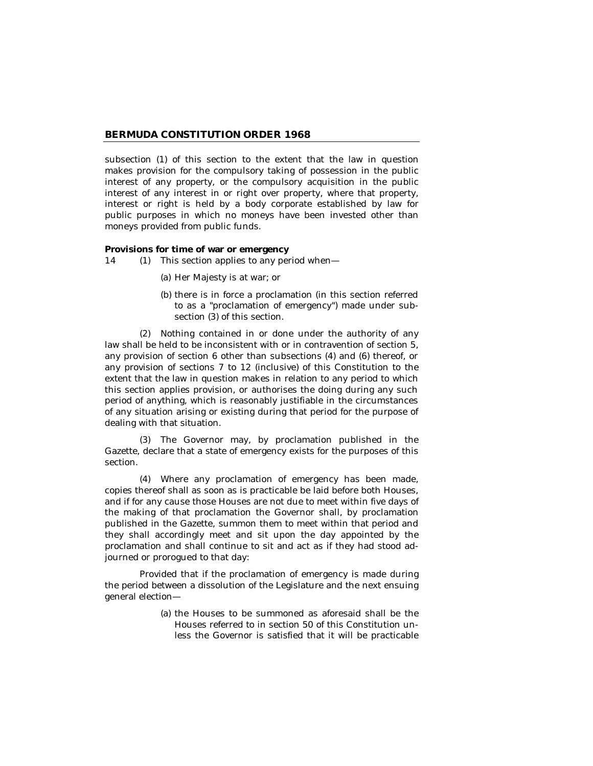subsection (1) of this section to the extent that the law in question makes provision for the compulsory taking of possession in the public interest of any property, or the compulsory acquisition in the public interest of any interest in or right over property, where that property, interest or right is held by a body corporate established by law for public purposes in which no moneys have been invested other than moneys provided from public funds.

**Provisions for time of war or emergency**

14 (1) This section applies to any period when—

(a) Her Majesty is at war; or

(b) there is in force a proclamation (in this section referred to as a "proclamation of emergency") made under subsection (3) of this section.

(2) Nothing contained in or done under the authority of any law shall be held to be inconsistent with or in contravention of section 5, any provision of section 6 other than subsections (4) and (6) thereof, or any provision of sections 7 to 12 (inclusive) of this Constitution to the extent that the law in question makes in relation to any period to which this section applies provision, or authorises the doing during any such period of anything, which is reasonably justifiable in the circumstances of any situation arising or existing during that period for the purpose of dealing with that situation.

(3) The Governor may, by proclamation published in the Gazette, declare that a state of emergency exists for the purposes of this section.

(4) Where any proclamation of emergency has been made, copies thereof shall as soon as is practicable be laid before both Houses, and if for any cause those Houses are not due to meet within five days of the making of that proclamation the Governor shall, by proclamation published in the Gazette, summon them to meet within that period and they shall accordingly meet and sit upon the day appointed by the proclamation and shall continue to sit and act as if they had stood adjourned or prorogued to that day:

Provided that if the proclamation of emergency is made during the period between a dissolution of the Legislature and the next ensuing general election—

(a) the Houses to be summoned as aforesaid shall be the Houses referred to in section 50 of this Constitution unless the Governor is satisfied that it will be practicable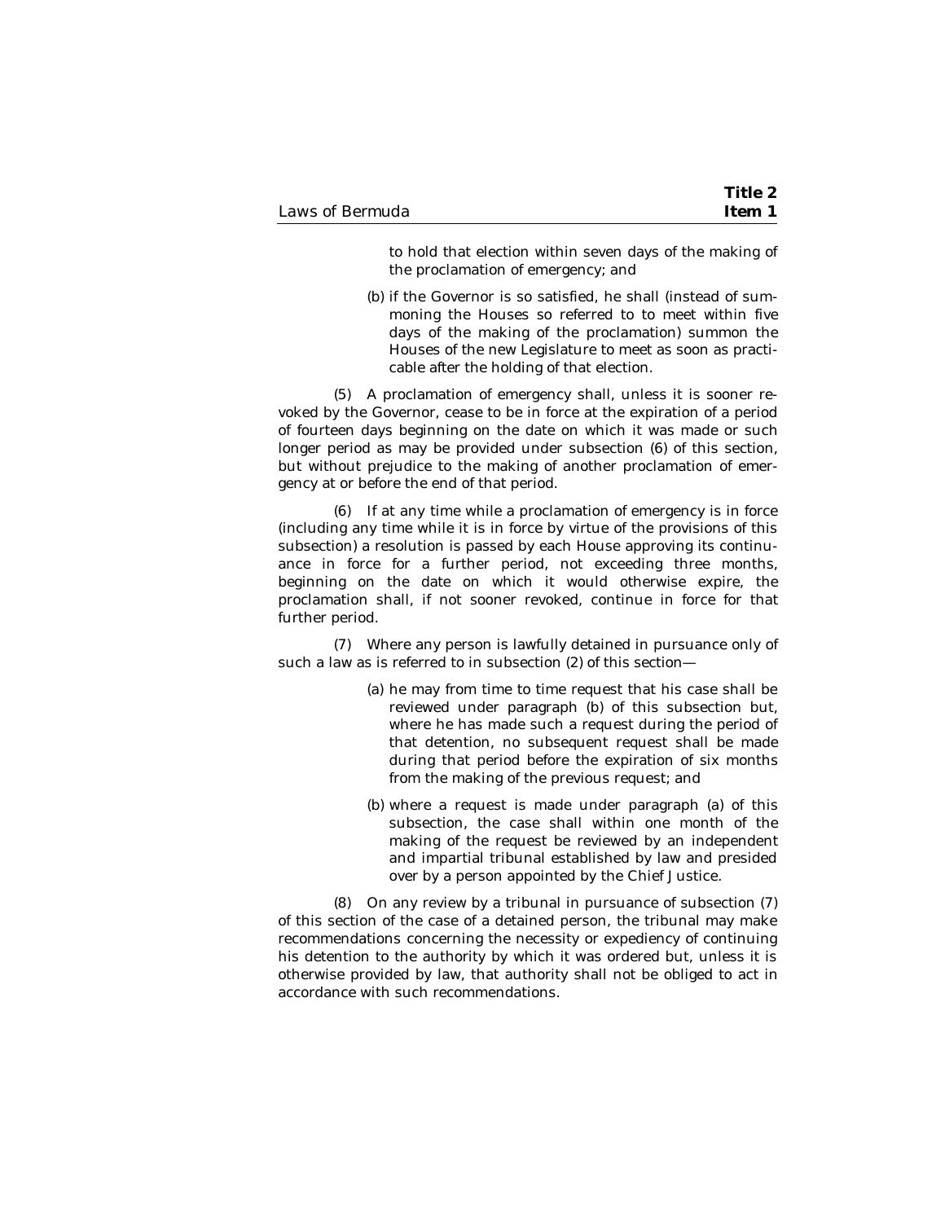to hold that election within seven days of the making of the proclamation of emergency; and

(b) if the Governor is so satisfied, he shall (instead of summoning the Houses so referred to to meet within five days of the making of the proclamation) summon the Houses of the new Legislature to meet as soon as practicable after the holding of that election.

(5) A proclamation of emergency shall, unless it is sooner revoked by the Governor, cease to be in force at the expiration of a period of fourteen days beginning on the date on which it was made or such longer period as may be provided under subsection (6) of this section, but without prejudice to the making of another proclamation of emergency at or before the end of that period.

(6) If at any time while a proclamation of emergency is in force (including any time while it is in force by virtue of the provisions of this subsection) a resolution is passed by each House approving its continuance in force for a further period, not exceeding three months, beginning on the date on which it would otherwise expire, the proclamation shall, if not sooner revoked, continue in force for that further period.

(7) Where any person is lawfully detained in pursuance only of such a law as is referred to in subsection (2) of this section—

(a) he may from time to time request that his case shall be reviewed under paragraph (b) of this subsection but, where he has made such a request during the period of that detention, no subsequent request shall be made during that period before the expiration of six months from the making of the previous request; and

(b) where a request is made under paragraph (a) of this subsection, the case shall within one month of the making of the request be reviewed by an independent and impartial tribunal established by law and presided over by a person appointed by the Chief Justice.

(8) On any review by a tribunal in pursuance of subsection (7) of this section of the case of a detained person, the tribunal may make recommendations concerning the necessity or expediency of continuing his detention to the authority by which it was ordered but, unless it is otherwise provided by law, that authority shall not be obliged to act in accordance with such recommendations.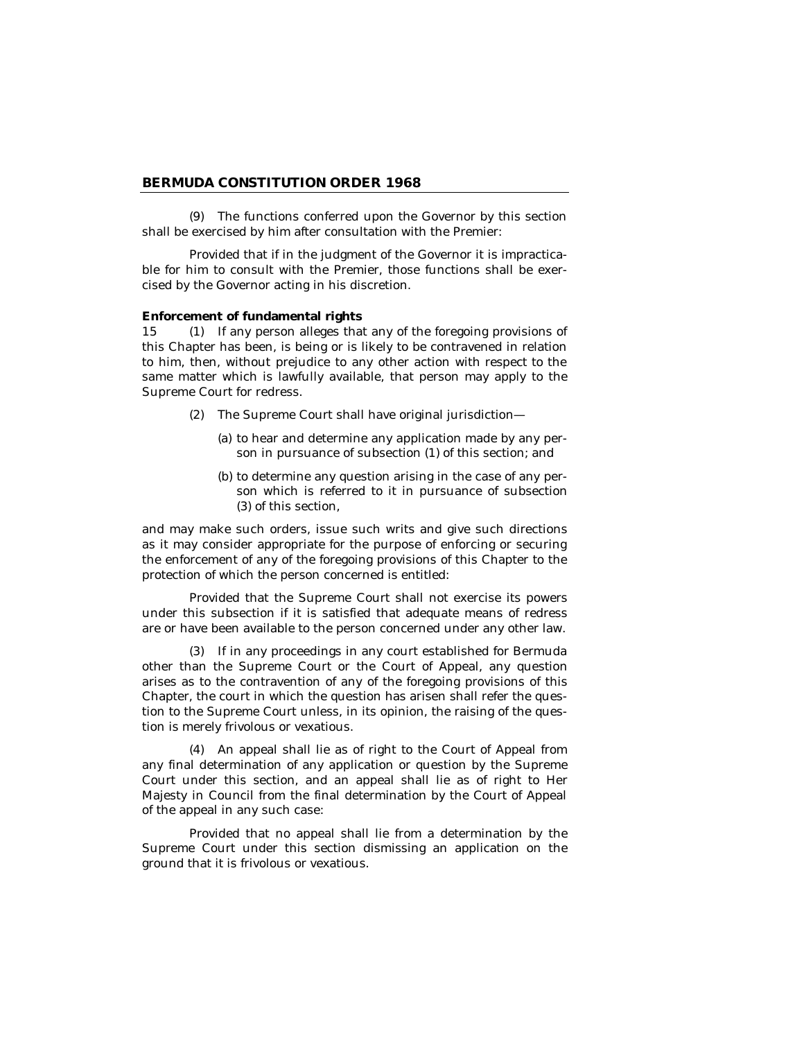(9) The functions conferred upon the Governor by this section shall be exercised by him after consultation with the Premier:

Provided that if in the judgment of the Governor it is impracticable for him to consult with the Premier, those functions shall be exercised by the Governor acting in his discretion.

**Enforcement of fundamental rights**

15 (1) If any person alleges that any of the foregoing provisions of this Chapter has been, is being or is likely to be contravened in relation to him, then, without prejudice to any other action with respect to the same matter which is lawfully available, that person may apply to the Supreme Court for redress.

(2) The Supreme Court shall have original jurisdiction—

(a) to hear and determine any application made by any person in pursuance of subsection (1) of this section; and

(b) to determine any question arising in the case of any person which is referred to it in pursuance of subsection (3) of this section,

and may make such orders, issue such writs and give such directions as it may consider appropriate for the purpose of enforcing or securing the enforcement of any of the foregoing provisions of this Chapter to the protection of which the person concerned is entitled:

Provided that the Supreme Court shall not exercise its powers under this subsection if it is satisfied that adequate means of redress are or have been available to the person concerned under any other law.

(3) If in any proceedings in any court established for Bermuda other than the Supreme Court or the Court of Appeal, any question arises as to the contravention of any of the foregoing provisions of this Chapter, the court in which the question has arisen shall refer the question to the Supreme Court unless, in its opinion, the raising of the question is merely frivolous or vexatious.

(4) An appeal shall lie as of right to the Court of Appeal from any final determination of any application or question by the Supreme Court under this section, and an appeal shall lie as of right to Her Majesty in Council from the final determination by the Court of Appeal of the appeal in any such case:

Provided that no appeal shall lie from a determination by the Supreme Court under this section dismissing an application on the ground that it is frivolous or vexatious.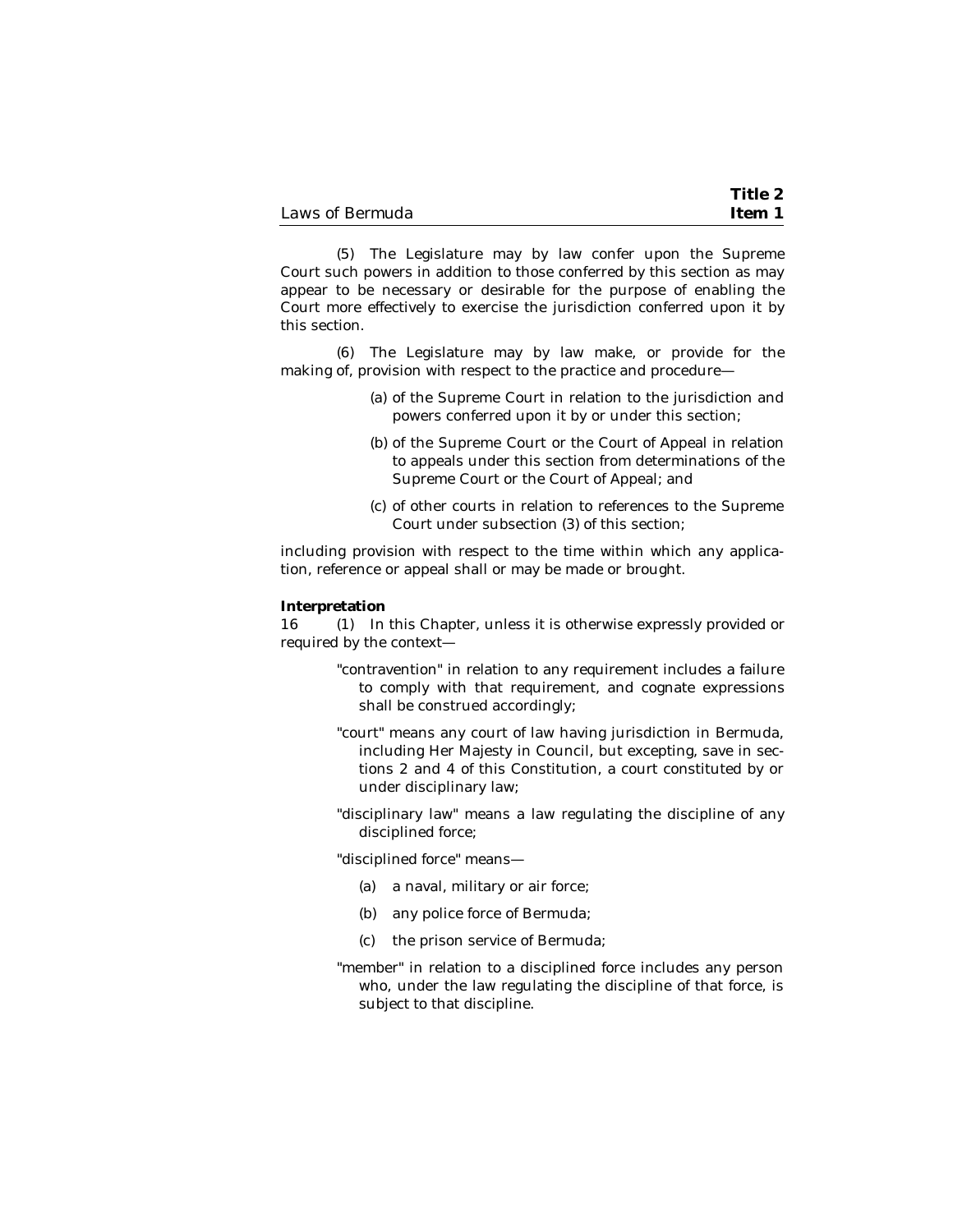(5) The Legislature may by law confer upon the Supreme Court such powers in addition to those conferred by this section as may appear to be necessary or desirable for the purpose of enabling the Court more effectively to exercise the jurisdiction conferred upon it by this section.

(6) The Legislature may by law make, or provide for the making of, provision with respect to the practice and procedure—

(a) of the Supreme Court in relation to the jurisdiction and powers conferred upon it by or under this section;

(b) of the Supreme Court or the Court of Appeal in relation to appeals under this section from determinations of the Supreme Court or the Court of Appeal; and

(c) of other courts in relation to references to the Supreme Court under subsection (3) of this section;

including provision with respect to the time within which any application, reference or appeal shall or may be made or brought.

**Interpretation**

16 (1) In this Chapter, unless it is otherwise expressly provided or required by the context—

"contravention" in relation to any requirement includes a failure to comply with that requirement, and cognate expressions shall be construed accordingly;

"court" means any court of law having jurisdiction in Bermuda, including Her Majesty in Council, but excepting, save in sections 2 and 4 of this Constitution, a court constituted by or under disciplinary law;

"disciplinary law" means a law regulating the discipline of any disciplined force;

"disciplined force" means—

(a) a naval, military or air force;

(b) any police force of Bermuda;

(c) the prison service of Bermuda;

"member" in relation to a disciplined force includes any person who, under the law regulating the discipline of that force, is subject to that discipline.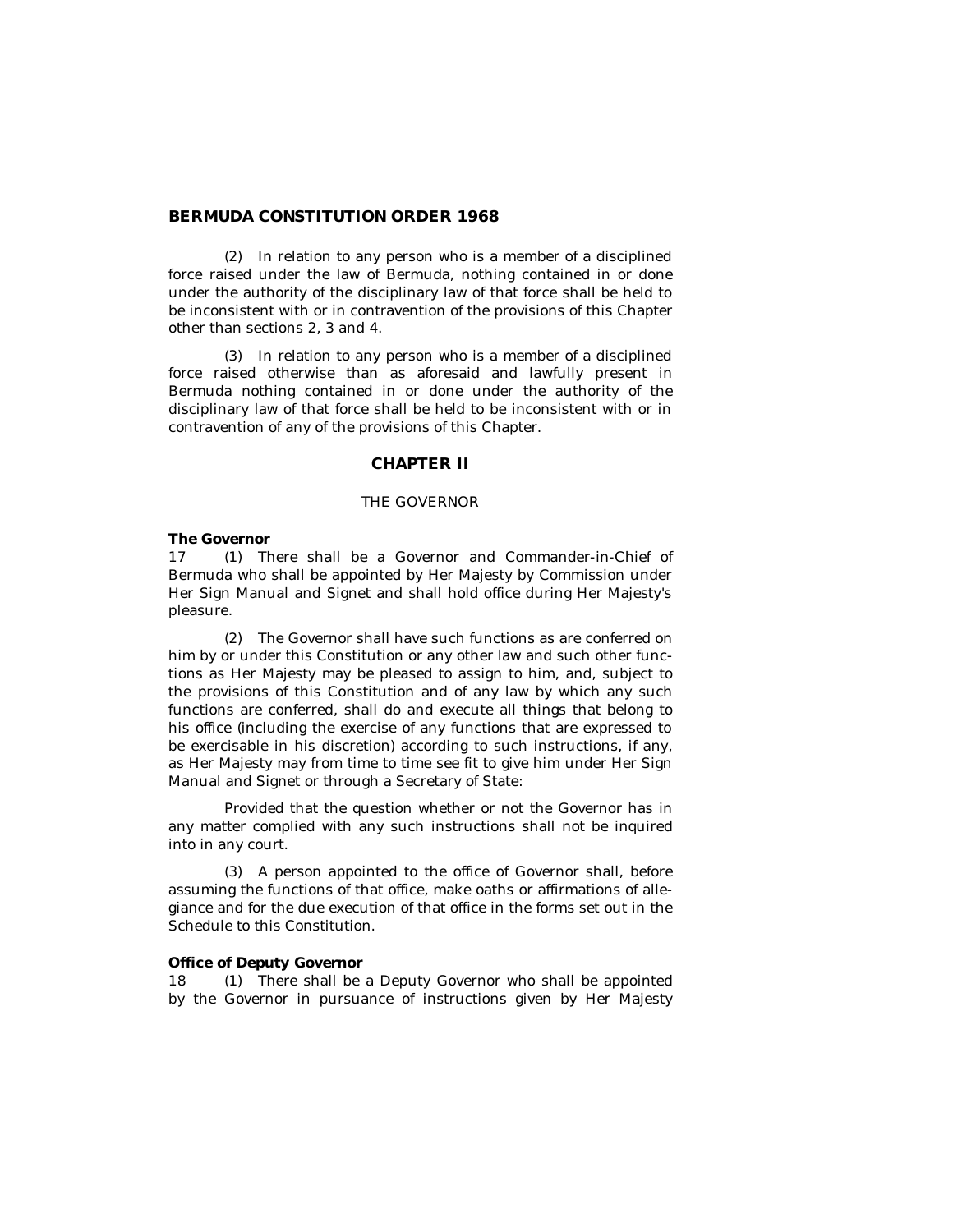(2) In relation to any person who is a member of a disciplined force raised under the law of Bermuda, nothing contained in or done under the authority of the disciplinary law of that force shall be held to be inconsistent with or in contravention of the provisions of this Chapter other than sections 2, 3 and 4.

(3) In relation to any person who is a member of a disciplined force raised otherwise than as aforesaid and lawfully present in Bermuda nothing contained in or done under the authority of the disciplinary law of that force shall be held to be inconsistent with or in contravention of any of the provisions of this Chapter.

## CHAPTER II

### THE GOVERNOR

**The Governor**

17 (1) There shall be a Governor and Commander-in-Chief of Bermuda who shall be appointed by Her Majesty by Commission under Her Sign Manual and Signet and shall hold office during Her Majesty's pleasure.

(2) The Governor shall have such functions as are conferred on him by or under this Constitution or any other law and such other functions as Her Majesty may be pleased to assign to him, and, subject to the provisions of this Constitution and of any law by which any such functions are conferred, shall do and execute all things that belong to his office (including the exercise of any functions that are expressed to be exercisable in his discretion) according to such instructions, if any, as Her Majesty may from time to time see fit to give him under Her Sign Manual and Signet or through a Secretary of State:

Provided that the question whether or not the Governor has in any matter complied with any such instructions shall not be inquired into in any court.

(3) A person appointed to the office of Governor shall, before assuming the functions of that office, make oaths or affirmations of allegiance and for the due execution of that office in the forms set out in the Schedule to this Constitution.

**Office of Deputy Governor**

18 (1) There shall be a Deputy Governor who shall be appointed by the Governor in pursuance of instructions given by Her Majesty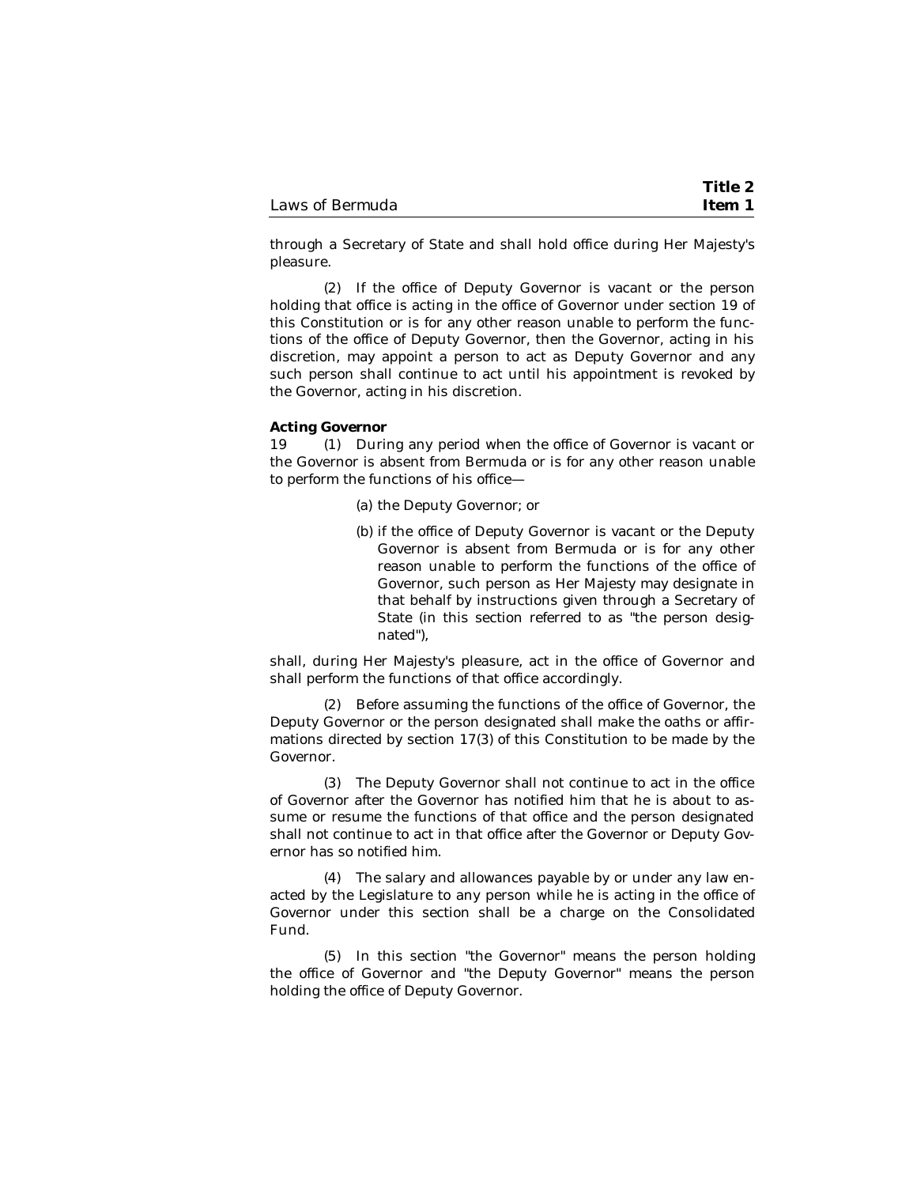through a Secretary of State and shall hold office during Her Majesty's pleasure.

(2) If the office of Deputy Governor is vacant or the person holding that office is acting in the office of Governor under section 19 of this Constitution or is for any other reason unable to perform the functions of the office of Deputy Governor, then the Governor, acting in his discretion, may appoint a person to act as Deputy Governor and any such person shall continue to act until his appointment is revoked by the Governor, acting in his discretion.

**Acting Governor**

19 (1) During any period when the office of Governor is vacant or the Governor is absent from Bermuda or is for any other reason unable to perform the functions of his office—

(a) the Deputy Governor; or

(b) if the office of Deputy Governor is vacant or the Deputy Governor is absent from Bermuda or is for any other reason unable to perform the functions of the office of Governor, such person as Her Majesty may designate in that behalf by instructions given through a Secretary of State (in this section referred to as "the person designated"),

shall, during Her Majesty's pleasure, act in the office of Governor and shall perform the functions of that office accordingly.

(2) Before assuming the functions of the office of Governor, the Deputy Governor or the person designated shall make the oaths or affirmations directed by section 17(3) of this Constitution to be made by the Governor.

(3) The Deputy Governor shall not continue to act in the office of Governor after the Governor has notified him that he is about to assume or resume the functions of that office and the person designated shall not continue to act in that office after the Governor or Deputy Governor has so notified him.

(4) The salary and allowances payable by or under any law enacted by the Legislature to any person while he is acting in the office of Governor under this section shall be a charge on the Consolidated Fund.

(5) In this section "the Governor" means the person holding the office of Governor and "the Deputy Governor" means the person holding the office of Deputy Governor.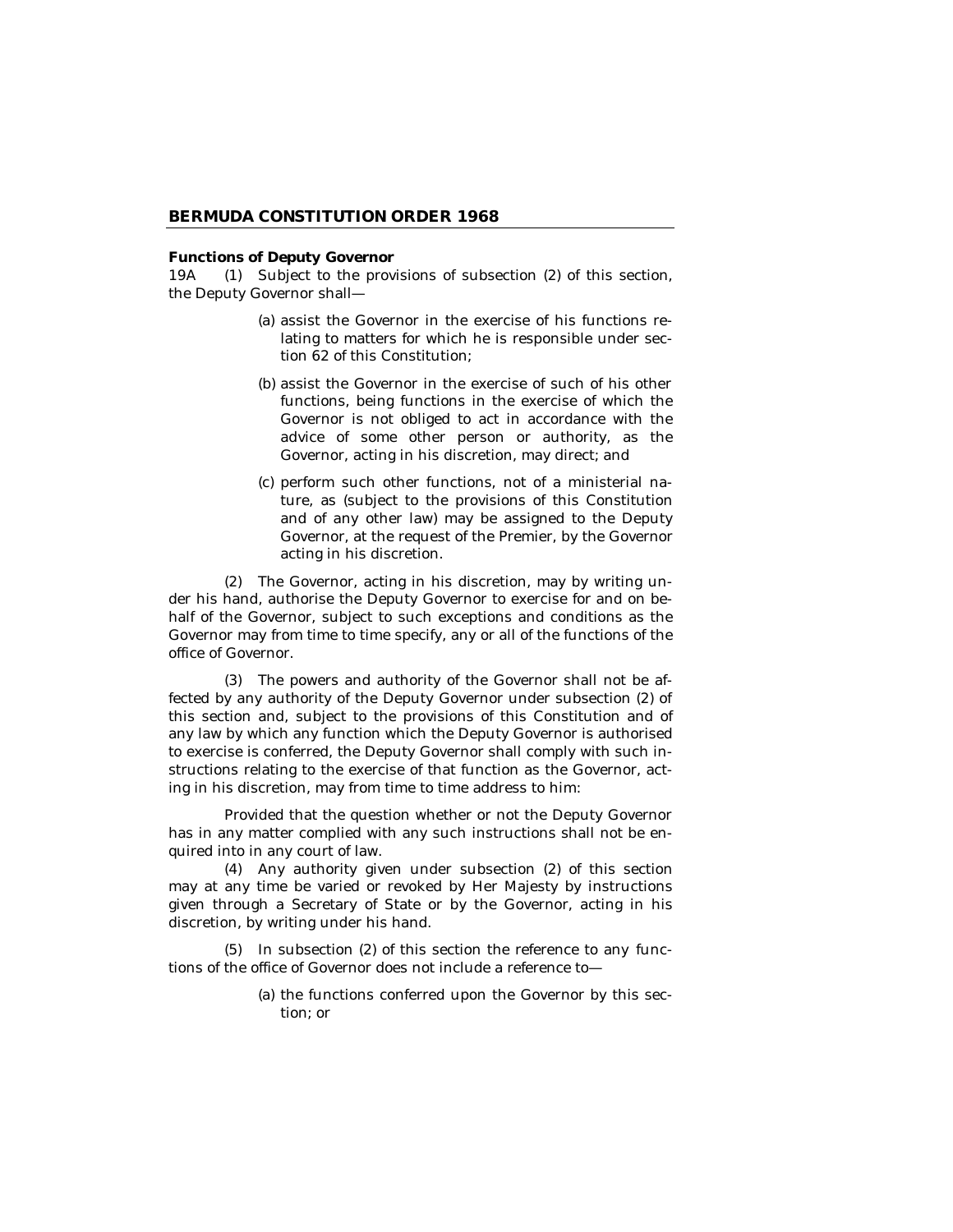**Functions of Deputy Governor**

19A (1) Subject to the provisions of subsection (2) of this section, the Deputy Governor shall—

(a) assist the Governor in the exercise of his functions relating to matters for which he is responsible under section 62 of this Constitution;

(b) assist the Governor in the exercise of such of his other functions, being functions in the exercise of which the Governor is not obliged to act in accordance with the advice of some other person or authority, as the Governor, acting in his discretion, may direct; and

(c) perform such other functions, not of a ministerial nature, as (subject to the provisions of this Constitution and of any other law) may be assigned to the Deputy Governor, at the request of the Premier, by the Governor acting in his discretion.

(2) The Governor, acting in his discretion, may by writing under his hand, authorise the Deputy Governor to exercise for and on behalf of the Governor, subject to such exceptions and conditions as the Governor may from time to time specify, any or all of the functions of the office of Governor.

(3) The powers and authority of the Governor shall not be affected by any authority of the Deputy Governor under subsection (2) of this section and, subject to the provisions of this Constitution and of any law by which any function which the Deputy Governor is authorised to exercise is conferred, the Deputy Governor shall comply with such instructions relating to the exercise of that function as the Governor, acting in his discretion, may from time to time address to him:

Provided that the question whether or not the Deputy Governor has in any matter complied with any such instructions shall not be enquired into in any court of law.

(4) Any authority given under subsection (2) of this section may at any time be varied or revoked by Her Majesty by instructions given through a Secretary of State or by the Governor, acting in his discretion, by writing under his hand.

(5) In subsection (2) of this section the reference to any functions of the office of Governor does not include a reference to—

(a) the functions conferred upon the Governor by this section; or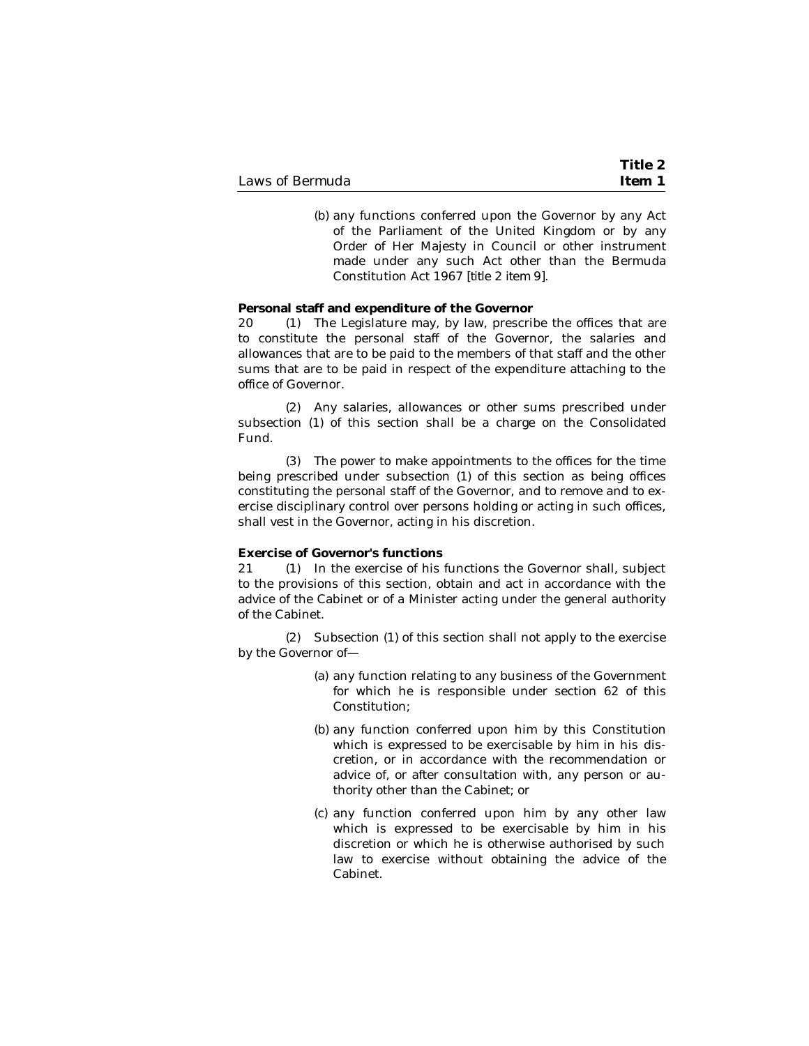(b) any functions conferred upon the Governor by any Act of the Parliament of the United Kingdom or by any Order of Her Majesty in Council or other instrument made under any such Act other than the Bermuda Constitution Act 1967 [title 2 item 9].

**Personal staff and expenditure of the Governor**

20 (1) The Legislature may, by law, prescribe the offices that are to constitute the personal staff of the Governor, the salaries and allowances that are to be paid to the members of that staff and the other sums that are to be paid in respect of the expenditure attaching to the office of Governor.

(2) Any salaries, allowances or other sums prescribed under subsection (1) of this section shall be a charge on the Consolidated Fund.

(3) The power to make appointments to the offices for the time being prescribed under subsection (1) of this section as being offices constituting the personal staff of the Governor, and to remove and to exercise disciplinary control over persons holding or acting in such offices, shall vest in the Governor, acting in his discretion.

**Exercise of Governor's functions**

21 (1) In the exercise of his functions the Governor shall, subject to the provisions of this section, obtain and act in accordance with the advice of the Cabinet or of a Minister acting under the general authority of the Cabinet.

(2) Subsection (1) of this section shall not apply to the exercise by the Governor of—

(a) any function relating to any business of the Government for which he is responsible under section 62 of this Constitution;

(b) any function conferred upon him by this Constitution which is expressed to be exercisable by him in his discretion, or in accordance with the recommendation or advice of, or after consultation with, any person or authority other than the Cabinet; or

(c) any function conferred upon him by any other law which is expressed to be exercisable by him in his discretion or which he is otherwise authorised by such law to exercise without obtaining the advice of the Cabinet.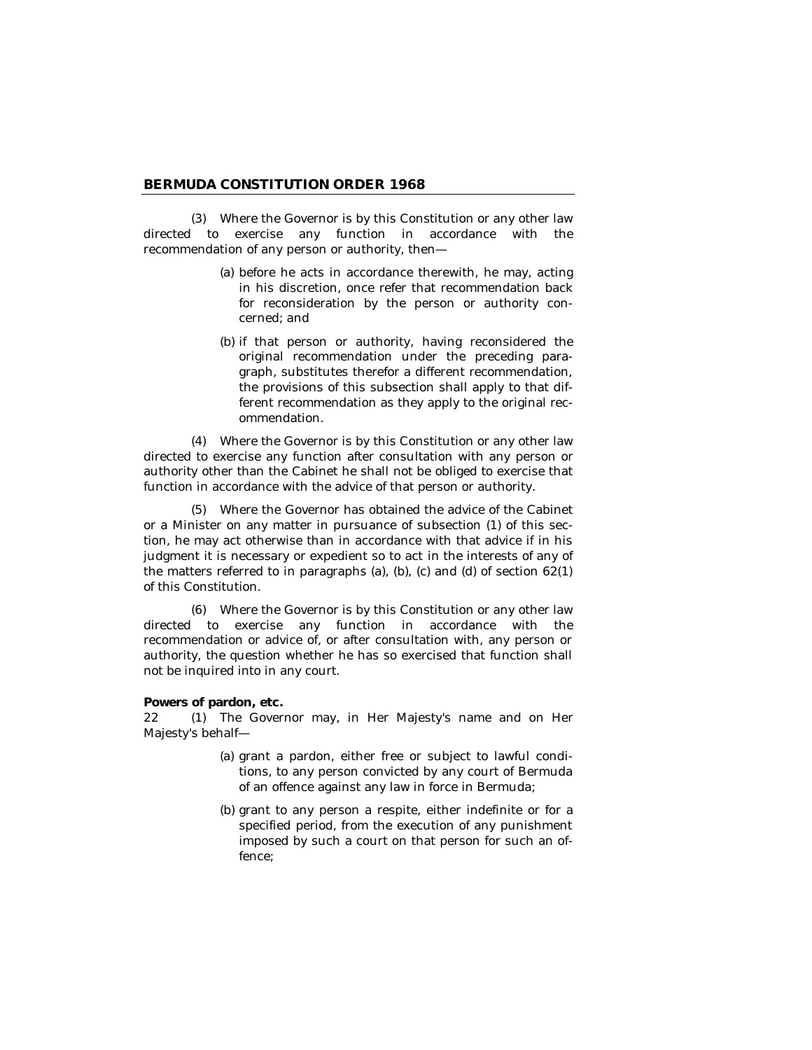(3) Where the Governor is by this Constitution or any other law directed to exercise any function in accordance with the recommendation of any person or authority, then—

(a) before he acts in accordance therewith, he may, acting in his discretion, once refer that recommendation back for reconsideration by the person or authority concerned; and

(b) if that person or authority, having reconsidered the original recommendation under the preceding paragraph, substitutes therefor a different recommendation, the provisions of this subsection shall apply to that different recommendation as they apply to the original recommendation.

(4) Where the Governor is by this Constitution or any other law directed to exercise any function after consultation with any person or authority other than the Cabinet he shall not be obliged to exercise that function in accordance with the advice of that person or authority.

(5) Where the Governor has obtained the advice of the Cabinet or a Minister on any matter in pursuance of subsection (1) of this section, he may act otherwise than in accordance with that advice if in his judgment it is necessary or expedient so to act in the interests of any of the matters referred to in paragraphs (a), (b), (c) and (d) of section 62(1) of this Constitution.

(6) Where the Governor is by this Constitution or any other law directed to exercise any function in accordance with the recommendation or advice of, or after consultation with, any person or authority, the question whether he has so exercised that function shall not be inquired into in any court.

**Powers of pardon, etc.**

22 (1) The Governor may, in Her Majesty's name and on Her Majesty's behalf—

(a) grant a pardon, either free or subject to lawful conditions, to any person convicted by any court of Bermuda of an offence against any law in force in Bermuda;

(b) grant to any person a respite, either indefinite or for a specified period, from the execution of any punishment imposed by such a court on that person for such an offence;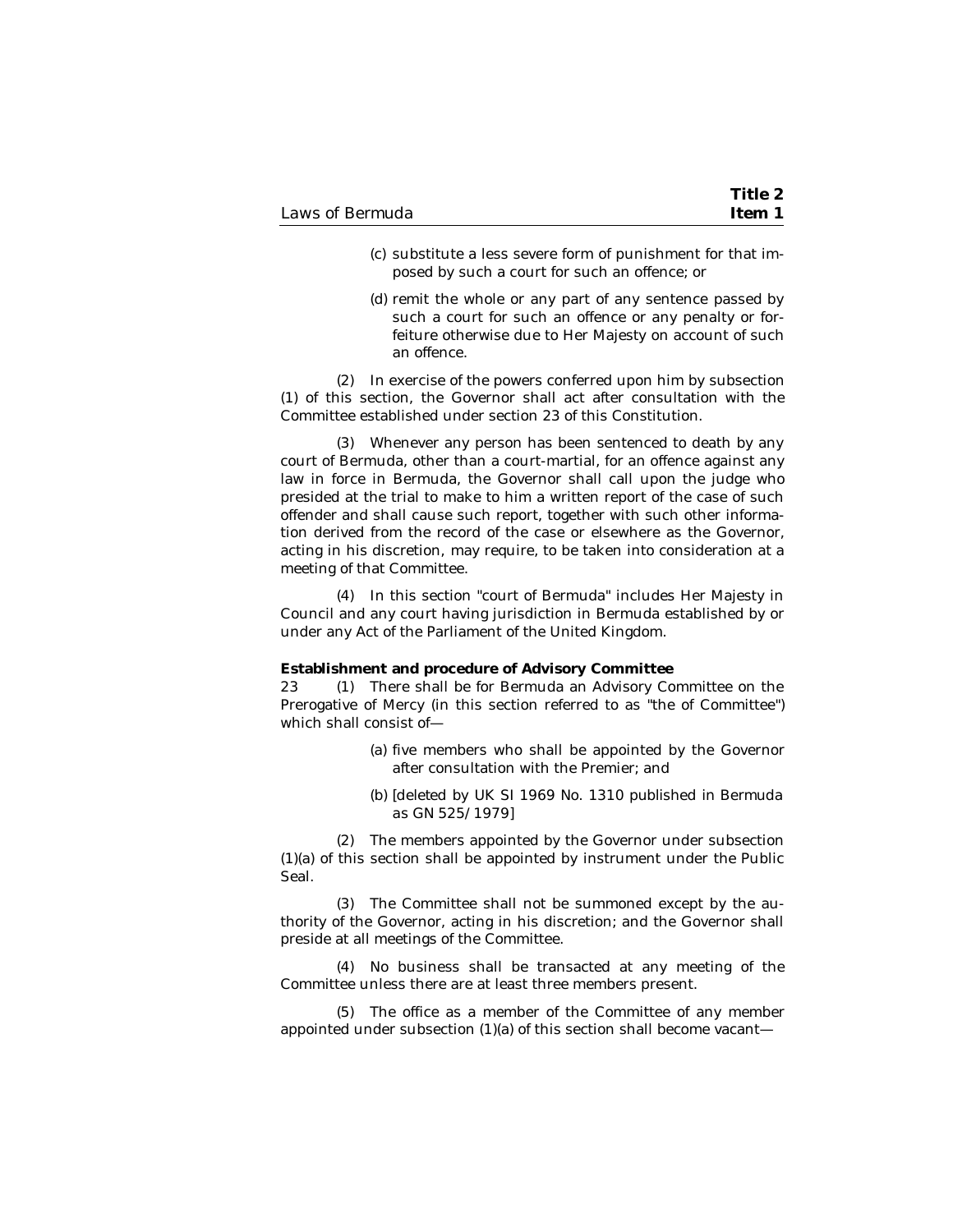(c) substitute a less severe form of punishment for that imposed by such a court for such an offence; or

(d) remit the whole or any part of any sentence passed by such a court for such an offence or any penalty or forfeiture otherwise due to Her Majesty on account of such an offence.

(2) In exercise of the powers conferred upon him by subsection (1) of this section, the Governor shall act after consultation with the Committee established under section 23 of this Constitution.

(3) Whenever any person has been sentenced to death by any court of Bermuda, other than a court-martial, for an offence against any law in force in Bermuda, the Governor shall call upon the judge who presided at the trial to make to him a written report of the case of such offender and shall cause such report, together with such other information derived from the record of the case or elsewhere as the Governor, acting in his discretion, may require, to be taken into consideration at a meeting of that Committee.

(4) In this section "court of Bermuda" includes Her Majesty in Council and any court having jurisdiction in Bermuda established by or under any Act of the Parliament of the United Kingdom.

**Establishment and procedure of Advisory Committee**

23 (1) There shall be for Bermuda an Advisory Committee on the Prerogative of Mercy (in this section referred to as "the of Committee") which shall consist of—

(a) five members who shall be appointed by the Governor after consultation with the Premier; and

(b) [deleted by UK SI 1969 No. 1310 published in Bermuda as GN 525/1979]

(2) The members appointed by the Governor under subsection (1)(a) of this section shall be appointed by instrument under the Public Seal.

(3) The Committee shall not be summoned except by the authority of the Governor, acting in his discretion; and the Governor shall preside at all meetings of the Committee.

(4) No business shall be transacted at any meeting of the Committee unless there are at least three members present.

(5) The office as a member of the Committee of any member appointed under subsection (1)(a) of this section shall become vacant—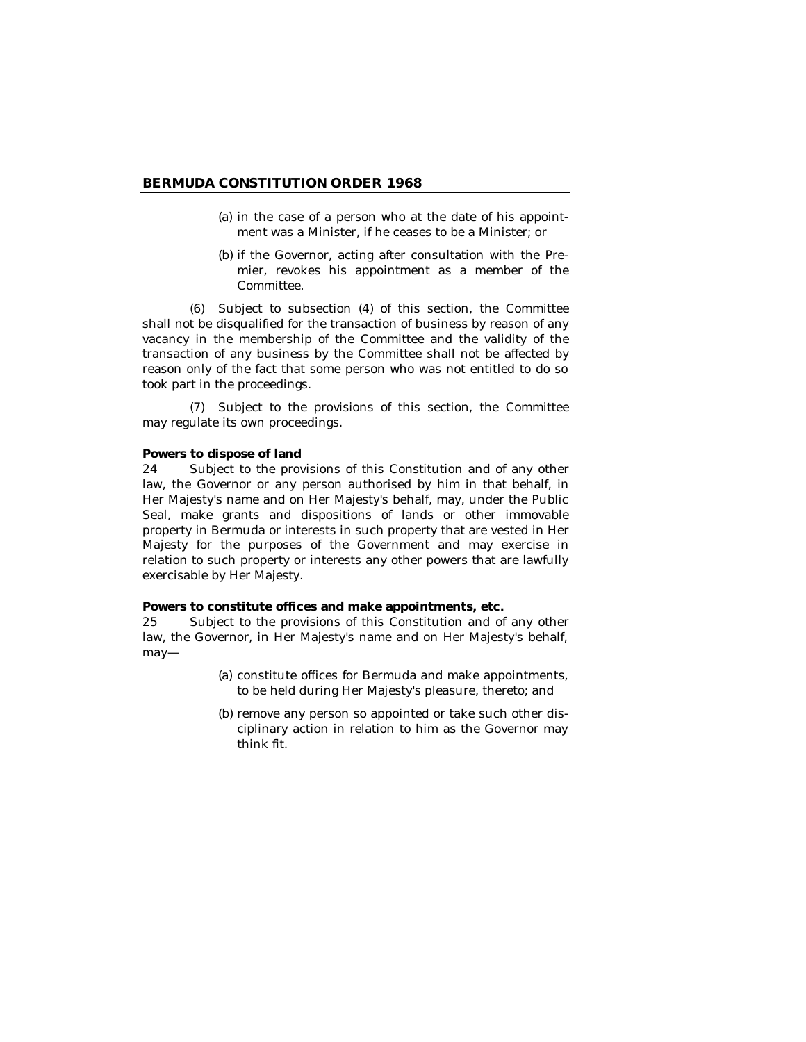(a) in the case of a person who at the date of his appointment was a Minister, if he ceases to be a Minister; or

(b) if the Governor, acting after consultation with the Premier, revokes his appointment as a member of the Committee.

(6) Subject to subsection (4) of this section, the Committee shall not be disqualified for the transaction of business by reason of any vacancy in the membership of the Committee and the validity of the transaction of any business by the Committee shall not be affected by reason only of the fact that some person who was not entitled to do so took part in the proceedings.

(7) Subject to the provisions of this section, the Committee may regulate its own proceedings.

**Powers to dispose of land**

24 Subject to the provisions of this Constitution and of any other law, the Governor or any person authorised by him in that behalf, in Her Majesty's name and on Her Majesty's behalf, may, under the Public Seal, make grants and dispositions of lands or other immovable property in Bermuda or interests in such property that are vested in Her Majesty for the purposes of the Government and may exercise in relation to such property or interests any other powers that are lawfully exercisable by Her Majesty.

**Powers to constitute offices and make appointments, etc.**

25 Subject to the provisions of this Constitution and of any other law, the Governor, in Her Majesty's name and on Her Majesty's behalf, may—

(a) constitute offices for Bermuda and make appointments, to be held during Her Majesty's pleasure, thereto; and

(b) remove any person so appointed or take such other disciplinary action in relation to him as the Governor may think fit.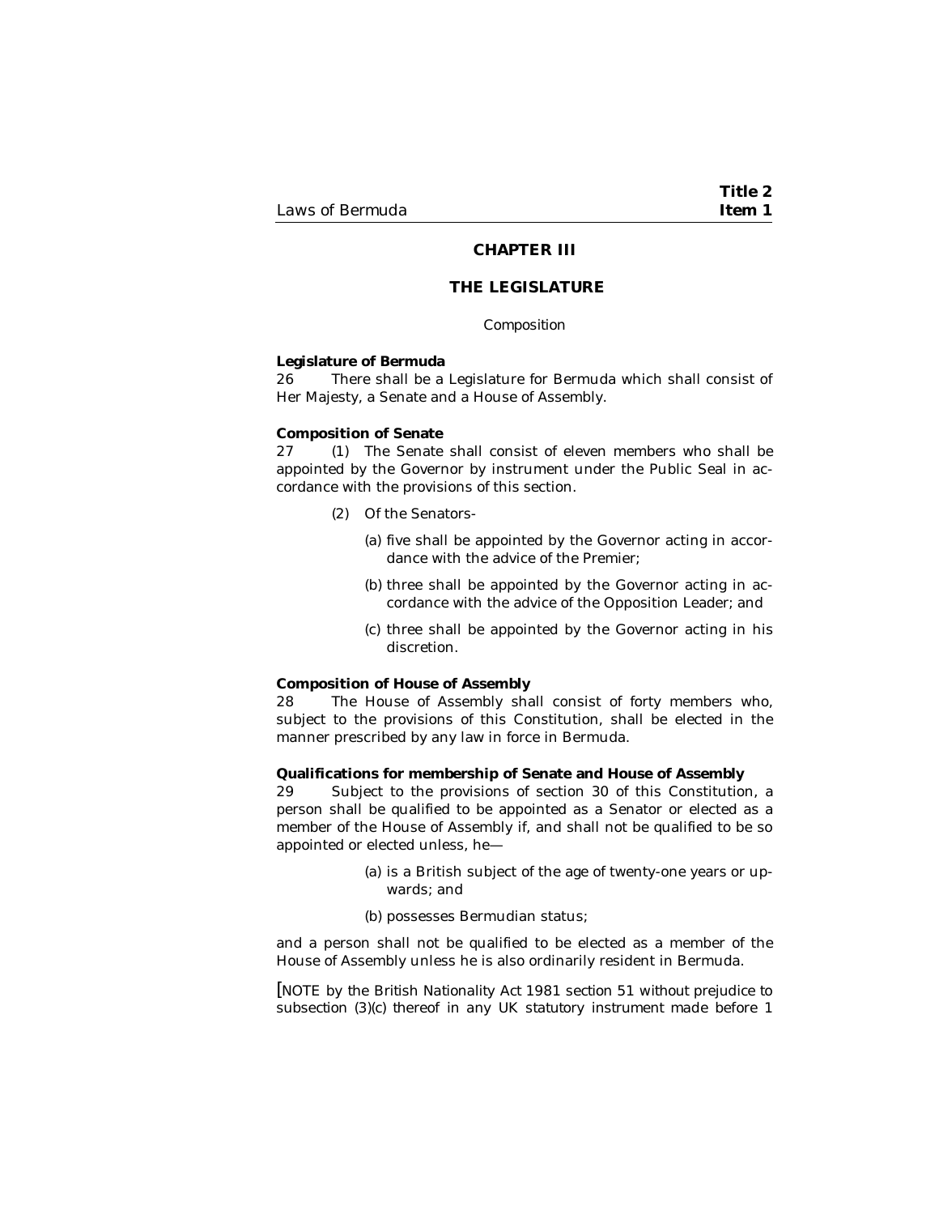# CHAPTER III

## THE LEGISLATURE

Composition

**Legislature of Bermuda**

26 There shall be a Legislature for Bermuda which shall consist of Her Majesty, a Senate and a House of Assembly.

**Composition of Senate**

27 (1) The Senate shall consist of eleven members who shall be appointed by the Governor by instrument under the Public Seal in accordance with the provisions of this section.

(2) Of the Senators-

(a) five shall be appointed by the Governor acting in accordance with the advice of the Premier;

(b) three shall be appointed by the Governor acting in accordance with the advice of the Opposition Leader; and

(c) three shall be appointed by the Governor acting in his discretion.

**Composition of House of Assembly**

28 The House of Assembly shall consist of forty members who, subject to the provisions of this Constitution, shall be elected in the manner prescribed by any law in force in Bermuda.

**Qualifications for membership of Senate and House of Assembly**

29 Subject to the provisions of section 30 of this Constitution, a person shall be qualified to be appointed as a Senator or elected as a member of the House of Assembly if, and shall not be qualified to be so appointed or elected unless, he—

(a) is a British subject of the age of twenty-one years or upwards; and

(b) possesses Bermudian status;

and a person shall not be qualified to be elected as a member of the House of Assembly unless he is also ordinarily resident in Bermuda.

[NOTE by the British Nationality Act 1981 section 51 without prejudice to subsection (3)(c) thereof in any UK statutory instrument made before 1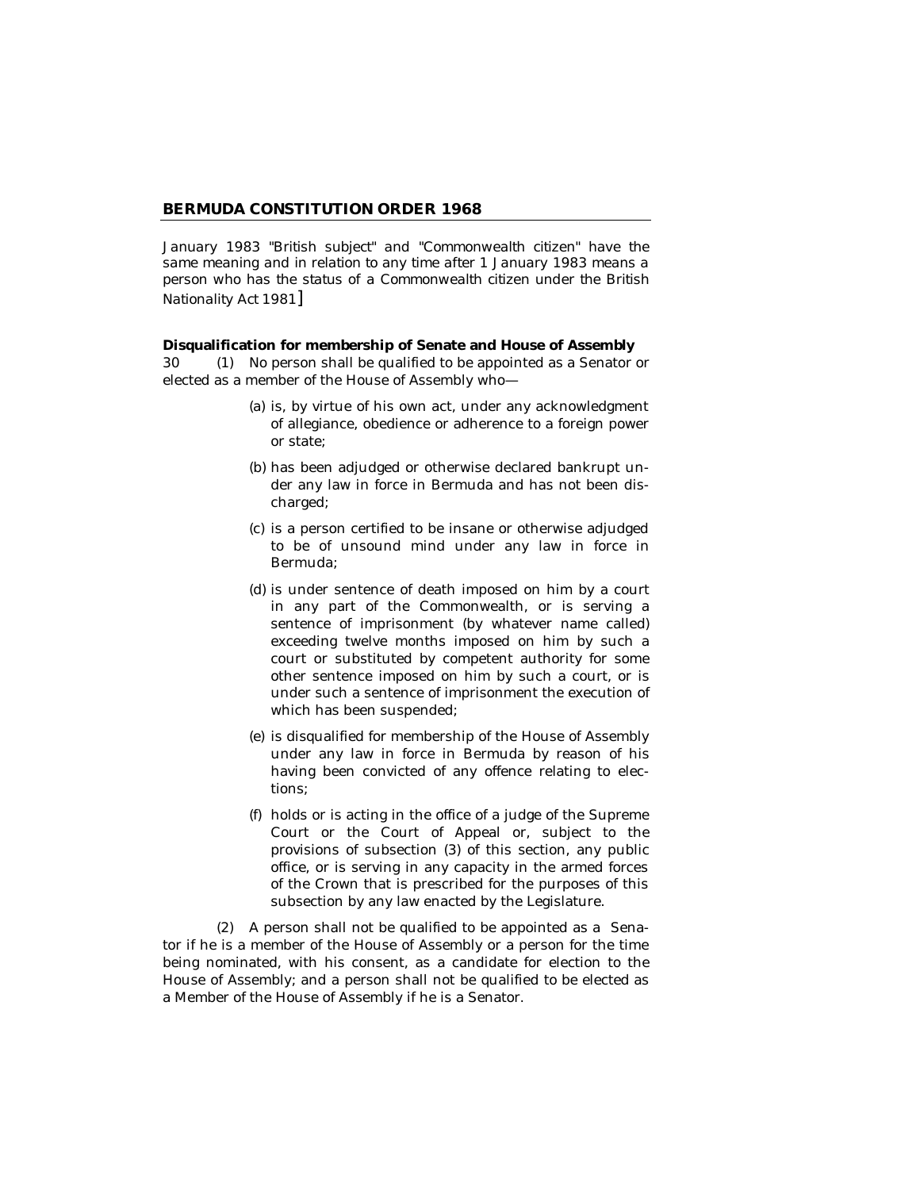January 1983 "British subject" and "Commonwealth citizen" have the same meaning and in relation to any time after 1 January 1983 means a person who has the status of a Commonwealth citizen under the British Nationality Act 1981]

**Disqualification for membership of Senate and House of Assembly**

30 (1) No person shall be qualified to be appointed as a Senator or elected as a member of the House of Assembly who—

(a) is, by virtue of his own act, under any acknowledgment of allegiance, obedience or adherence to a foreign power or state;

(b) has been adjudged or otherwise declared bankrupt under any law in force in Bermuda and has not been discharged;

(c) is a person certified to be insane or otherwise adjudged to be of unsound mind under any law in force in Bermuda;

(d) is under sentence of death imposed on him by a court in any part of the Commonwealth, or is serving a sentence of imprisonment (by whatever name called) exceeding twelve months imposed on him by such a court or substituted by competent authority for some other sentence imposed on him by such a court, or is under such a sentence of imprisonment the execution of which has been suspended;

(e) is disqualified for membership of the House of Assembly under any law in force in Bermuda by reason of his having been convicted of any offence relating to elections;

(f) holds or is acting in the office of a judge of the Supreme Court or the Court of Appeal or, subject to the provisions of subsection (3) of this section, any public office, or is serving in any capacity in the armed forces of the Crown that is prescribed for the purposes of this subsection by any law enacted by the Legislature.

(2) A person shall not be qualified to be appointed as a Senator if he is a member of the House of Assembly or a person for the time being nominated, with his consent, as a candidate for election to the House of Assembly; and a person shall not be qualified to be elected as a Member of the House of Assembly if he is a Senator.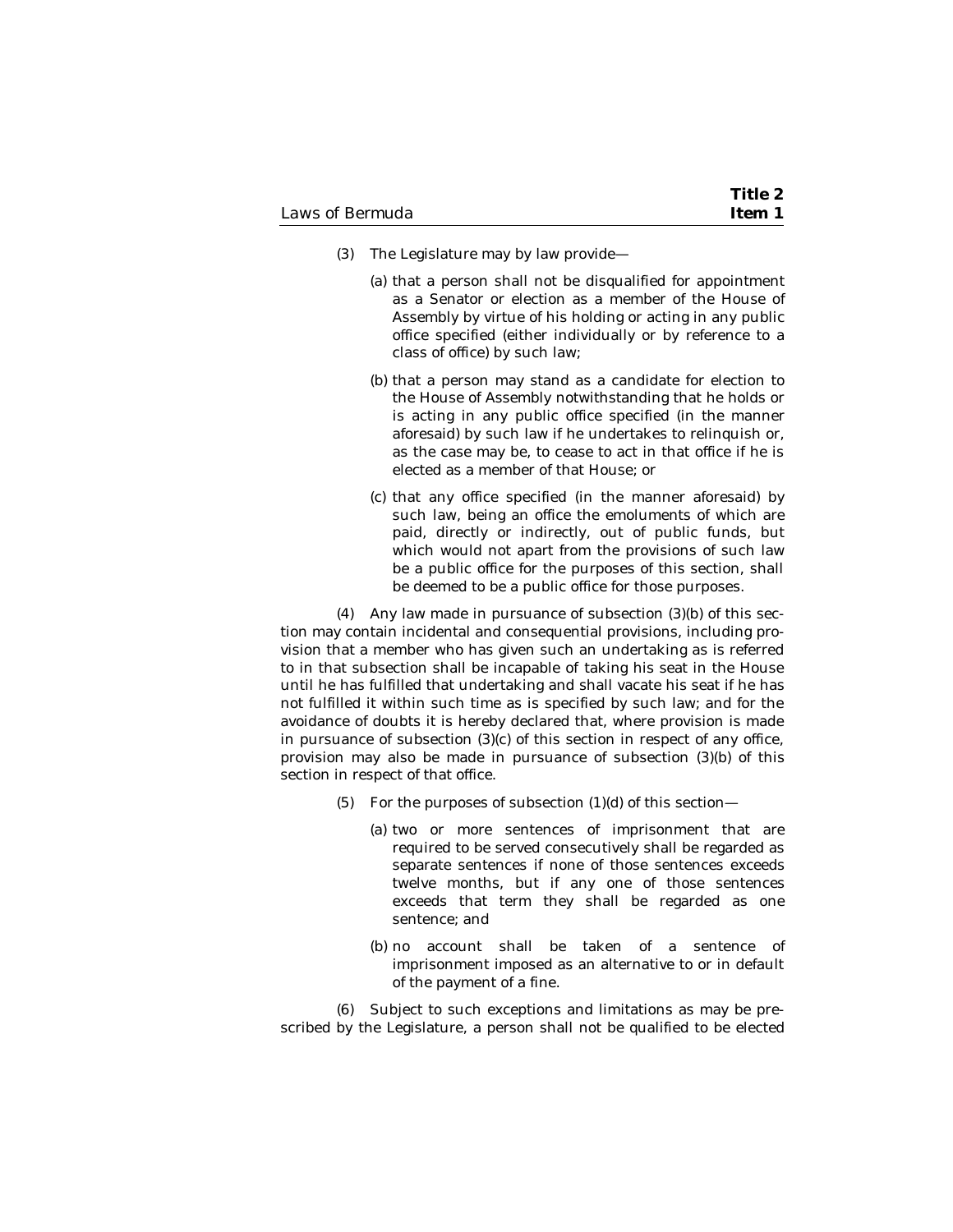(3) The Legislature may by law provide—

(a) that a person shall not be disqualified for appointment as a Senator or election as a member of the House of Assembly by virtue of his holding or acting in any public office specified (either individually or by reference to a class of office) by such law;

(b) that a person may stand as a candidate for election to the House of Assembly notwithstanding that he holds or is acting in any public office specified (in the manner aforesaid) by such law if he undertakes to relinquish or, as the case may be, to cease to act in that office if he is elected as a member of that House; or

(c) that any office specified (in the manner aforesaid) by such law, being an office the emoluments of which are paid, directly or indirectly, out of public funds, but which would not apart from the provisions of such law be a public office for the purposes of this section, shall be deemed to be a public office for those purposes.

(4) Any law made in pursuance of subsection (3)(b) of this section may contain incidental and consequential provisions, including provision that a member who has given such an undertaking as is referred to in that subsection shall be incapable of taking his seat in the House until he has fulfilled that undertaking and shall vacate his seat if he has not fulfilled it within such time as is specified by such law; and for the avoidance of doubts it is hereby declared that, where provision is made in pursuance of subsection (3)(c) of this section in respect of any office, provision may also be made in pursuance of subsection (3)(b) of this section in respect of that office.

(5) For the purposes of subsection (1)(d) of this section—

(a) two or more sentences of imprisonment that are required to be served consecutively shall be regarded as separate sentences if none of those sentences exceeds twelve months, but if any one of those sentences exceeds that term they shall be regarded as one sentence; and

(b) no account shall be taken of a sentence of imprisonment imposed as an alternative to or in default of the payment of a fine.

(6) Subject to such exceptions and limitations as may be prescribed by the Legislature, a person shall not be qualified to be elected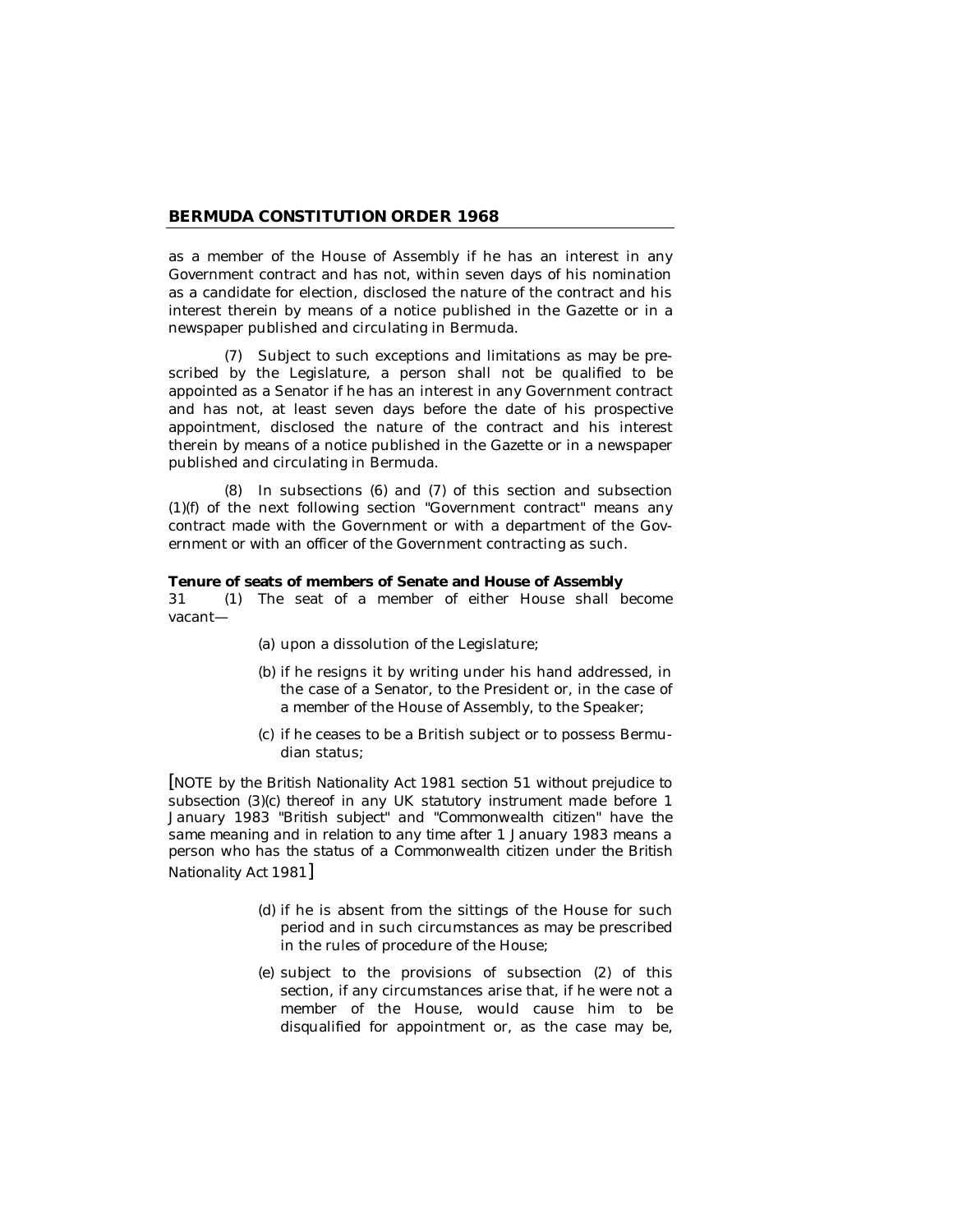as a member of the House of Assembly if he has an interest in any Government contract and has not, within seven days of his nomination as a candidate for election, disclosed the nature of the contract and his interest therein by means of a notice published in the Gazette or in a newspaper published and circulating in Bermuda.

(7) Subject to such exceptions and limitations as may be prescribed by the Legislature, a person shall not be qualified to be appointed as a Senator if he has an interest in any Government contract and has not, at least seven days before the date of his prospective appointment, disclosed the nature of the contract and his interest therein by means of a notice published in the Gazette or in a newspaper published and circulating in Bermuda.

(8) In subsections (6) and (7) of this section and subsection (1)(f) of the next following section "Government contract" means any contract made with the Government or with a department of the Government or with an officer of the Government contracting as such.

**Tenure of seats of members of Senate and House of Assembly**

31 (1) The seat of a member of either House shall become vacant—

(a) upon a dissolution of the Legislature;

(b) if he resigns it by writing under his hand addressed, in the case of a Senator, to the President or, in the case of a member of the House of Assembly, to the Speaker;

(c) if he ceases to be a British subject or to possess Bermudian status;

[NOTE by the British Nationality Act 1981 section 51 without prejudice to subsection (3)(c) thereof in any UK statutory instrument made before 1 January 1983 "British subject" and "Commonwealth citizen" have the same meaning and in relation to any time after 1 January 1983 means a person who has the status of a Commonwealth citizen under the British Nationality Act 1981]

(d) if he is absent from the sittings of the House for such period and in such circumstances as may be prescribed in the rules of procedure of the House;

(e) subject to the provisions of subsection (2) of this section, if any circumstances arise that, if he were not a member of the House, would cause him to be disqualified for appointment or, as the case may be,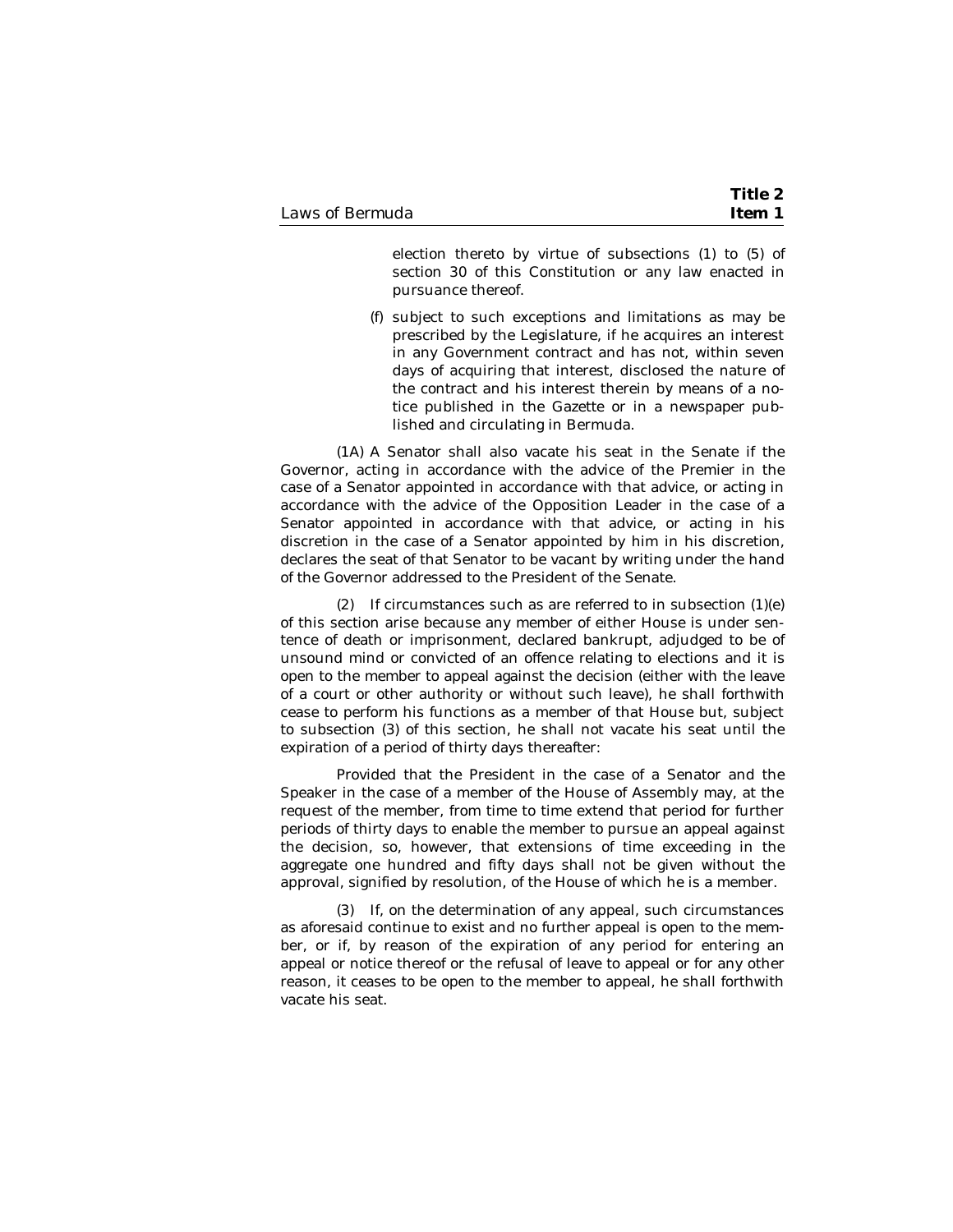election thereto by virtue of subsections (1) to (5) of section 30 of this Constitution or any law enacted in pursuance thereof.

(f) subject to such exceptions and limitations as may be prescribed by the Legislature, if he acquires an interest in any Government contract and has not, within seven days of acquiring that interest, disclosed the nature of the contract and his interest therein by means of a notice published in the Gazette or in a newspaper published and circulating in Bermuda.

(1A) A Senator shall also vacate his seat in the Senate if the Governor, acting in accordance with the advice of the Premier in the case of a Senator appointed in accordance with that advice, or acting in accordance with the advice of the Opposition Leader in the case of a Senator appointed in accordance with that advice, or acting in his discretion in the case of a Senator appointed by him in his discretion, declares the seat of that Senator to be vacant by writing under the hand of the Governor addressed to the President of the Senate.

(2) If circumstances such as are referred to in subsection (1)(e) of this section arise because any member of either House is under sentence of death or imprisonment, declared bankrupt, adjudged to be of unsound mind or convicted of an offence relating to elections and it is open to the member to appeal against the decision (either with the leave of a court or other authority or without such leave), he shall forthwith cease to perform his functions as a member of that House but, subject to subsection (3) of this section, he shall not vacate his seat until the expiration of a period of thirty days thereafter:

Provided that the President in the case of a Senator and the Speaker in the case of a member of the House of Assembly may, at the request of the member, from time to time extend that period for further periods of thirty days to enable the member to pursue an appeal against the decision, so, however, that extensions of time exceeding in the aggregate one hundred and fifty days shall not be given without the approval, signified by resolution, of the House of which he is a member.

(3) If, on the determination of any appeal, such circumstances as aforesaid continue to exist and no further appeal is open to the member, or if, by reason of the expiration of any period for entering an appeal or notice thereof or the refusal of leave to appeal or for any other reason, it ceases to be open to the member to appeal, he shall forthwith vacate his seat.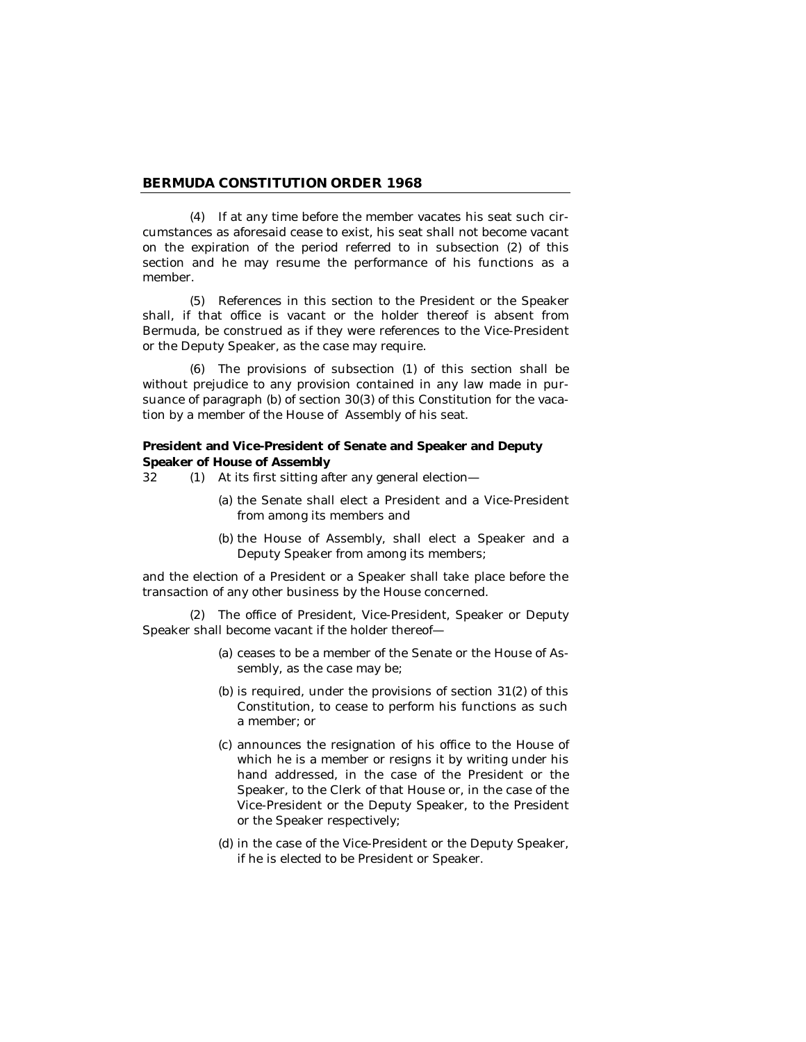(4) If at any time before the member vacates his seat such circumstances as aforesaid cease to exist, his seat shall not become vacant on the expiration of the period referred to in subsection (2) of this section and he may resume the performance of his functions as a member.

(5) References in this section to the President or the Speaker shall, if that office is vacant or the holder thereof is absent from Bermuda, be construed as if they were references to the Vice-President or the Deputy Speaker, as the case may require.

(6) The provisions of subsection (1) of this section shall be without prejudice to any provision contained in any law made in pursuance of paragraph (b) of section 30(3) of this Constitution for the vacation by a member of the House of Assembly of his seat.

**President and Vice-President of Senate and Speaker and Deputy Speaker of House of Assembly**

32 (1) At its first sitting after any general election—

(a) the Senate shall elect a President and a Vice-President from among its members and

(b) the House of Assembly, shall elect a Speaker and a Deputy Speaker from among its members;

and the election of a President or a Speaker shall take place before the transaction of any other business by the House concerned.

(2) The office of President, Vice-President, Speaker or Deputy Speaker shall become vacant if the holder thereof—

(a) ceases to be a member of the Senate or the House of Assembly, as the case may be;

(b) is required, under the provisions of section 31(2) of this Constitution, to cease to perform his functions as such a member; or

(c) announces the resignation of his office to the House of which he is a member or resigns it by writing under his hand addressed, in the case of the President or the Speaker, to the Clerk of that House or, in the case of the Vice-President or the Deputy Speaker, to the President or the Speaker respectively;

(d) in the case of the Vice-President or the Deputy Speaker, if he is elected to be President or Speaker.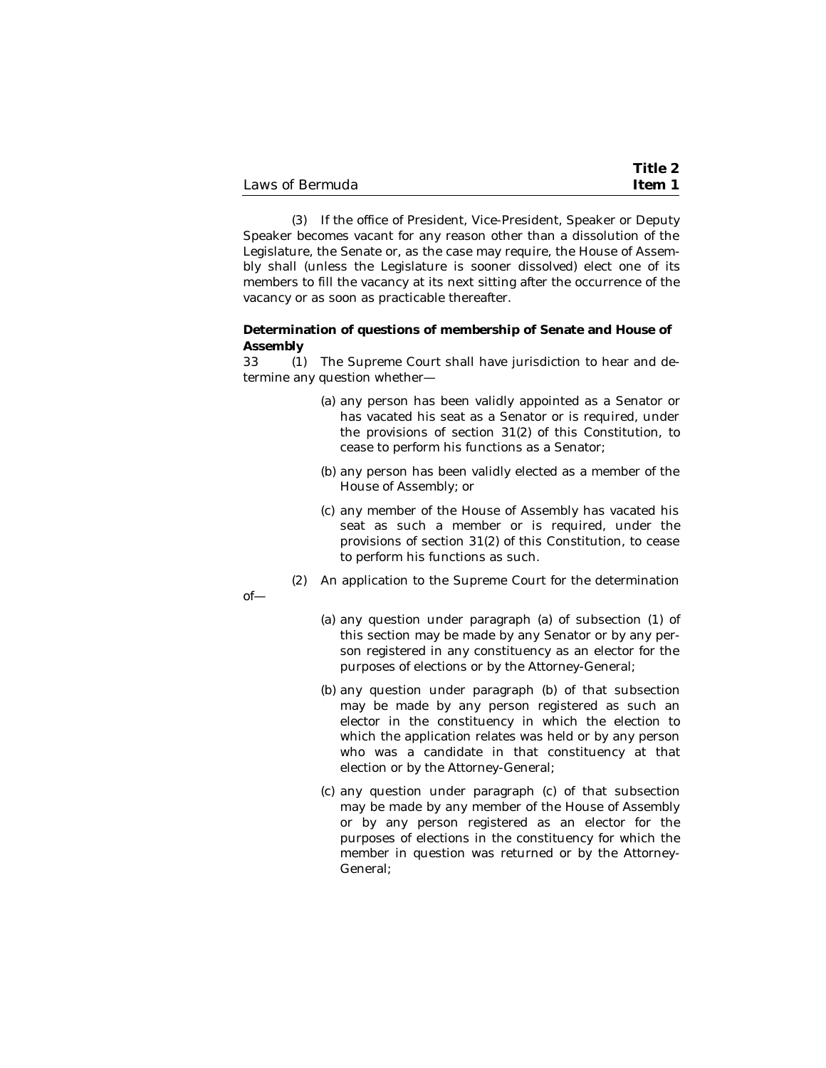(3) If the office of President, Vice-President, Speaker or Deputy Speaker becomes vacant for any reason other than a dissolution of the Legislature, the Senate or, as the case may require, the House of Assembly shall (unless the Legislature is sooner dissolved) elect one of its members to fill the vacancy at its next sitting after the occurrence of the vacancy or as soon as practicable thereafter.

**Determination of questions of membership of Senate and House of Assembly**

33 (1) The Supreme Court shall have jurisdiction to hear and determine any question whether—

(a) any person has been validly appointed as a Senator or has vacated his seat as a Senator or is required, under the provisions of section 31(2) of this Constitution, to cease to perform his functions as a Senator;

(b) any person has been validly elected as a member of the House of Assembly; or

(c) any member of the House of Assembly has vacated his seat as such a member or is required, under the provisions of section 31(2) of this Constitution, to cease to perform his functions as such.

(2) An application to the Supreme Court for the determination of—

(a) any question under paragraph (a) of subsection (1) of this section may be made by any Senator or by any person registered in any constituency as an elector for the purposes of elections or by the Attorney-General;

(b) any question under paragraph (b) of that subsection may be made by any person registered as such an elector in the constituency in which the election to which the application relates was held or by any person who was a candidate in that constituency at that election or by the Attorney-General;

(c) any question under paragraph (c) of that subsection may be made by any member of the House of Assembly or by any person registered as an elector for the purposes of elections in the constituency for which the member in question was returned or by the Attorney-General;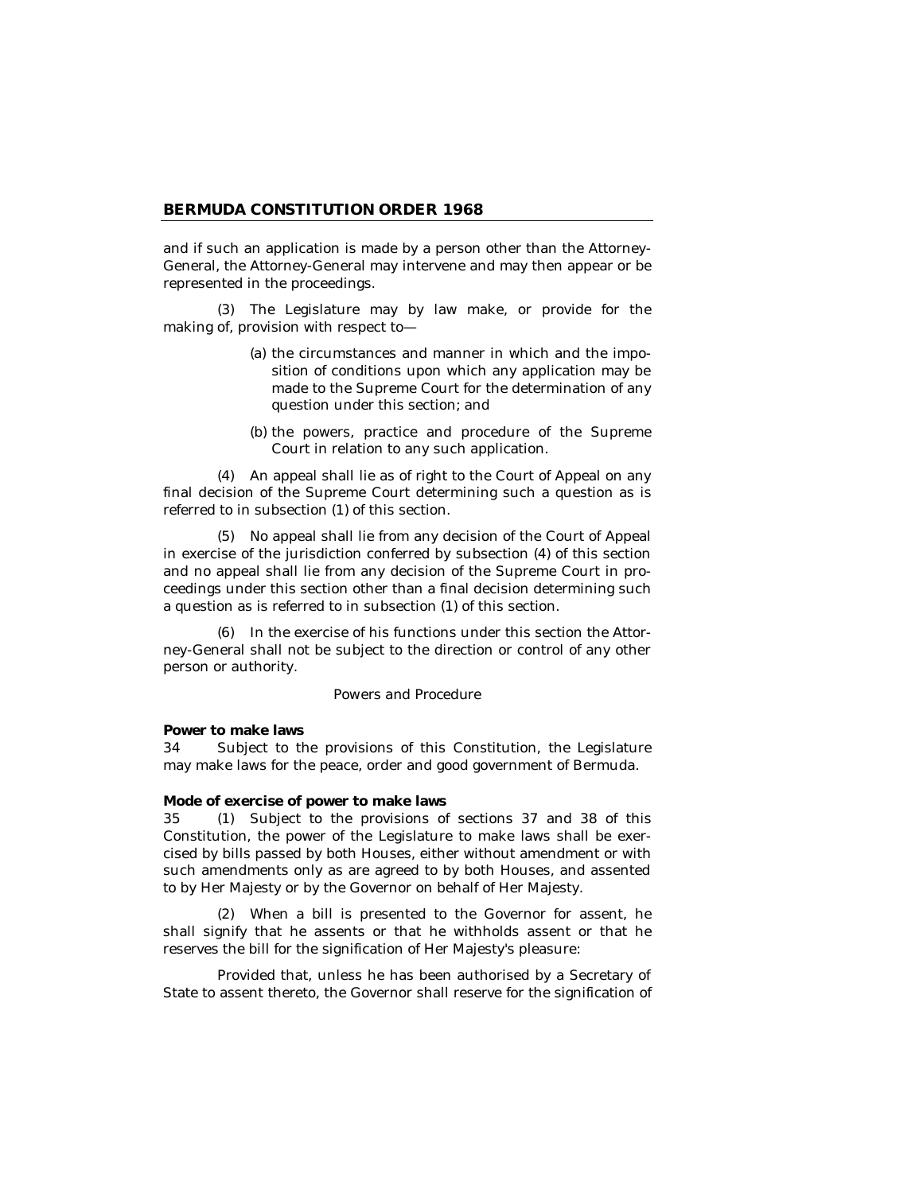and if such an application is made by a person other than the Attorney-General, the Attorney-General may intervene and may then appear or be represented in the proceedings.

(3) The Legislature may by law make, or provide for the making of, provision with respect to—

(a) the circumstances and manner in which and the imposition of conditions upon which any application may be made to the Supreme Court for the determination of any question under this section; and

(b) the powers, practice and procedure of the Supreme Court in relation to any such application.

(4) An appeal shall lie as of right to the Court of Appeal on any final decision of the Supreme Court determining such a question as is referred to in subsection (1) of this section.

(5) No appeal shall lie from any decision of the Court of Appeal in exercise of the jurisdiction conferred by subsection (4) of this section and no appeal shall lie from any decision of the Supreme Court in proceedings under this section other than a final decision determining such a question as is referred to in subsection (1) of this section.

(6) In the exercise of his functions under this section the Attorney-General shall not be subject to the direction or control of any other person or authority.

*Powers and Procedure*

**Power to make laws**

34 Subject to the provisions of this Constitution, the Legislature may make laws for the peace, order and good government of Bermuda.

**Mode of exercise of power to make laws**

35 (1) Subject to the provisions of sections 37 and 38 of this Constitution, the power of the Legislature to make laws shall be exercised by bills passed by both Houses, either without amendment or with such amendments only as are agreed to by both Houses, and assented to by Her Majesty or by the Governor on behalf of Her Majesty.

(2) When a bill is presented to the Governor for assent, he shall signify that he assents or that he withholds assent or that he reserves the bill for the signification of Her Majesty's pleasure:

Provided that, unless he has been authorised by a Secretary of State to assent thereto, the Governor shall reserve for the signification of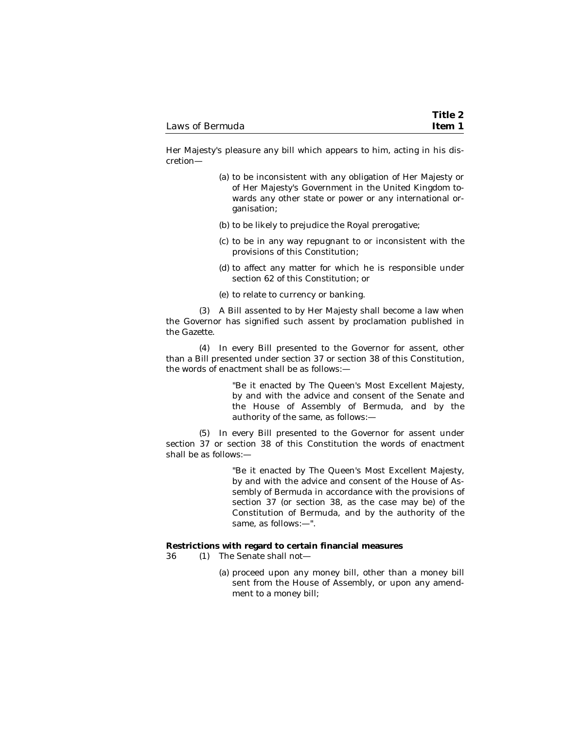Her Majesty's pleasure any bill which appears to him, acting in his discretion—

(a) to be inconsistent with any obligation of Her Majesty or of Her Majesty's Government in the United Kingdom towards any other state or power or any international organisation;

(b) to be likely to prejudice the Royal prerogative;

(c) to be in any way repugnant to or inconsistent with the provisions of this Constitution;

(d) to affect any matter for which he is responsible under section 62 of this Constitution; or

(e) to relate to currency or banking.

(3) A Bill assented to by Her Majesty shall become a law when the Governor has signified such assent by proclamation published in the Gazette.

(4) In every Bill presented to the Governor for assent, other than a Bill presented under section 37 or section 38 of this Constitution, the words of enactment shall be as follows:—

> "Be it enacted by The Queen's Most Excellent Majesty, by and with the advice and consent of the Senate and the House of Assembly of Bermuda, and by the authority of the same, as follows:—

(5) In every Bill presented to the Governor for assent under section 37 or section 38 of this Constitution the words of enactment shall be as follows:—

> "Be it enacted by The Queen's Most Excellent Majesty, by and with the advice and consent of the House of Assembly of Bermuda in accordance with the provisions of section 37 (or section 38, as the case may be) of the Constitution of Bermuda, and by the authority of the same, as follows:—".

**Restrictions with regard to certain financial measures**

36 (1) The Senate shall not—

(a) proceed upon any money bill, other than a money bill sent from the House of Assembly, or upon any amendment to a money bill;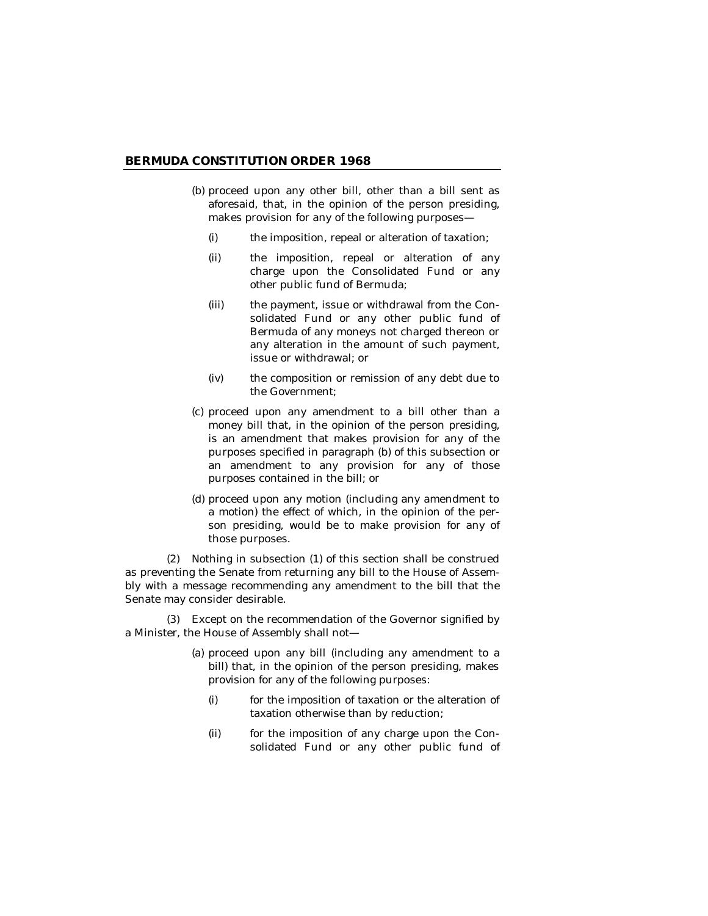(b) proceed upon any other bill, other than a bill sent as aforesaid, that, in the opinion of the person presiding, makes provision for any of the following purposes—

   (i) the imposition, repeal or alteration of taxation;

   (ii) the imposition, repeal or alteration of any charge upon the Consolidated Fund or any other public fund of Bermuda;

   (iii) the payment, issue or withdrawal from the Consolidated Fund or any other public fund of Bermuda of any moneys not charged thereon or any alteration in the amount of such payment, issue or withdrawal; or

   (iv) the composition or remission of any debt due to the Government;

(c) proceed upon any amendment to a bill other than a money bill that, in the opinion of the person presiding, is an amendment that makes provision for any of the purposes specified in paragraph (b) of this subsection or an amendment to any provision for any of those purposes contained in the bill; or

(d) proceed upon any motion (including any amendment to a motion) the effect of which, in the opinion of the person presiding, would be to make provision for any of those purposes.

(2) Nothing in subsection (1) of this section shall be construed as preventing the Senate from returning any bill to the House of Assembly with a message recommending any amendment to the bill that the Senate may consider desirable.

(3) Except on the recommendation of the Governor signified by a Minister, the House of Assembly shall not—

(a) proceed upon any bill (including any amendment to a bill) that, in the opinion of the person presiding, makes provision for any of the following purposes:

   (i) for the imposition of taxation or the alteration of taxation otherwise than by reduction;

   (ii) for the imposition of any charge upon the Consolidated Fund or any other public fund of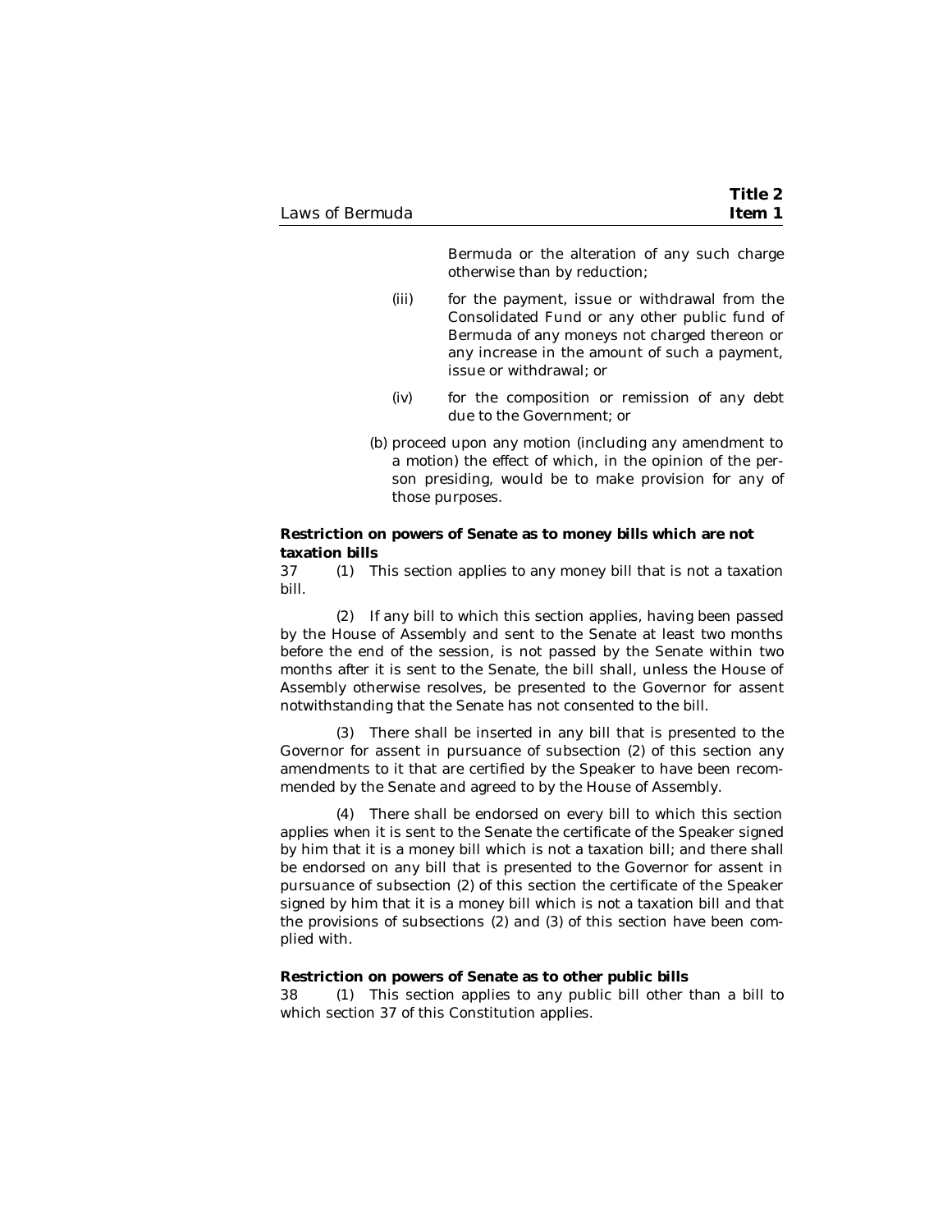Bermuda or the alteration of any such charge otherwise than by reduction;

(iii) for the payment, issue or withdrawal from the Consolidated Fund or any other public fund of Bermuda of any moneys not charged thereon or any increase in the amount of such a payment, issue or withdrawal; or

(iv) for the composition or remission of any debt due to the Government; or

(b) proceed upon any motion (including any amendment to a motion) the effect of which, in the opinion of the person presiding, would be to make provision for any of those purposes.

**Restriction on powers of Senate as to money bills which are not taxation bills**

37 (1) This section applies to any money bill that is not a taxation bill.

(2) If any bill to which this section applies, having been passed by the House of Assembly and sent to the Senate at least two months before the end of the session, is not passed by the Senate within two months after it is sent to the Senate, the bill shall, unless the House of Assembly otherwise resolves, be presented to the Governor for assent notwithstanding that the Senate has not consented to the bill.

(3) There shall be inserted in any bill that is presented to the Governor for assent in pursuance of subsection (2) of this section any amendments to it that are certified by the Speaker to have been recommended by the Senate and agreed to by the House of Assembly.

(4) There shall be endorsed on every bill to which this section applies when it is sent to the Senate the certificate of the Speaker signed by him that it is a money bill which is not a taxation bill; and there shall be endorsed on any bill that is presented to the Governor for assent in pursuance of subsection (2) of this section the certificate of the Speaker signed by him that it is a money bill which is not a taxation bill and that the provisions of subsections (2) and (3) of this section have been complied with.

**Restriction on powers of Senate as to other public bills**

38 (1) This section applies to any public bill other than a bill to which section 37 of this Constitution applies.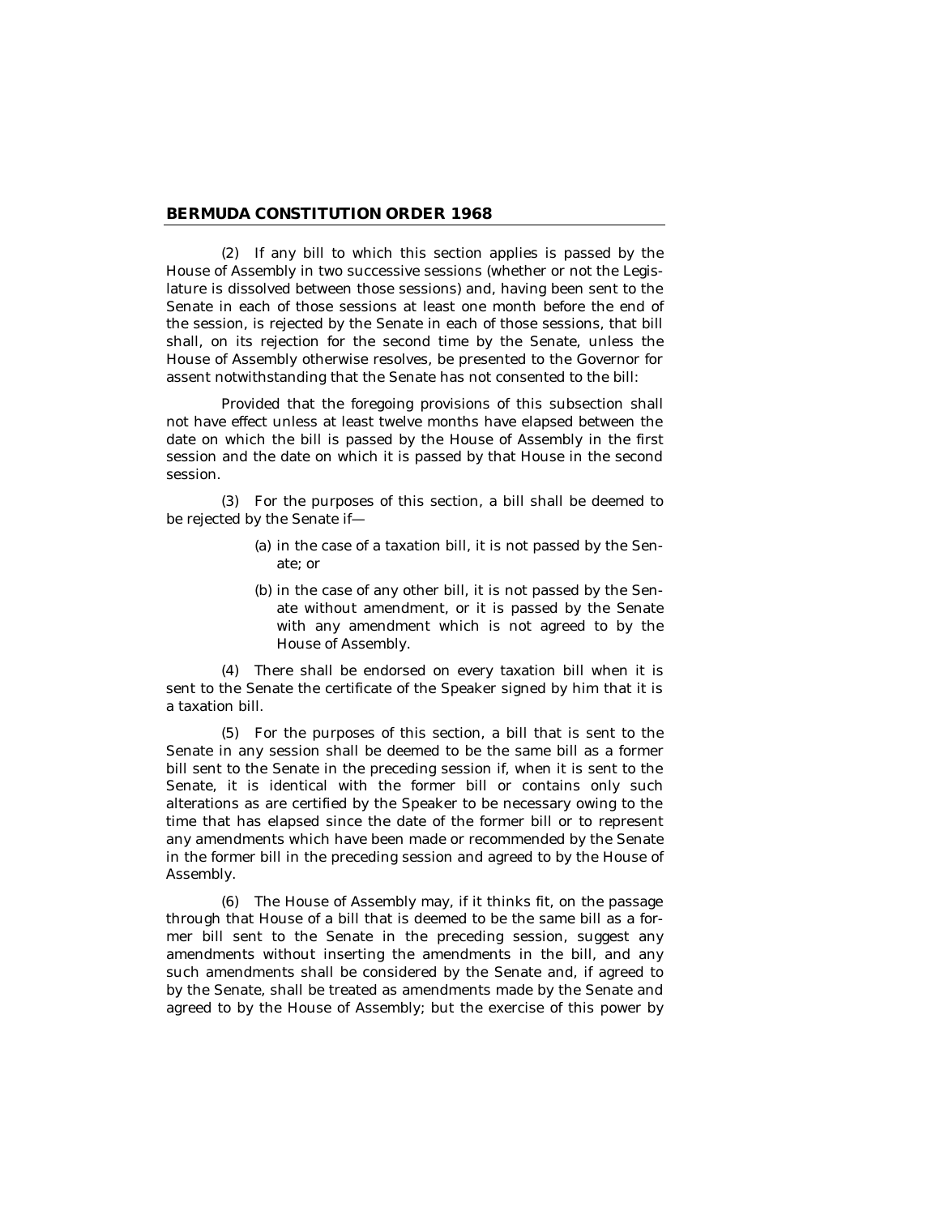(2) If any bill to which this section applies is passed by the House of Assembly in two successive sessions (whether or not the Legislature is dissolved between those sessions) and, having been sent to the Senate in each of those sessions at least one month before the end of the session, is rejected by the Senate in each of those sessions, that bill shall, on its rejection for the second time by the Senate, unless the House of Assembly otherwise resolves, be presented to the Governor for assent notwithstanding that the Senate has not consented to the bill:

Provided that the foregoing provisions of this subsection shall not have effect unless at least twelve months have elapsed between the date on which the bill is passed by the House of Assembly in the first session and the date on which it is passed by that House in the second session.

(3) For the purposes of this section, a bill shall be deemed to be rejected by the Senate if—

(a) in the case of a taxation bill, it is not passed by the Senate; or

(b) in the case of any other bill, it is not passed by the Senate without amendment, or it is passed by the Senate with any amendment which is not agreed to by the House of Assembly.

(4) There shall be endorsed on every taxation bill when it is sent to the Senate the certificate of the Speaker signed by him that it is a taxation bill.

(5) For the purposes of this section, a bill that is sent to the Senate in any session shall be deemed to be the same bill as a former bill sent to the Senate in the preceding session if, when it is sent to the Senate, it is identical with the former bill or contains only such alterations as are certified by the Speaker to be necessary owing to the time that has elapsed since the date of the former bill or to represent any amendments which have been made or recommended by the Senate in the former bill in the preceding session and agreed to by the House of Assembly.

(6) The House of Assembly may, if it thinks fit, on the passage through that House of a bill that is deemed to be the same bill as a former bill sent to the Senate in the preceding session, suggest any amendments without inserting the amendments in the bill, and any such amendments shall be considered by the Senate and, if agreed to by the Senate, shall be treated as amendments made by the Senate and agreed to by the House of Assembly; but the exercise of this power by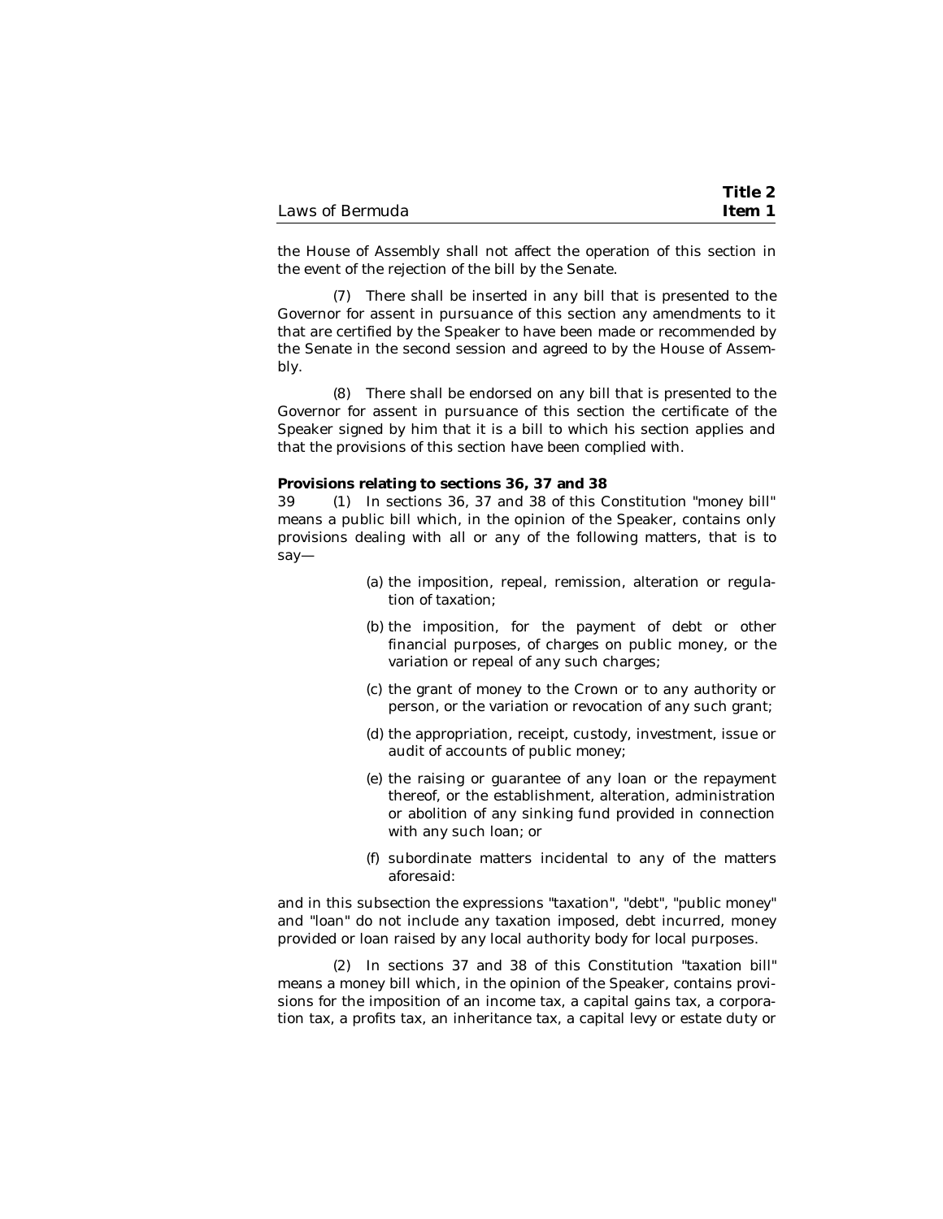the House of Assembly shall not affect the operation of this section in the event of the rejection of the bill by the Senate.

(7) There shall be inserted in any bill that is presented to the Governor for assent in pursuance of this section any amendments to it that are certified by the Speaker to have been made or recommended by the Senate in the second session and agreed to by the House of Assembly.

(8) There shall be endorsed on any bill that is presented to the Governor for assent in pursuance of this section the certificate of the Speaker signed by him that it is a bill to which his section applies and that the provisions of this section have been complied with.

**Provisions relating to sections 36, 37 and 38**

39 (1) In sections 36, 37 and 38 of this Constitution "money bill" means a public bill which, in the opinion of the Speaker, contains only provisions dealing with all or any of the following matters, that is to say—

(a) the imposition, repeal, remission, alteration or regulation of taxation;

(b) the imposition, for the payment of debt or other financial purposes, of charges on public money, or the variation or repeal of any such charges;

(c) the grant of money to the Crown or to any authority or person, or the variation or revocation of any such grant;

(d) the appropriation, receipt, custody, investment, issue or audit of accounts of public money;

(e) the raising or guarantee of any loan or the repayment thereof, or the establishment, alteration, administration or abolition of any sinking fund provided in connection with any such loan; or

(f) subordinate matters incidental to any of the matters aforesaid:

and in this subsection the expressions "taxation", "debt", "public money" and "loan" do not include any taxation imposed, debt incurred, money provided or loan raised by any local authority body for local purposes.

(2) In sections 37 and 38 of this Constitution "taxation bill" means a money bill which, in the opinion of the Speaker, contains provisions for the imposition of an income tax, a capital gains tax, a corporation tax, a profits tax, an inheritance tax, a capital levy or estate duty or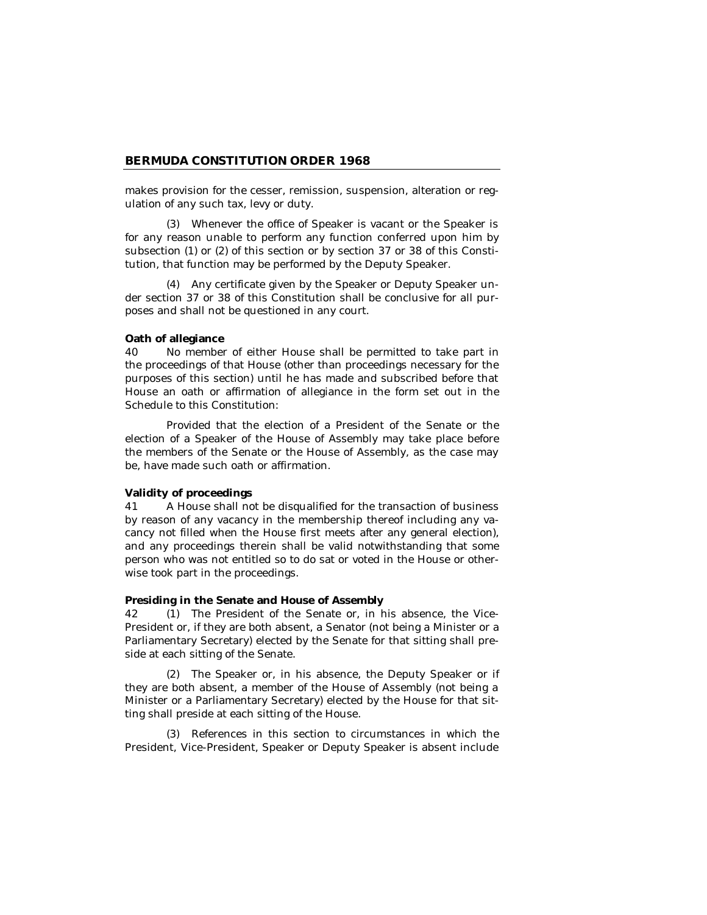makes provision for the cesser, remission, suspension, alteration or regulation of any such tax, levy or duty.

(3) Whenever the office of Speaker is vacant or the Speaker is for any reason unable to perform any function conferred upon him by subsection (1) or (2) of this section or by section 37 or 38 of this Constitution, that function may be performed by the Deputy Speaker.

(4) Any certificate given by the Speaker or Deputy Speaker under section 37 or 38 of this Constitution shall be conclusive for all purposes and shall not be questioned in any court.

**Oath of allegiance**

40 No member of either House shall be permitted to take part in the proceedings of that House (other than proceedings necessary for the purposes of this section) until he has made and subscribed before that House an oath or affirmation of allegiance in the form set out in the Schedule to this Constitution:

Provided that the election of a President of the Senate or the election of a Speaker of the House of Assembly may take place before the members of the Senate or the House of Assembly, as the case may be, have made such oath or affirmation.

**Validity of proceedings**

41 A House shall not be disqualified for the transaction of business by reason of any vacancy in the membership thereof including any vacancy not filled when the House first meets after any general election), and any proceedings therein shall be valid notwithstanding that some person who was not entitled so to do sat or voted in the House or otherwise took part in the proceedings.

**Presiding in the Senate and House of Assembly**

42 (1) The President of the Senate or, in his absence, the Vice-President or, if they are both absent, a Senator (not being a Minister or a Parliamentary Secretary) elected by the Senate for that sitting shall preside at each sitting of the Senate.

(2) The Speaker or, in his absence, the Deputy Speaker or if they are both absent, a member of the House of Assembly (not being a Minister or a Parliamentary Secretary) elected by the House for that sitting shall preside at each sitting of the House.

(3) References in this section to circumstances in which the President, Vice-President, Speaker or Deputy Speaker is absent include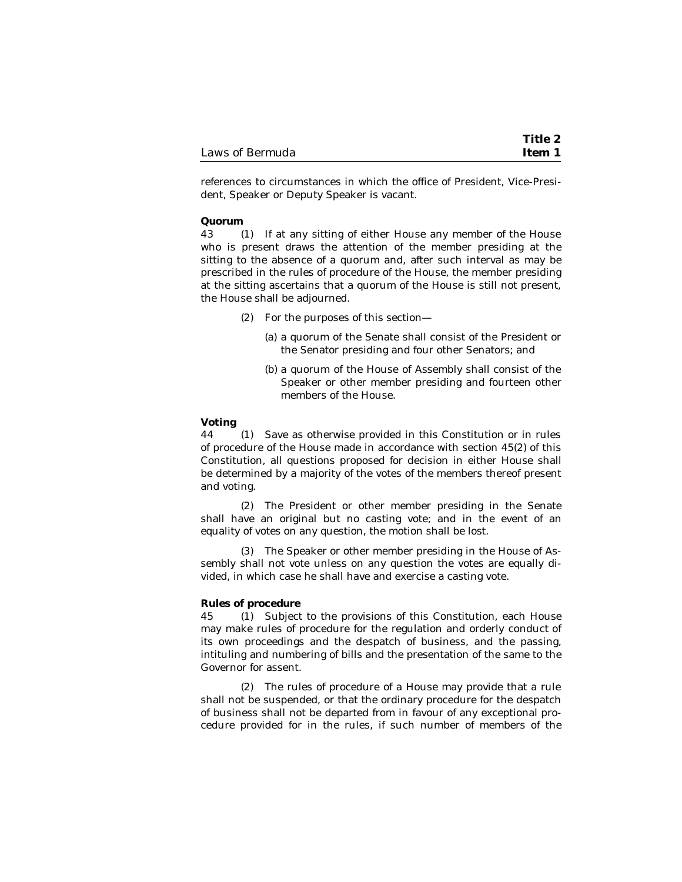references to circumstances in which the office of President, Vice-President, Speaker or Deputy Speaker is vacant.

**Quorum**

43 (1) If at any sitting of either House any member of the House who is present draws the attention of the member presiding at the sitting to the absence of a quorum and, after such interval as may be prescribed in the rules of procedure of the House, the member presiding at the sitting ascertains that a quorum of the House is still not present, the House shall be adjourned.

(2) For the purposes of this section—

(a) a quorum of the Senate shall consist of the President or the Senator presiding and four other Senators; and

(b) a quorum of the House of Assembly shall consist of the Speaker or other member presiding and fourteen other members of the House.

**Voting**

44 (1) Save as otherwise provided in this Constitution or in rules of procedure of the House made in accordance with section 45(2) of this Constitution, all questions proposed for decision in either House shall be determined by a majority of the votes of the members thereof present and voting.

(2) The President or other member presiding in the Senate shall have an original but no casting vote; and in the event of an equality of votes on any question, the motion shall be lost.

(3) The Speaker or other member presiding in the House of Assembly shall not vote unless on any question the votes are equally divided, in which case he shall have and exercise a casting vote.

**Rules of procedure**

45 (1) Subject to the provisions of this Constitution, each House may make rules of procedure for the regulation and orderly conduct of its own proceedings and the despatch of business, and the passing, intituling and numbering of bills and the presentation of the same to the Governor for assent.

(2) The rules of procedure of a House may provide that a rule shall not be suspended, or that the ordinary procedure for the despatch of business shall not be departed from in favour of any exceptional procedure provided for in the rules, if such number of members of the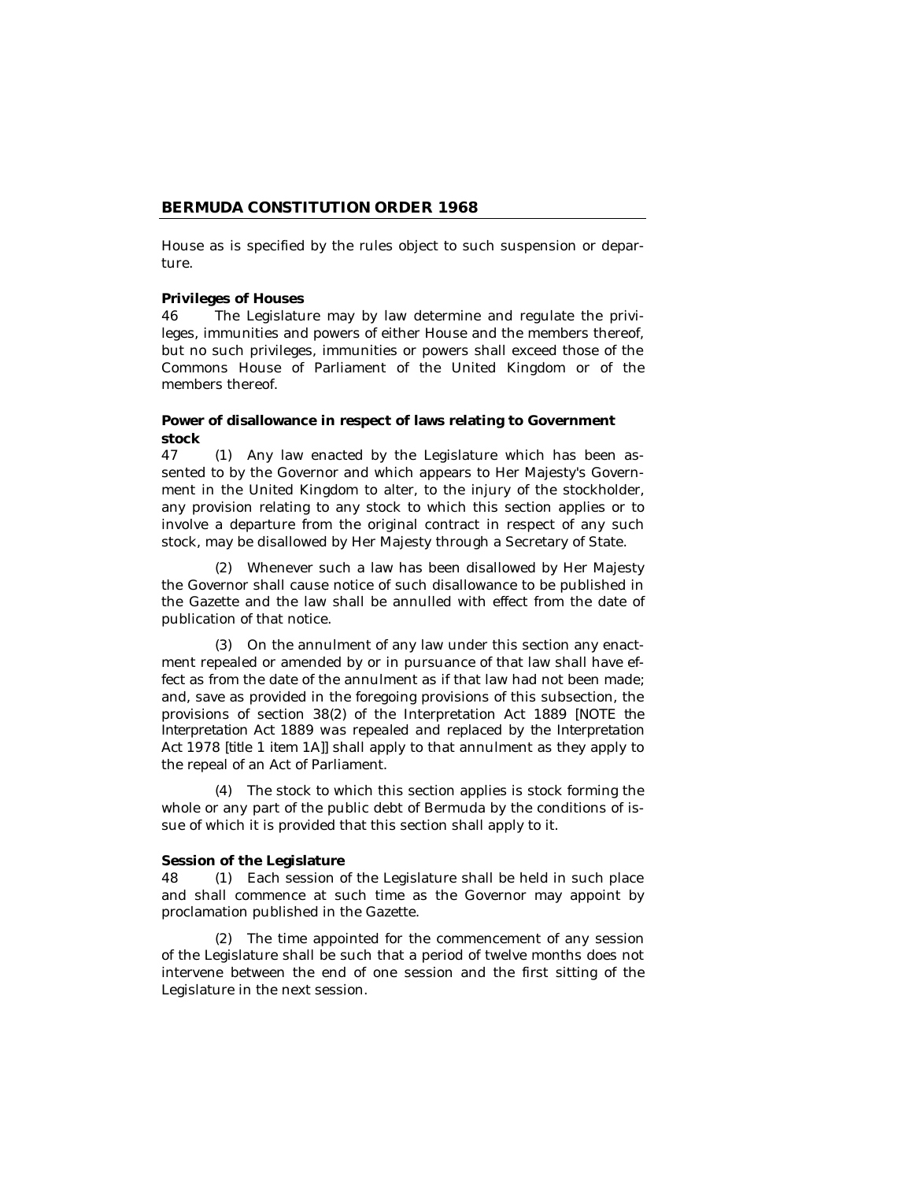House as is specified by the rules object to such suspension or departure.

**Privileges of Houses**

46 The Legislature may by law determine and regulate the privileges, immunities and powers of either House and the members thereof, but no such privileges, immunities or powers shall exceed those of the Commons House of Parliament of the United Kingdom or of the members thereof.

**Power of disallowance in respect of laws relating to Government stock**

47 (1) Any law enacted by the Legislature which has been assented to by the Governor and which appears to Her Majesty's Government in the United Kingdom to alter, to the injury of the stockholder, any provision relating to any stock to which this section applies or to involve a departure from the original contract in respect of any such stock, may be disallowed by Her Majesty through a Secretary of State.

(2) Whenever such a law has been disallowed by Her Majesty the Governor shall cause notice of such disallowance to be published in the Gazette and the law shall be annulled with effect from the date of publication of that notice.

(3) On the annulment of any law under this section any enactment repealed or amended by or in pursuance of that law shall have effect as from the date of the annulment as if that law had not been made; and, save as provided in the foregoing provisions of this subsection, the provisions of section 38(2) of the Interpretation Act 1889 [NOTE the Interpretation Act 1889 was repealed and replaced by the Interpretation Act 1978 [title 1 item 1A]] shall apply to that annulment as they apply to the repeal of an Act of Parliament.

(4) The stock to which this section applies is stock forming the whole or any part of the public debt of Bermuda by the conditions of issue of which it is provided that this section shall apply to it.

**Session of the Legislature**

48 (1) Each session of the Legislature shall be held in such place and shall commence at such time as the Governor may appoint by proclamation published in the Gazette.

(2) The time appointed for the commencement of any session of the Legislature shall be such that a period of twelve months does not intervene between the end of one session and the first sitting of the Legislature in the next session.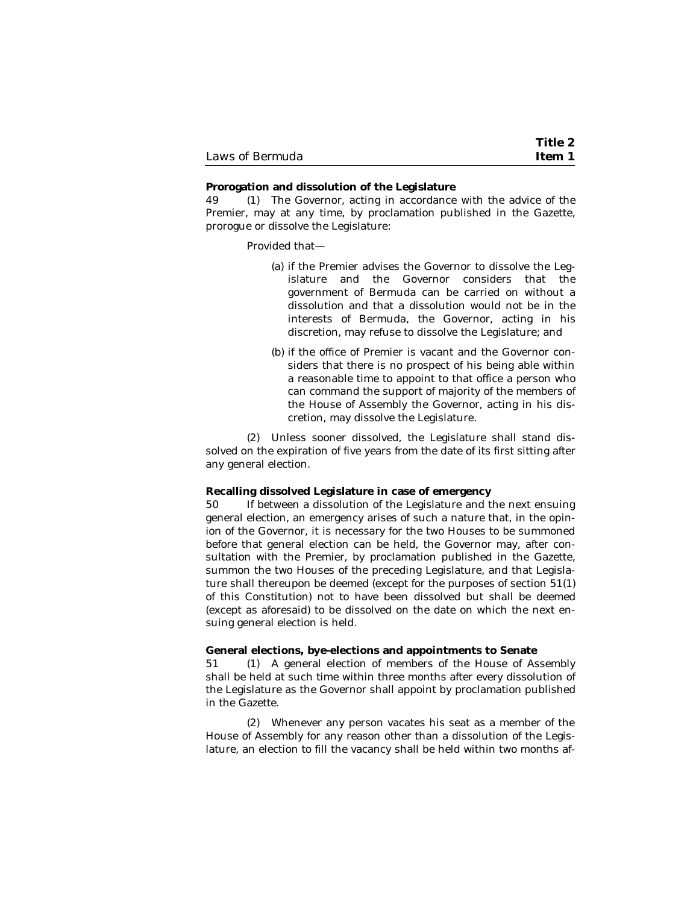**Prorogation and dissolution of the Legislature**

49 (1) The Governor, acting in accordance with the advice of the Premier, may at any time, by proclamation published in the Gazette, prorogue or dissolve the Legislature:

Provided that—

(a) if the Premier advises the Governor to dissolve the Legislature and the Governor considers that the government of Bermuda can be carried on without a dissolution and that a dissolution would not be in the interests of Bermuda, the Governor, acting in his discretion, may refuse to dissolve the Legislature; and

(b) if the office of Premier is vacant and the Governor considers that there is no prospect of his being able within a reasonable time to appoint to that office a person who can command the support of majority of the members of the House of Assembly the Governor, acting in his discretion, may dissolve the Legislature.

(2) Unless sooner dissolved, the Legislature shall stand dissolved on the expiration of five years from the date of its first sitting after any general election.

**Recalling dissolved Legislature in case of emergency**

50 If between a dissolution of the Legislature and the next ensuing general election, an emergency arises of such a nature that, in the opinion of the Governor, it is necessary for the two Houses to be summoned before that general election can be held, the Governor may, after consultation with the Premier, by proclamation published in the Gazette, summon the two Houses of the preceding Legislature, and that Legislature shall thereupon be deemed (except for the purposes of section 51(1) of this Constitution) not to have been dissolved but shall be deemed (except as aforesaid) to be dissolved on the date on which the next ensuing general election is held.

**General elections, bye-elections and appointments to Senate**

51 (1) A general election of members of the House of Assembly shall be held at such time within three months after every dissolution of the Legislature as the Governor shall appoint by proclamation published in the Gazette.

(2) Whenever any person vacates his seat as a member of the House of Assembly for any reason other than a dissolution of the Legislature, an election to fill the vacancy shall be held within two months af-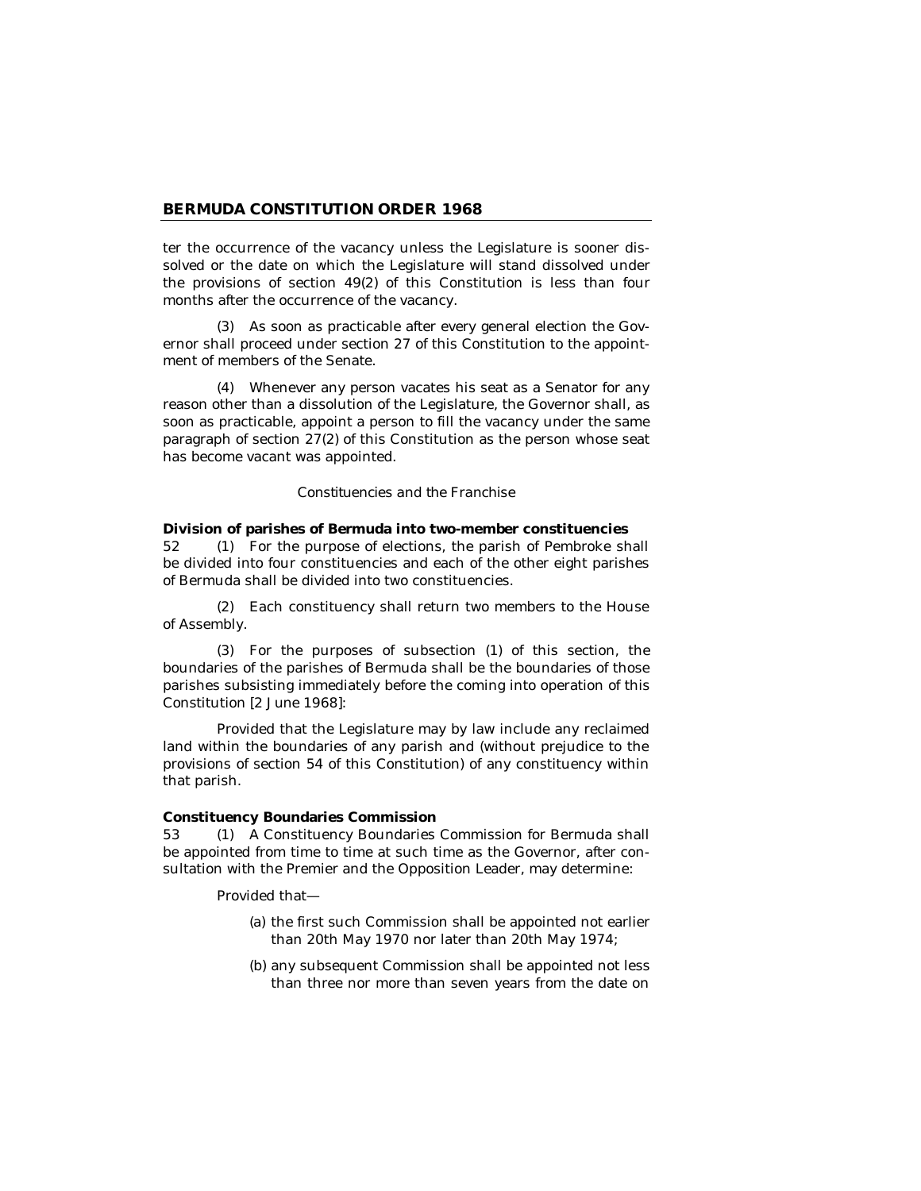ter the occurrence of the vacancy unless the Legislature is sooner dissolved or the date on which the Legislature will stand dissolved under the provisions of section 49(2) of this Constitution is less than four months after the occurrence of the vacancy.

(3) As soon as practicable after every general election the Governor shall proceed under section 27 of this Constitution to the appointment of members of the Senate.

(4) Whenever any person vacates his seat as a Senator for any reason other than a dissolution of the Legislature, the Governor shall, as soon as practicable, appoint a person to fill the vacancy under the same paragraph of section 27(2) of this Constitution as the person whose seat has become vacant was appointed.

*Constituencies and the Franchise*

**Division of parishes of Bermuda into two-member constituencies**

52 (1) For the purpose of elections, the parish of Pembroke shall be divided into four constituencies and each of the other eight parishes of Bermuda shall be divided into two constituencies.

(2) Each constituency shall return two members to the House of Assembly.

(3) For the purposes of subsection (1) of this section, the boundaries of the parishes of Bermuda shall be the boundaries of those parishes subsisting immediately before the coming into operation of this Constitution [2 June 1968]:

Provided that the Legislature may by law include any reclaimed land within the boundaries of any parish and (without prejudice to the provisions of section 54 of this Constitution) of any constituency within that parish.

**Constituency Boundaries Commission**

53 (1) A Constituency Boundaries Commission for Bermuda shall be appointed from time to time at such time as the Governor, after consultation with the Premier and the Opposition Leader, may determine:

Provided that—

(a) the first such Commission shall be appointed not earlier than 20th May 1970 nor later than 20th May 1974;

(b) any subsequent Commission shall be appointed not less than three nor more than seven years from the date on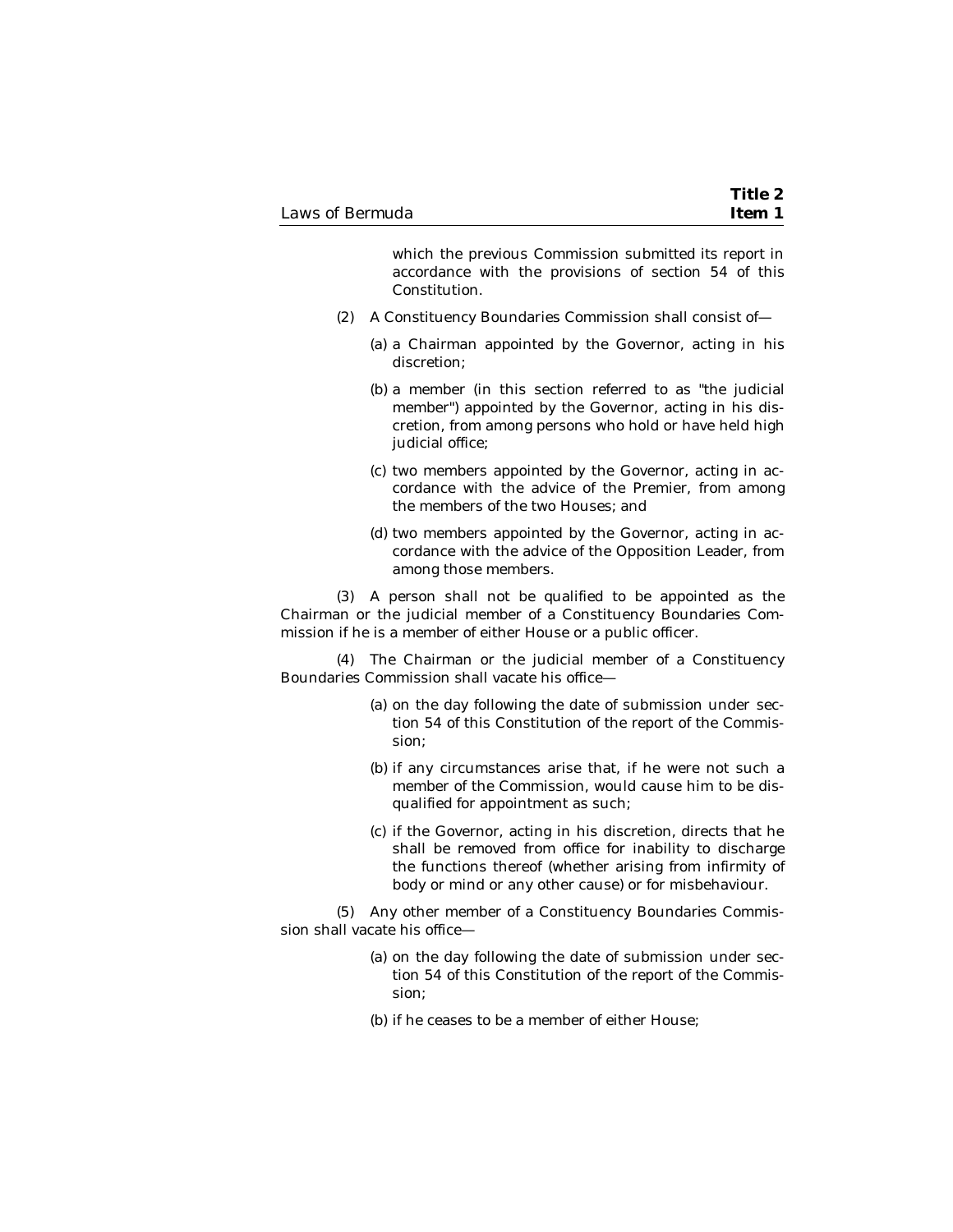which the previous Commission submitted its report in accordance with the provisions of section 54 of this Constitution.

(2) A Constituency Boundaries Commission shall consist of—

(a) a Chairman appointed by the Governor, acting in his discretion;

(b) a member (in this section referred to as "the judicial member") appointed by the Governor, acting in his discretion, from among persons who hold or have held high judicial office;

(c) two members appointed by the Governor, acting in accordance with the advice of the Premier, from among the members of the two Houses; and

(d) two members appointed by the Governor, acting in accordance with the advice of the Opposition Leader, from among those members.

(3) A person shall not be qualified to be appointed as the Chairman or the judicial member of a Constituency Boundaries Commission if he is a member of either House or a public officer.

(4) The Chairman or the judicial member of a Constituency Boundaries Commission shall vacate his office—

(a) on the day following the date of submission under section 54 of this Constitution of the report of the Commission;

(b) if any circumstances arise that, if he were not such a member of the Commission, would cause him to be disqualified for appointment as such;

(c) if the Governor, acting in his discretion, directs that he shall be removed from office for inability to discharge the functions thereof (whether arising from infirmity of body or mind or any other cause) or for misbehaviour.

(5) Any other member of a Constituency Boundaries Commission shall vacate his office—

(a) on the day following the date of submission under section 54 of this Constitution of the report of the Commission;

(b) if he ceases to be a member of either House;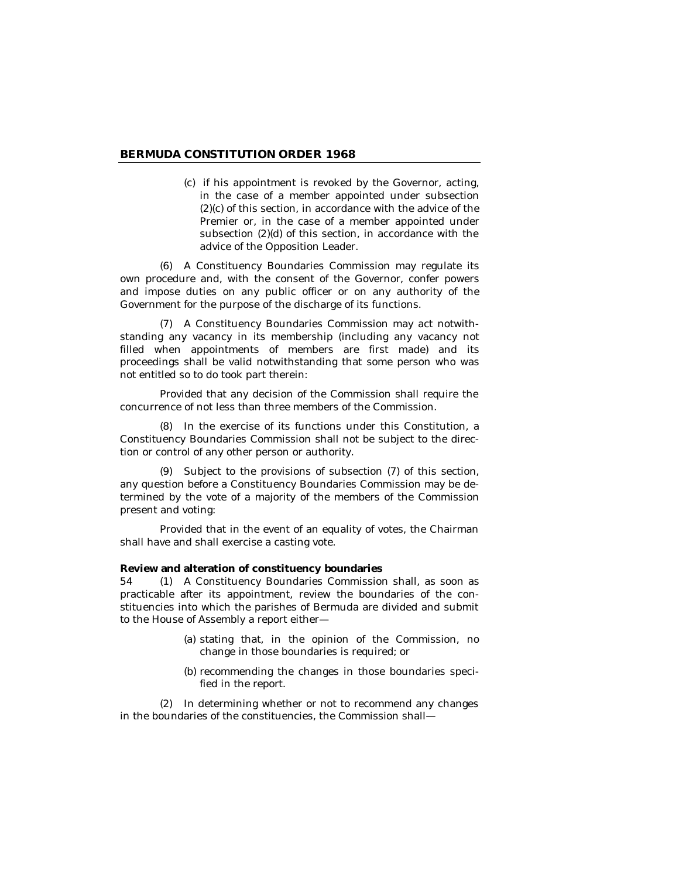(c) if his appointment is revoked by the Governor, acting, in the case of a member appointed under subsection (2)(c) of this section, in accordance with the advice of the Premier or, in the case of a member appointed under subsection (2)(d) of this section, in accordance with the advice of the Opposition Leader.

(6) A Constituency Boundaries Commission may regulate its own procedure and, with the consent of the Governor, confer powers and impose duties on any public officer or on any authority of the Government for the purpose of the discharge of its functions.

(7) A Constituency Boundaries Commission may act notwithstanding any vacancy in its membership (including any vacancy not filled when appointments of members are first made) and its proceedings shall be valid notwithstanding that some person who was not entitled so to do took part therein:

Provided that any decision of the Commission shall require the concurrence of not less than three members of the Commission.

(8) In the exercise of its functions under this Constitution, a Constituency Boundaries Commission shall not be subject to the direction or control of any other person or authority.

(9) Subject to the provisions of subsection (7) of this section, any question before a Constituency Boundaries Commission may be determined by the vote of a majority of the members of the Commission present and voting:

Provided that in the event of an equality of votes, the Chairman shall have and shall exercise a casting vote.

**Review and alteration of constituency boundaries**

54 (1) A Constituency Boundaries Commission shall, as soon as practicable after its appointment, review the boundaries of the constituencies into which the parishes of Bermuda are divided and submit to the House of Assembly a report either—

(a) stating that, in the opinion of the Commission, no change in those boundaries is required; or

(b) recommending the changes in those boundaries specified in the report.

(2) In determining whether or not to recommend any changes in the boundaries of the constituencies, the Commission shall—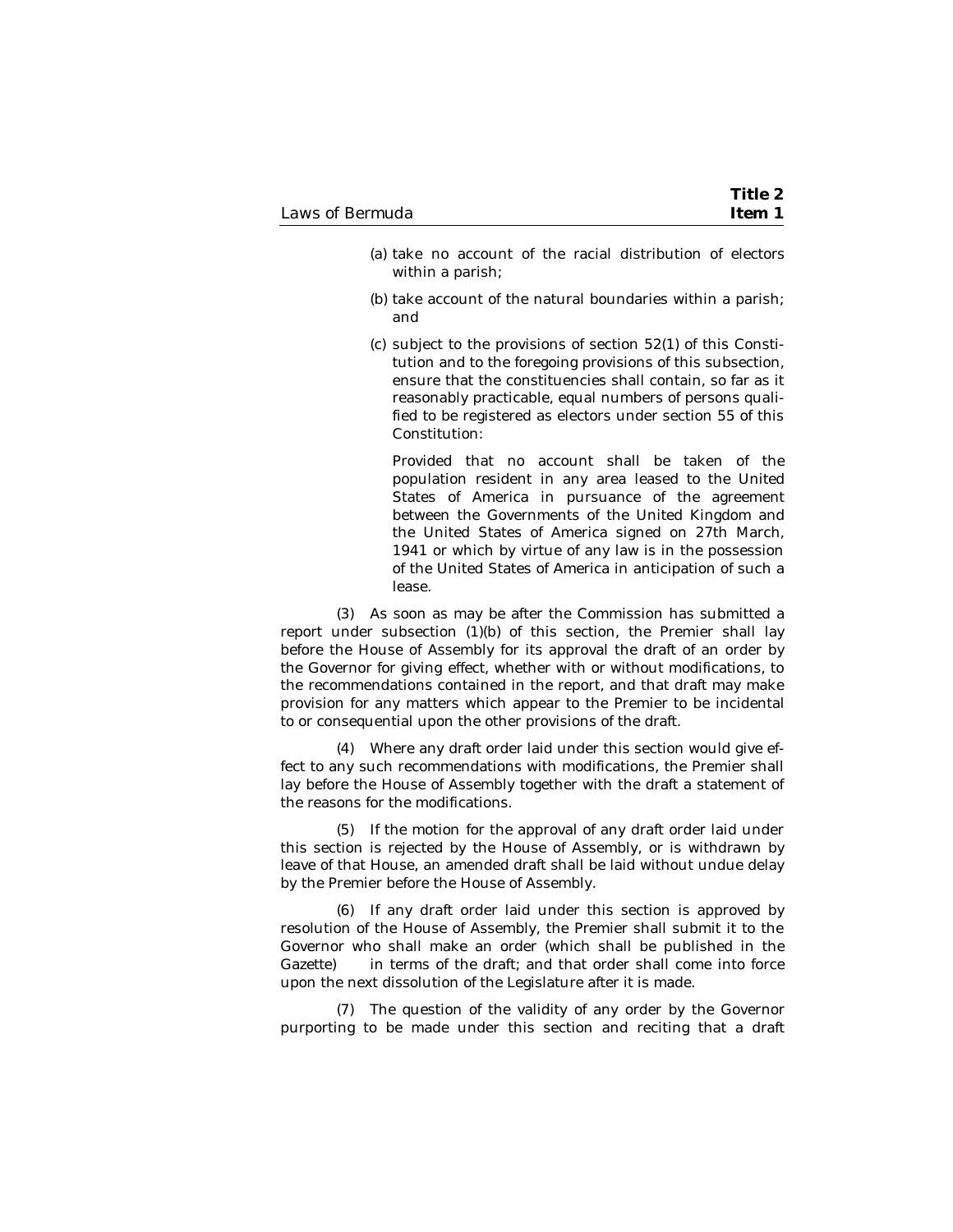(a) take no account of the racial distribution of electors within a parish;

(b) take account of the natural boundaries within a parish; and

(c) subject to the provisions of section 52(1) of this Constitution and to the foregoing provisions of this subsection, ensure that the constituencies shall contain, so far as it reasonably practicable, equal numbers of persons qualified to be registered as electors under section 55 of this Constitution:

Provided that no account shall be taken of the population resident in any area leased to the United States of America in pursuance of the agreement between the Governments of the United Kingdom and the United States of America signed on 27th March, 1941 or which by virtue of any law is in the possession of the United States of America in anticipation of such a lease.

(3) As soon as may be after the Commission has submitted a report under subsection (1)(b) of this section, the Premier shall lay before the House of Assembly for its approval the draft of an order by the Governor for giving effect, whether with or without modifications, to the recommendations contained in the report, and that draft may make provision for any matters which appear to the Premier to be incidental to or consequential upon the other provisions of the draft.

(4) Where any draft order laid under this section would give effect to any such recommendations with modifications, the Premier shall lay before the House of Assembly together with the draft a statement of the reasons for the modifications.

(5) If the motion for the approval of any draft order laid under this section is rejected by the House of Assembly, or is withdrawn by leave of that House, an amended draft shall be laid without undue delay by the Premier before the House of Assembly.

(6) If any draft order laid under this section is approved by resolution of the House of Assembly, the Premier shall submit it to the Governor who shall make an order (which shall be published in the Gazette) in terms of the draft; and that order shall come into force upon the next dissolution of the Legislature after it is made.

(7) The question of the validity of any order by the Governor purporting to be made under this section and reciting that a draft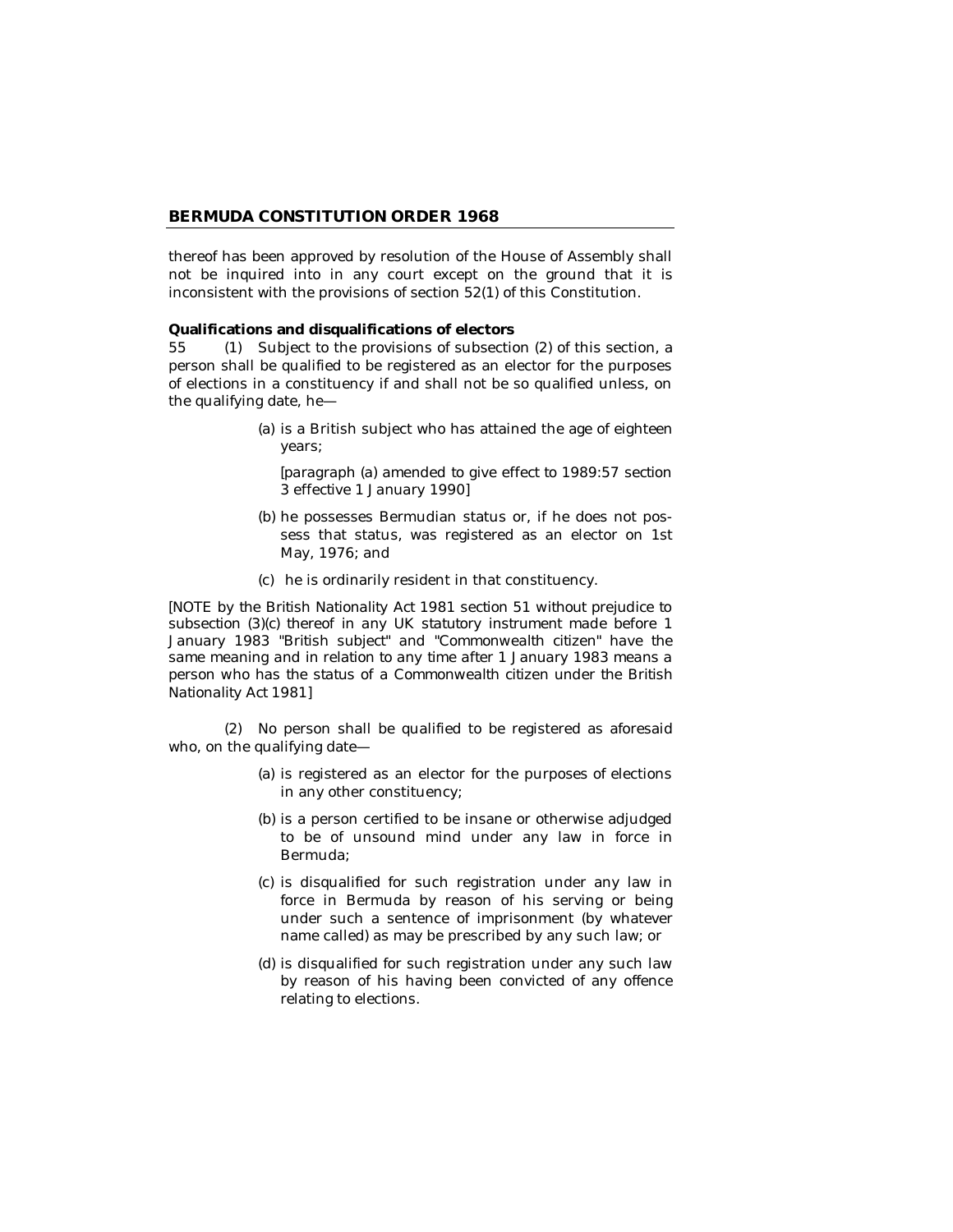thereof has been approved by resolution of the House of Assembly shall not be inquired into in any court except on the ground that it is inconsistent with the provisions of section 52(1) of this Constitution.

**Qualifications and disqualifications of electors**

55 (1) Subject to the provisions of subsection (2) of this section, a person shall be qualified to be registered as an elector for the purposes of elections in a constituency if and shall not be so qualified unless, on the qualifying date, he—

(a) is a British subject who has attained the age of eighteen years;

[paragraph (a) amended to give effect to 1989:57 section 3 effective 1 January 1990]

(b) he possesses Bermudian status or, if he does not possess that status, was registered as an elector on 1st May, 1976; and

(c) he is ordinarily resident in that constituency.

[NOTE by the British Nationality Act 1981 section 51 without prejudice to subsection (3)(c) thereof in any UK statutory instrument made before 1 January 1983 "British subject" and "Commonwealth citizen" have the same meaning and in relation to any time after 1 January 1983 means a person who has the status of a Commonwealth citizen under the British Nationality Act 1981]

(2) No person shall be qualified to be registered as aforesaid who, on the qualifying date—

(a) is registered as an elector for the purposes of elections in any other constituency;

(b) is a person certified to be insane or otherwise adjudged to be of unsound mind under any law in force in Bermuda;

(c) is disqualified for such registration under any law in force in Bermuda by reason of his serving or being under such a sentence of imprisonment (by whatever name called) as may be prescribed by any such law; or

(d) is disqualified for such registration under any such law by reason of his having been convicted of any offence relating to elections.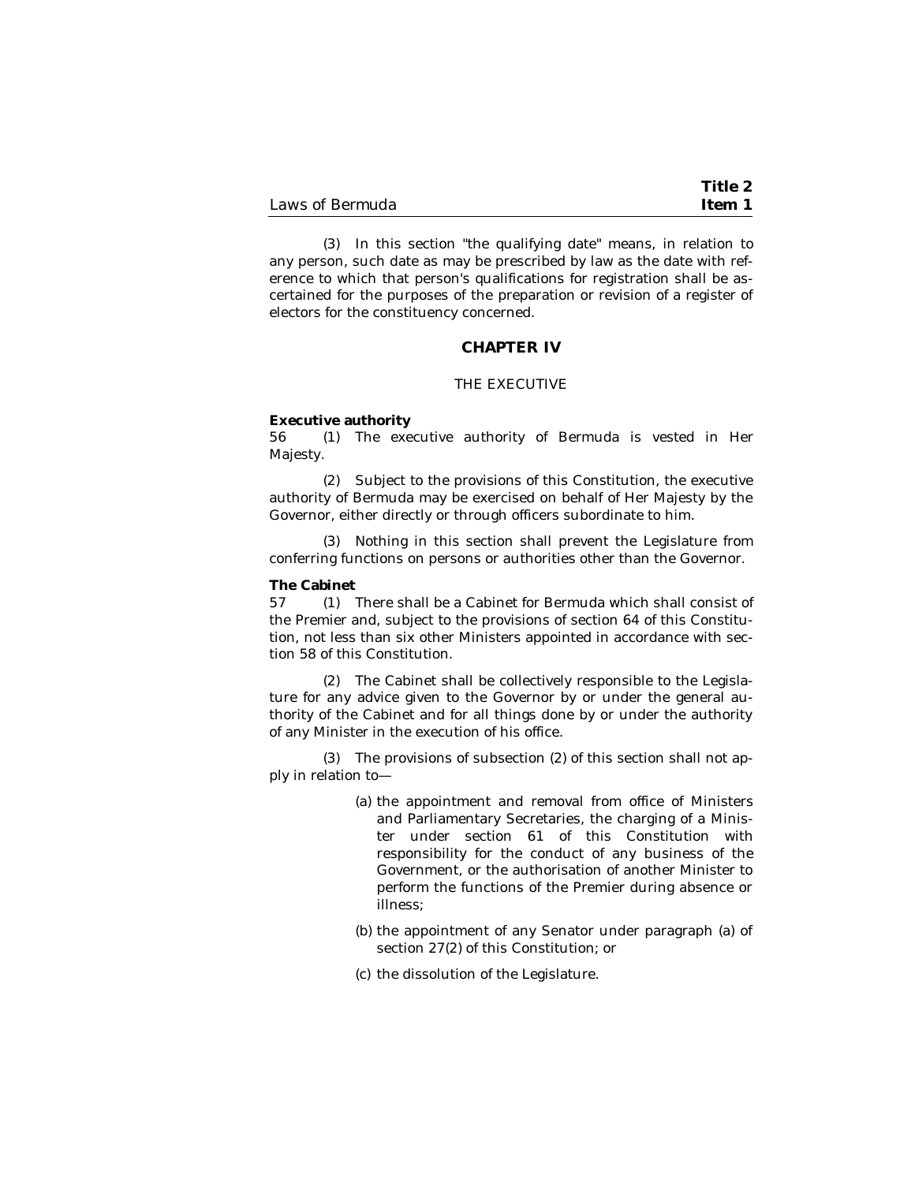(3) In this section "the qualifying date" means, in relation to any person, such date as may be prescribed by law as the date with reference to which that person's qualifications for registration shall be ascertained for the purposes of the preparation or revision of a register of electors for the constituency concerned.

## CHAPTER IV

### THE EXECUTIVE

**Executive authority**

56 (1) The executive authority of Bermuda is vested in Her Majesty.

(2) Subject to the provisions of this Constitution, the executive authority of Bermuda may be exercised on behalf of Her Majesty by the Governor, either directly or through officers subordinate to him.

(3) Nothing in this section shall prevent the Legislature from conferring functions on persons or authorities other than the Governor.

**The Cabinet**

57 (1) There shall be a Cabinet for Bermuda which shall consist of the Premier and, subject to the provisions of section 64 of this Constitution, not less than six other Ministers appointed in accordance with section 58 of this Constitution.

(2) The Cabinet shall be collectively responsible to the Legislature for any advice given to the Governor by or under the general authority of the Cabinet and for all things done by or under the authority of any Minister in the execution of his office.

(3) The provisions of subsection (2) of this section shall not apply in relation to—

(a) the appointment and removal from office of Ministers and Parliamentary Secretaries, the charging of a Minister under section 61 of this Constitution with responsibility for the conduct of any business of the Government, or the authorisation of another Minister to perform the functions of the Premier during absence or illness;

(b) the appointment of any Senator under paragraph (a) of section 27(2) of this Constitution; or

(c) the dissolution of the Legislature.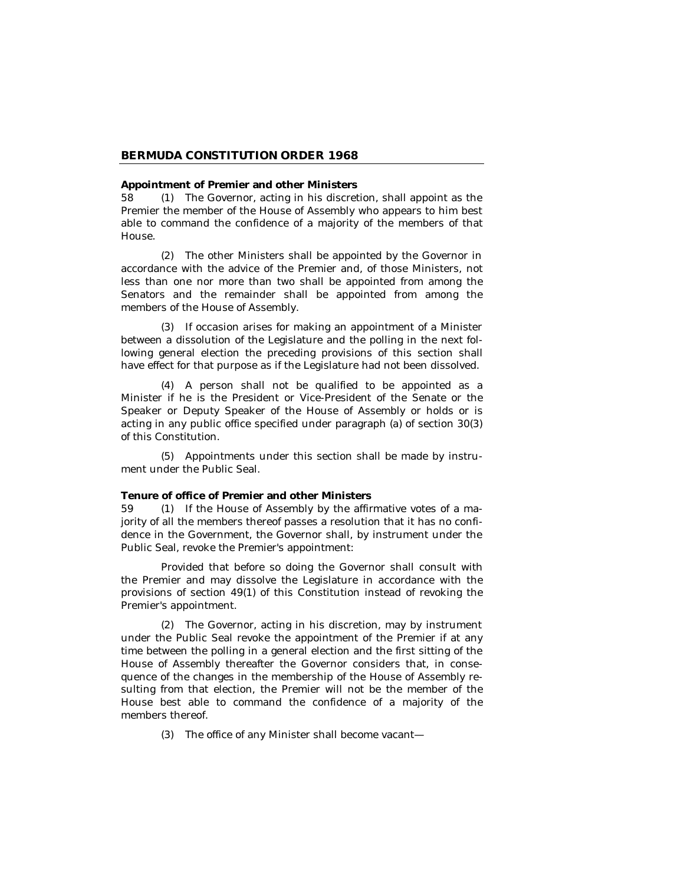### Appointment of Premier and other Ministers

58 (1) The Governor, acting in his discretion, shall appoint as the Premier the member of the House of Assembly who appears to him best able to command the confidence of a majority of the members of that House.

(2) The other Ministers shall be appointed by the Governor in accordance with the advice of the Premier and, of those Ministers, not less than one nor more than two shall be appointed from among the Senators and the remainder shall be appointed from among the members of the House of Assembly.

(3) If occasion arises for making an appointment of a Minister between a dissolution of the Legislature and the polling in the next following general election the preceding provisions of this section shall have effect for that purpose as if the Legislature had not been dissolved.

(4) A person shall not be qualified to be appointed as a Minister if he is the President or Vice-President of the Senate or the Speaker or Deputy Speaker of the House of Assembly or holds or is acting in any public office specified under paragraph (a) of section 30(3) of this Constitution.

(5) Appointments under this section shall be made by instrument under the Public Seal.

### Tenure of office of Premier and other Ministers

59 (1) If the House of Assembly by the affirmative votes of a majority of all the members thereof passes a resolution that it has no confidence in the Government, the Governor shall, by instrument under the Public Seal, revoke the Premier's appointment:

Provided that before so doing the Governor shall consult with the Premier and may dissolve the Legislature in accordance with the provisions of section 49(1) of this Constitution instead of revoking the Premier's appointment.

(2) The Governor, acting in his discretion, may by instrument under the Public Seal revoke the appointment of the Premier if at any time between the polling in a general election and the first sitting of the House of Assembly thereafter the Governor considers that, in consequence of the changes in the membership of the House of Assembly resulting from that election, the Premier will not be the member of the House best able to command the confidence of a majority of the members thereof.

(3) The office of any Minister shall become vacant—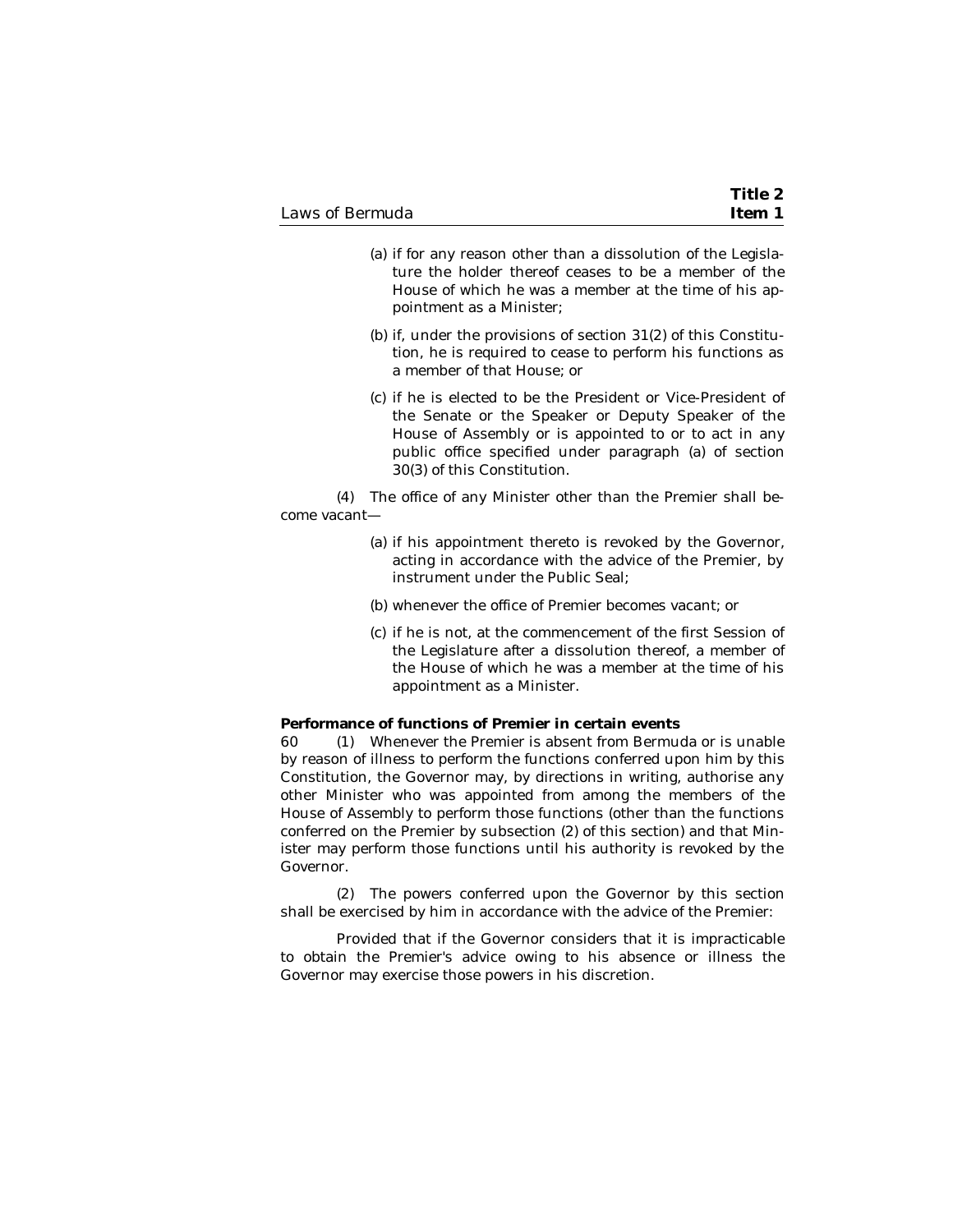(a) if for any reason other than a dissolution of the Legislature the holder thereof ceases to be a member of the House of which he was a member at the time of his appointment as a Minister;

(b) if, under the provisions of section 31(2) of this Constitution, he is required to cease to perform his functions as a member of that House; or

(c) if he is elected to be the President or Vice-President of the Senate or the Speaker or Deputy Speaker of the House of Assembly or is appointed to or to act in any public office specified under paragraph (a) of section 30(3) of this Constitution.

(4) The office of any Minister other than the Premier shall become vacant—

(a) if his appointment thereto is revoked by the Governor, acting in accordance with the advice of the Premier, by instrument under the Public Seal;

(b) whenever the office of Premier becomes vacant; or

(c) if he is not, at the commencement of the first Session of the Legislature after a dissolution thereof, a member of the House of which he was a member at the time of his appointment as a Minister.

**Performance of functions of Premier in certain events**

60 (1) Whenever the Premier is absent from Bermuda or is unable by reason of illness to perform the functions conferred upon him by this Constitution, the Governor may, by directions in writing, authorise any other Minister who was appointed from among the members of the House of Assembly to perform those functions (other than the functions conferred on the Premier by subsection (2) of this section) and that Minister may perform those functions until his authority is revoked by the Governor.

(2) The powers conferred upon the Governor by this section shall be exercised by him in accordance with the advice of the Premier:

Provided that if the Governor considers that it is impracticable to obtain the Premier's advice owing to his absence or illness the Governor may exercise those powers in his discretion.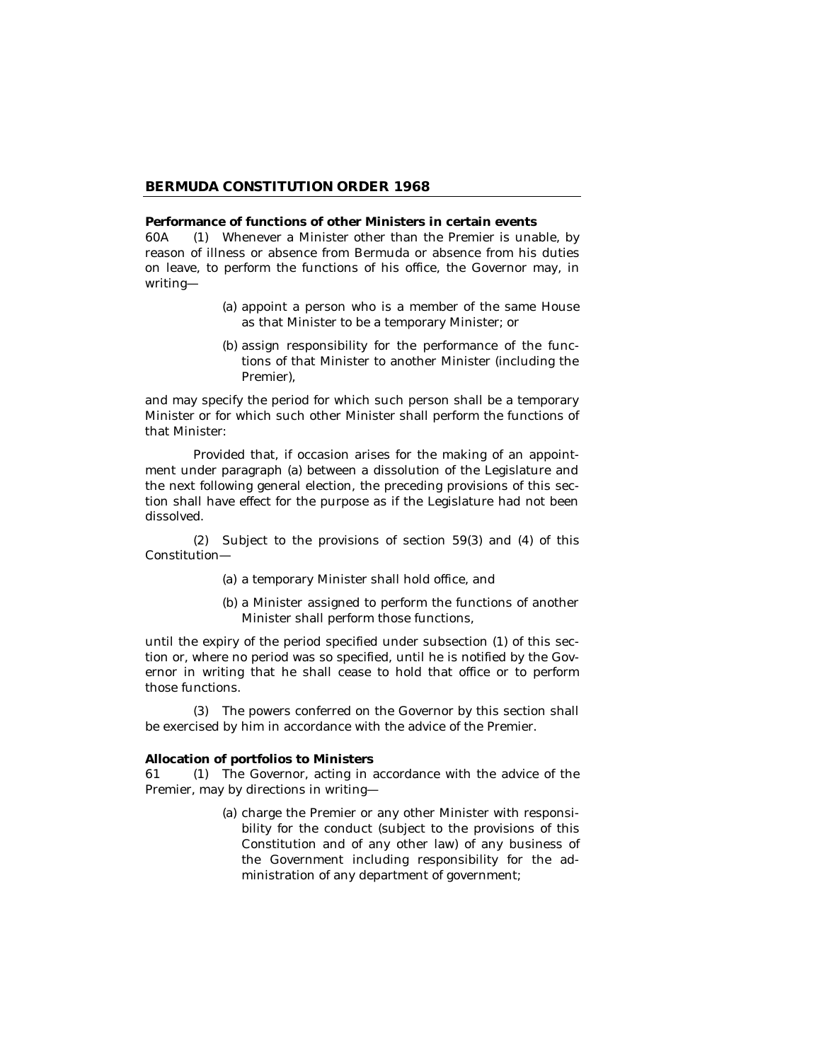**Performance of functions of other Ministers in certain events**

60A (1) Whenever a Minister other than the Premier is unable, by reason of illness or absence from Bermuda or absence from his duties on leave, to perform the functions of his office, the Governor may, in writing—

(a) appoint a person who is a member of the same House as that Minister to be a temporary Minister; or

(b) assign responsibility for the performance of the functions of that Minister to another Minister (including the Premier),

and may specify the period for which such person shall be a temporary Minister or for which such other Minister shall perform the functions of that Minister:

Provided that, if occasion arises for the making of an appointment under paragraph (a) between a dissolution of the Legislature and the next following general election, the preceding provisions of this section shall have effect for the purpose as if the Legislature had not been dissolved.

(2) Subject to the provisions of section 59(3) and (4) of this Constitution—

(a) a temporary Minister shall hold office, and

(b) a Minister assigned to perform the functions of another Minister shall perform those functions,

until the expiry of the period specified under subsection (1) of this section or, where no period was so specified, until he is notified by the Governor in writing that he shall cease to hold that office or to perform those functions.

(3) The powers conferred on the Governor by this section shall be exercised by him in accordance with the advice of the Premier.

**Allocation of portfolios to Ministers**

61 (1) The Governor, acting in accordance with the advice of the Premier, may by directions in writing—

(a) charge the Premier or any other Minister with responsibility for the conduct (subject to the provisions of this Constitution and of any other law) of any business of the Government including responsibility for the administration of any department of government;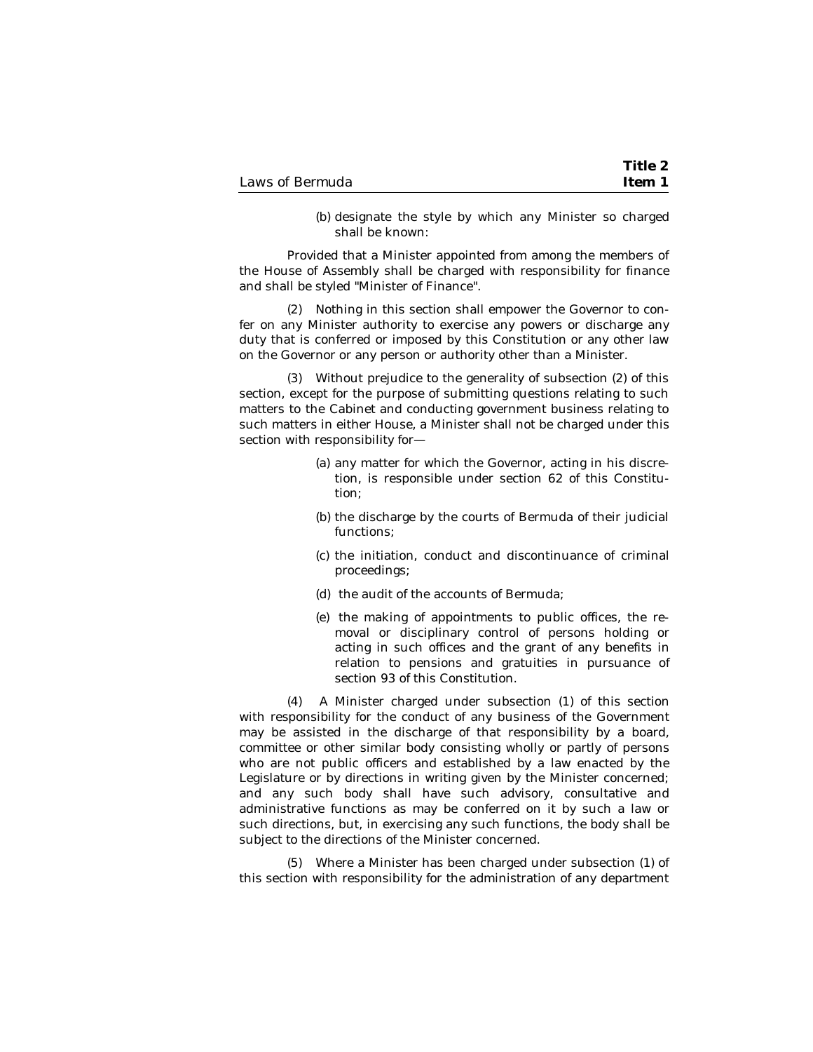(b) designate the style by which any Minister so charged shall be known:

Provided that a Minister appointed from among the members of the House of Assembly shall be charged with responsibility for finance and shall be styled "Minister of Finance".

(2) Nothing in this section shall empower the Governor to confer on any Minister authority to exercise any powers or discharge any duty that is conferred or imposed by this Constitution or any other law on the Governor or any person or authority other than a Minister.

(3) Without prejudice to the generality of subsection (2) of this section, except for the purpose of submitting questions relating to such matters to the Cabinet and conducting government business relating to such matters in either House, a Minister shall not be charged under this section with responsibility for—

(a) any matter for which the Governor, acting in his discretion, is responsible under section 62 of this Constitution;

(b) the discharge by the courts of Bermuda of their judicial functions;

(c) the initiation, conduct and discontinuance of criminal proceedings;

(d) the audit of the accounts of Bermuda;

(e) the making of appointments to public offices, the removal or disciplinary control of persons holding or acting in such offices and the grant of any benefits in relation to pensions and gratuities in pursuance of section 93 of this Constitution.

(4) A Minister charged under subsection (1) of this section with responsibility for the conduct of any business of the Government may be assisted in the discharge of that responsibility by a board, committee or other similar body consisting wholly or partly of persons who are not public officers and established by a law enacted by the Legislature or by directions in writing given by the Minister concerned; and any such body shall have such advisory, consultative and administrative functions as may be conferred on it by such a law or such directions, but, in exercising any such functions, the body shall be subject to the directions of the Minister concerned.

(5) Where a Minister has been charged under subsection (1) of this section with responsibility for the administration of any department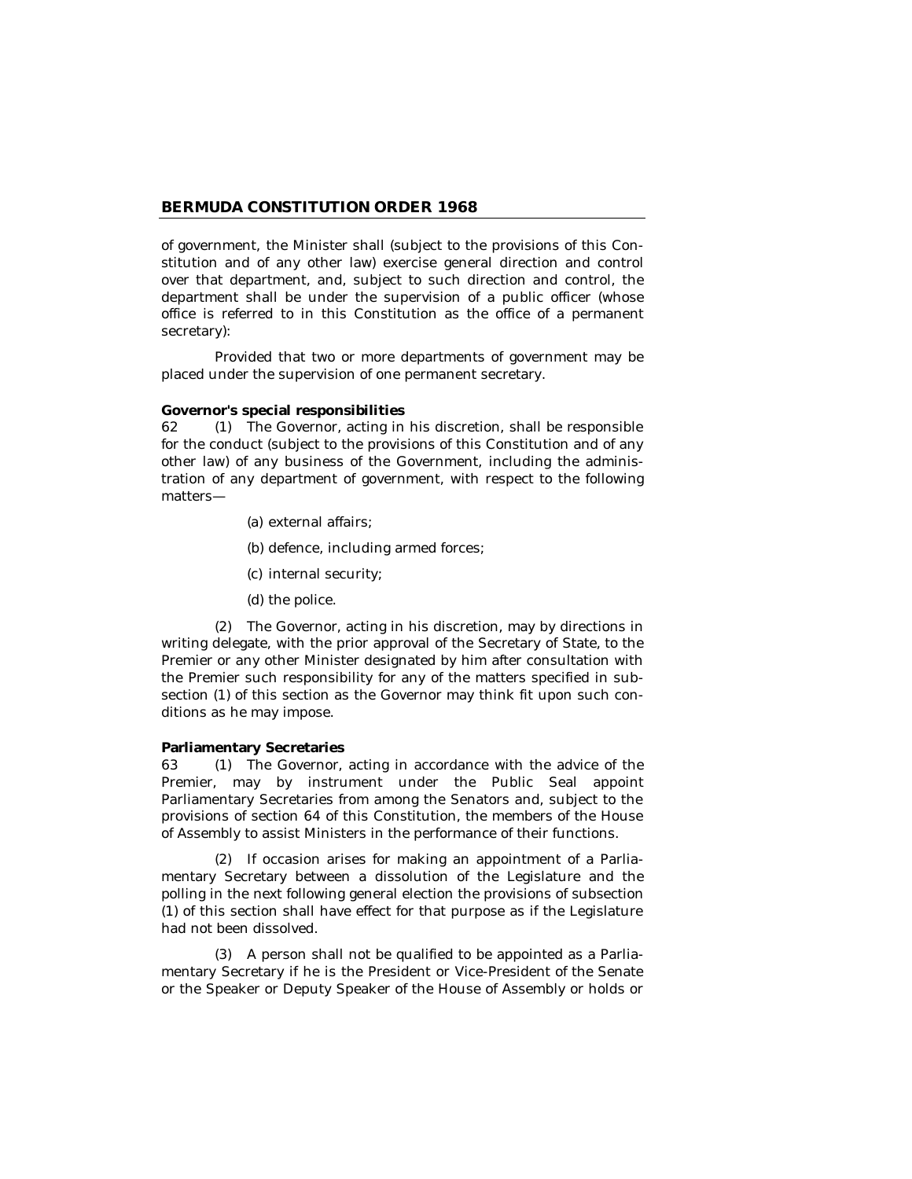of government, the Minister shall (subject to the provisions of this Constitution and of any other law) exercise general direction and control over that department, and, subject to such direction and control, the department shall be under the supervision of a public officer (whose office is referred to in this Constitution as the office of a permanent secretary):

Provided that two or more departments of government may be placed under the supervision of one permanent secretary.

**Governor's special responsibilities**

62 (1) The Governor, acting in his discretion, shall be responsible for the conduct (subject to the provisions of this Constitution and of any other law) of any business of the Government, including the administration of any department of government, with respect to the following matters—

(a) external affairs;

(b) defence, including armed forces;

(c) internal security;

(d) the police.

(2) The Governor, acting in his discretion, may by directions in writing delegate, with the prior approval of the Secretary of State, to the Premier or any other Minister designated by him after consultation with the Premier such responsibility for any of the matters specified in subsection (1) of this section as the Governor may think fit upon such conditions as he may impose.

**Parliamentary Secretaries**

63 (1) The Governor, acting in accordance with the advice of the Premier, may by instrument under the Public Seal appoint Parliamentary Secretaries from among the Senators and, subject to the provisions of section 64 of this Constitution, the members of the House of Assembly to assist Ministers in the performance of their functions.

(2) If occasion arises for making an appointment of a Parliamentary Secretary between a dissolution of the Legislature and the polling in the next following general election the provisions of subsection (1) of this section shall have effect for that purpose as if the Legislature had not been dissolved.

(3) A person shall not be qualified to be appointed as a Parliamentary Secretary if he is the President or Vice-President of the Senate or the Speaker or Deputy Speaker of the House of Assembly or holds or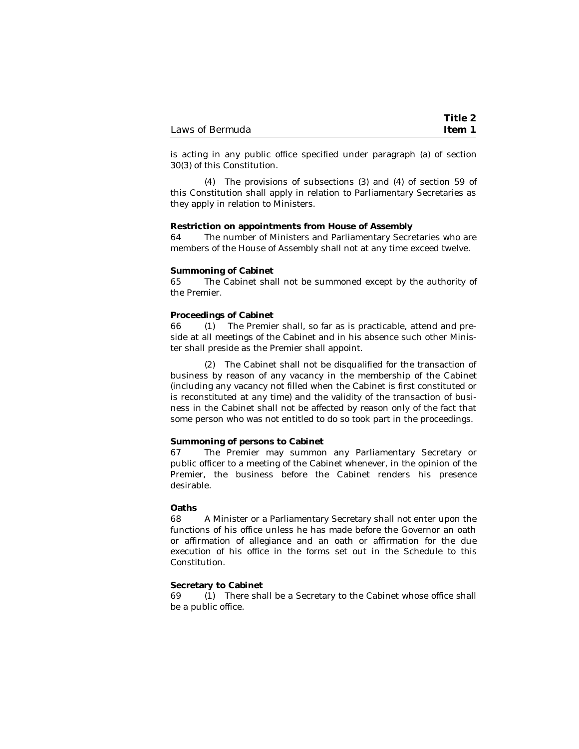is acting in any public office specified under paragraph (a) of section 30(3) of this Constitution.

(4) The provisions of subsections (3) and (4) of section 59 of this Constitution shall apply in relation to Parliamentary Secretaries as they apply in relation to Ministers.

**Restriction on appointments from House of Assembly**

64 The number of Ministers and Parliamentary Secretaries who are members of the House of Assembly shall not at any time exceed twelve.

**Summoning of Cabinet**

65 The Cabinet shall not be summoned except by the authority of the Premier.

**Proceedings of Cabinet**

66 (1) The Premier shall, so far as is practicable, attend and preside at all meetings of the Cabinet and in his absence such other Minister shall preside as the Premier shall appoint.

(2) The Cabinet shall not be disqualified for the transaction of business by reason of any vacancy in the membership of the Cabinet (including any vacancy not filled when the Cabinet is first constituted or is reconstituted at any time) and the validity of the transaction of business in the Cabinet shall not be affected by reason only of the fact that some person who was not entitled to do so took part in the proceedings.

**Summoning of persons to Cabinet**

67 The Premier may summon any Parliamentary Secretary or public officer to a meeting of the Cabinet whenever, in the opinion of the Premier, the business before the Cabinet renders his presence desirable.

**Oaths**

68 A Minister or a Parliamentary Secretary shall not enter upon the functions of his office unless he has made before the Governor an oath or affirmation of allegiance and an oath or affirmation for the due execution of his office in the forms set out in the Schedule to this Constitution.

**Secretary to Cabinet**

69 (1) There shall be a Secretary to the Cabinet whose office shall be a public office.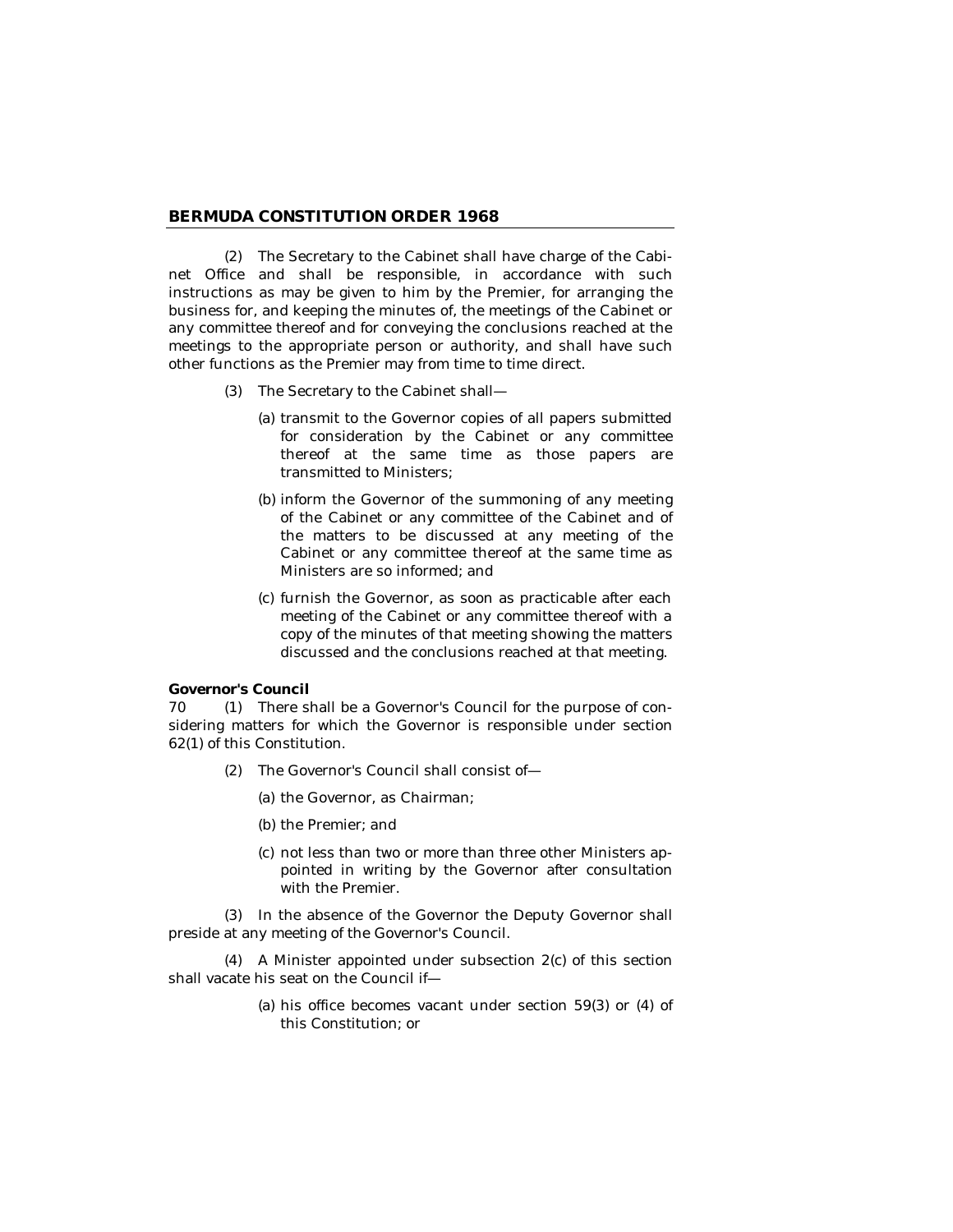(2) The Secretary to the Cabinet shall have charge of the Cabinet Office and shall be responsible, in accordance with such instructions as may be given to him by the Premier, for arranging the business for, and keeping the minutes of, the meetings of the Cabinet or any committee thereof and for conveying the conclusions reached at the meetings to the appropriate person or authority, and shall have such other functions as the Premier may from time to time direct.

(3) The Secretary to the Cabinet shall—

(a) transmit to the Governor copies of all papers submitted for consideration by the Cabinet or any committee thereof at the same time as those papers are transmitted to Ministers;

(b) inform the Governor of the summoning of any meeting of the Cabinet or any committee of the Cabinet and of the matters to be discussed at any meeting of the Cabinet or any committee thereof at the same time as Ministers are so informed; and

(c) furnish the Governor, as soon as practicable after each meeting of the Cabinet or any committee thereof with a copy of the minutes of that meeting showing the matters discussed and the conclusions reached at that meeting.

**Governor's Council**

70 (1) There shall be a Governor's Council for the purpose of considering matters for which the Governor is responsible under section 62(1) of this Constitution.

(2) The Governor's Council shall consist of—

(a) the Governor, as Chairman;

(b) the Premier; and

(c) not less than two or more than three other Ministers appointed in writing by the Governor after consultation with the Premier.

(3) In the absence of the Governor the Deputy Governor shall preside at any meeting of the Governor's Council.

(4) A Minister appointed under subsection 2(c) of this section shall vacate his seat on the Council if—

(a) his office becomes vacant under section 59(3) or (4) of this Constitution; or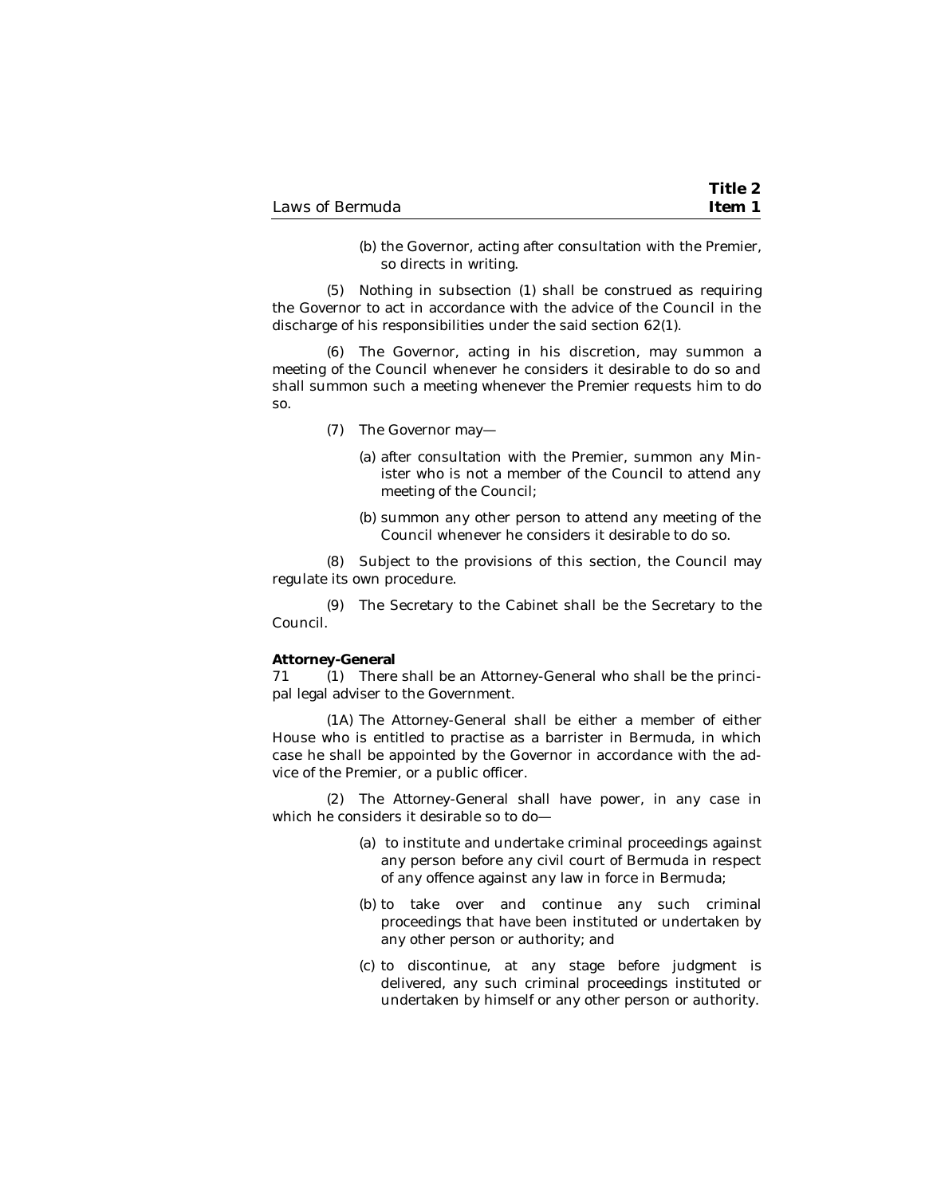(b) the Governor, acting after consultation with the Premier, so directs in writing.

(5) Nothing in subsection (1) shall be construed as requiring the Governor to act in accordance with the advice of the Council in the discharge of his responsibilities under the said section 62(1).

(6) The Governor, acting in his discretion, may summon a meeting of the Council whenever he considers it desirable to do so and shall summon such a meeting whenever the Premier requests him to do so.

(7) The Governor may—

(a) after consultation with the Premier, summon any Minister who is not a member of the Council to attend any meeting of the Council;

(b) summon any other person to attend any meeting of the Council whenever he considers it desirable to do so.

(8) Subject to the provisions of this section, the Council may regulate its own procedure.

(9) The Secretary to the Cabinet shall be the Secretary to the Council.

**Attorney-General**

71 (1) There shall be an Attorney-General who shall be the principal legal adviser to the Government.

(1A) The Attorney-General shall be either a member of either House who is entitled to practise as a barrister in Bermuda, in which case he shall be appointed by the Governor in accordance with the advice of the Premier, or a public officer.

(2) The Attorney-General shall have power, in any case in which he considers it desirable so to do—

(a) to institute and undertake criminal proceedings against any person before any civil court of Bermuda in respect of any offence against any law in force in Bermuda;

(b) to take over and continue any such criminal proceedings that have been instituted or undertaken by any other person or authority; and

(c) to discontinue, at any stage before judgment is delivered, any such criminal proceedings instituted or undertaken by himself or any other person or authority.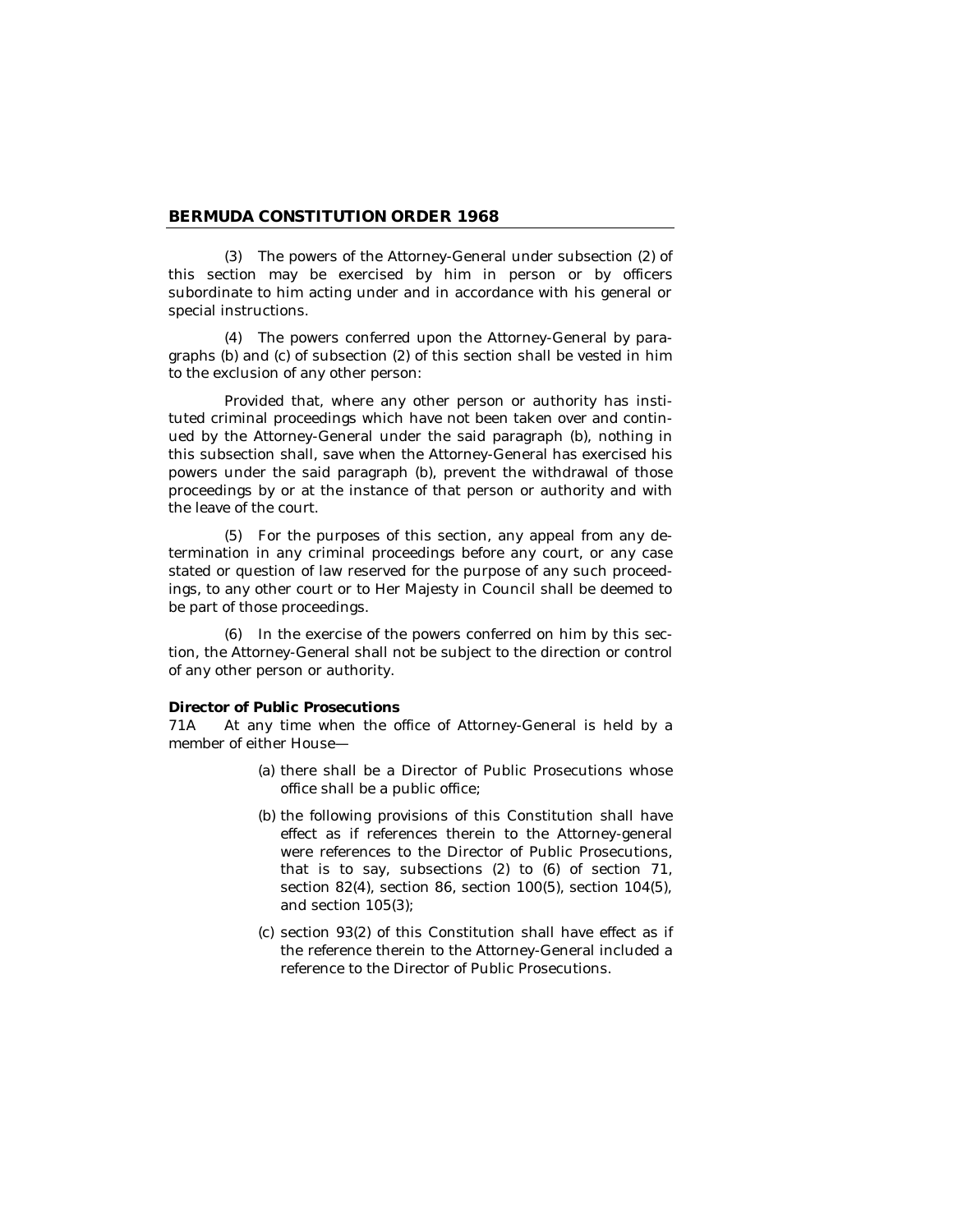(3) The powers of the Attorney-General under subsection (2) of this section may be exercised by him in person or by officers subordinate to him acting under and in accordance with his general or special instructions.

(4) The powers conferred upon the Attorney-General by paragraphs (b) and (c) of subsection (2) of this section shall be vested in him to the exclusion of any other person:

Provided that, where any other person or authority has instituted criminal proceedings which have not been taken over and continued by the Attorney-General under the said paragraph (b), nothing in this subsection shall, save when the Attorney-General has exercised his powers under the said paragraph (b), prevent the withdrawal of those proceedings by or at the instance of that person or authority and with the leave of the court.

(5) For the purposes of this section, any appeal from any determination in any criminal proceedings before any court, or any case stated or question of law reserved for the purpose of any such proceedings, to any other court or to Her Majesty in Council shall be deemed to be part of those proceedings.

(6) In the exercise of the powers conferred on him by this section, the Attorney-General shall not be subject to the direction or control of any other person or authority.

**Director of Public Prosecutions**

71A At any time when the office of Attorney-General is held by a member of either House—

(a) there shall be a Director of Public Prosecutions whose office shall be a public office;

(b) the following provisions of this Constitution shall have effect as if references therein to the Attorney-general were references to the Director of Public Prosecutions, that is to say, subsections (2) to (6) of section 71, section 82(4), section 86, section 100(5), section 104(5), and section 105(3);

(c) section 93(2) of this Constitution shall have effect as if the reference therein to the Attorney-General included a reference to the Director of Public Prosecutions.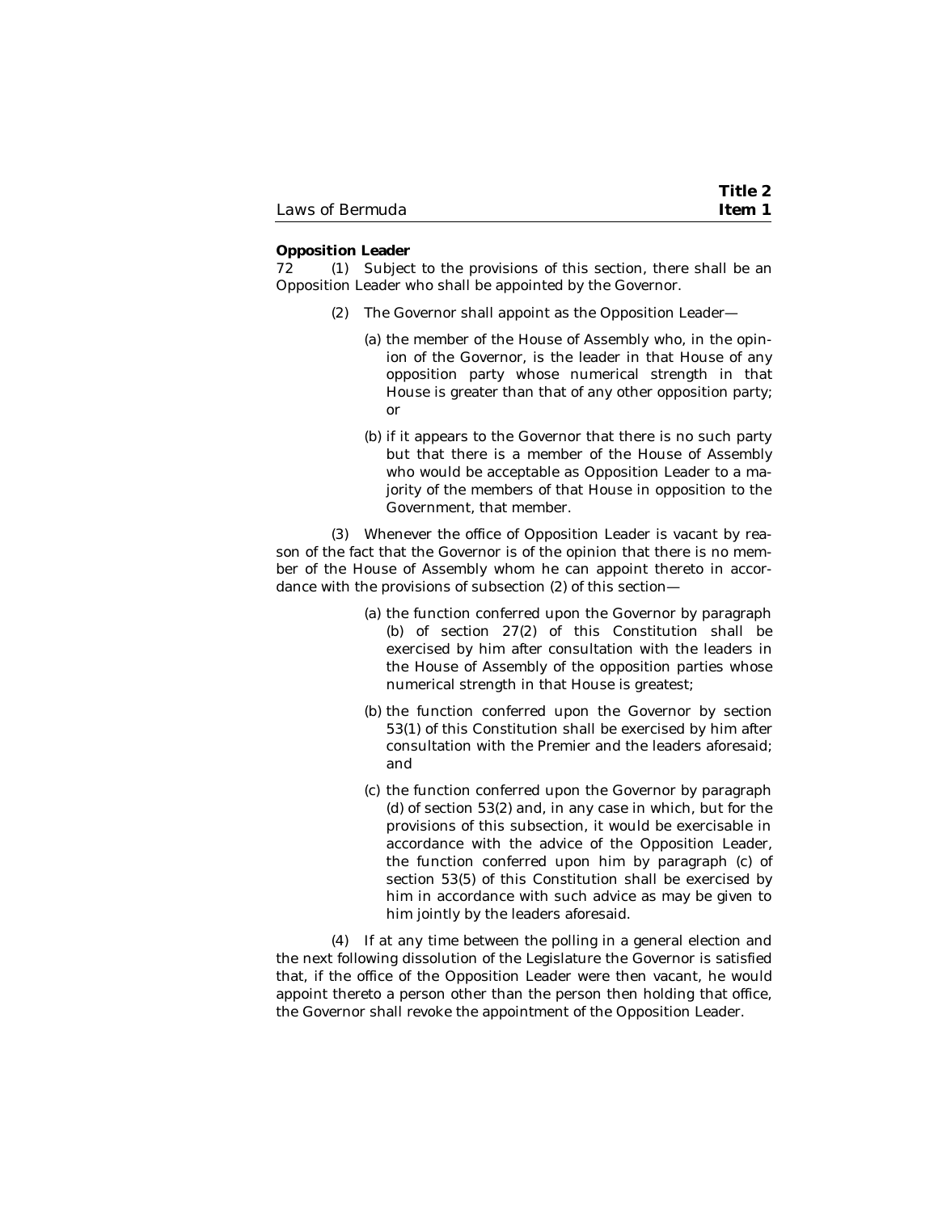**Opposition Leader**

72 (1) Subject to the provisions of this section, there shall be an Opposition Leader who shall be appointed by the Governor.

(2) The Governor shall appoint as the Opposition Leader—

(a) the member of the House of Assembly who, in the opinion of the Governor, is the leader in that House of any opposition party whose numerical strength in that House is greater than that of any other opposition party; or

(b) if it appears to the Governor that there is no such party but that there is a member of the House of Assembly who would be acceptable as Opposition Leader to a majority of the members of that House in opposition to the Government, that member.

(3) Whenever the office of Opposition Leader is vacant by reason of the fact that the Governor is of the opinion that there is no member of the House of Assembly whom he can appoint thereto in accordance with the provisions of subsection (2) of this section—

(a) the function conferred upon the Governor by paragraph (b) of section 27(2) of this Constitution shall be exercised by him after consultation with the leaders in the House of Assembly of the opposition parties whose numerical strength in that House is greatest;

(b) the function conferred upon the Governor by section 53(1) of this Constitution shall be exercised by him after consultation with the Premier and the leaders aforesaid; and

(c) the function conferred upon the Governor by paragraph (d) of section 53(2) and, in any case in which, but for the provisions of this subsection, it would be exercisable in accordance with the advice of the Opposition Leader, the function conferred upon him by paragraph (c) of section 53(5) of this Constitution shall be exercised by him in accordance with such advice as may be given to him jointly by the leaders aforesaid.

(4) If at any time between the polling in a general election and the next following dissolution of the Legislature the Governor is satisfied that, if the office of the Opposition Leader were then vacant, he would appoint thereto a person other than the person then holding that office, the Governor shall revoke the appointment of the Opposition Leader.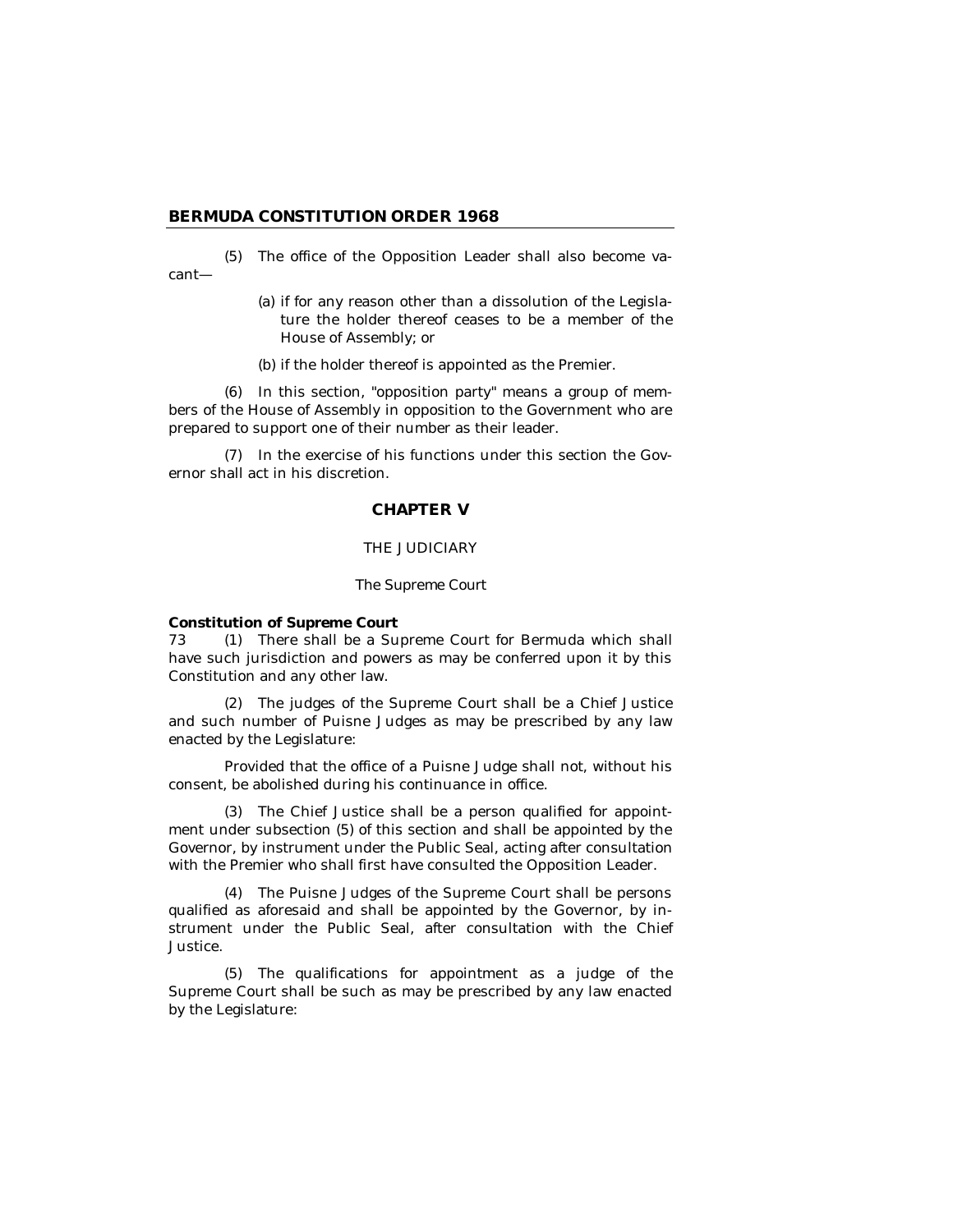(5) The office of the Opposition Leader shall also become vacant—

(a) if for any reason other than a dissolution of the Legislature the holder thereof ceases to be a member of the House of Assembly; or

(b) if the holder thereof is appointed as the Premier.

(6) In this section, "opposition party" means a group of members of the House of Assembly in opposition to the Government who are prepared to support one of their number as their leader.

(7) In the exercise of his functions under this section the Governor shall act in his discretion.

## CHAPTER V

### THE JUDICIARY

#### The Supreme Court

**Constitution of Supreme Court**

73 (1) There shall be a Supreme Court for Bermuda which shall have such jurisdiction and powers as may be conferred upon it by this Constitution and any other law.

(2) The judges of the Supreme Court shall be a Chief Justice and such number of Puisne Judges as may be prescribed by any law enacted by the Legislature:

Provided that the office of a Puisne Judge shall not, without his consent, be abolished during his continuance in office.

(3) The Chief Justice shall be a person qualified for appointment under subsection (5) of this section and shall be appointed by the Governor, by instrument under the Public Seal, acting after consultation with the Premier who shall first have consulted the Opposition Leader.

(4) The Puisne Judges of the Supreme Court shall be persons qualified as aforesaid and shall be appointed by the Governor, by instrument under the Public Seal, after consultation with the Chief Justice.

(5) The qualifications for appointment as a judge of the Supreme Court shall be such as may be prescribed by any law enacted by the Legislature: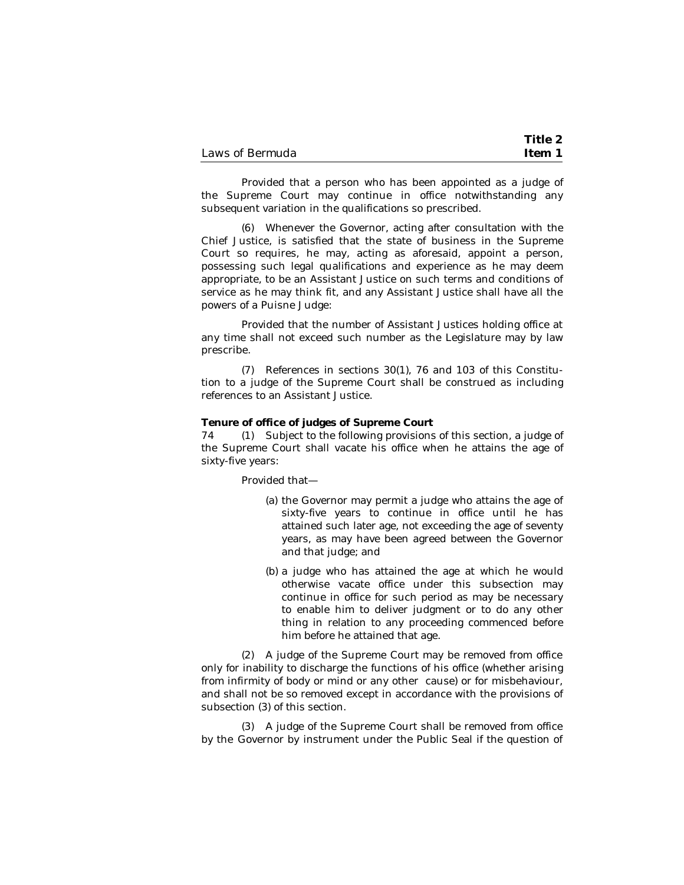Provided that a person who has been appointed as a judge of the Supreme Court may continue in office notwithstanding any subsequent variation in the qualifications so prescribed.

(6) Whenever the Governor, acting after consultation with the Chief Justice, is satisfied that the state of business in the Supreme Court so requires, he may, acting as aforesaid, appoint a person, possessing such legal qualifications and experience as he may deem appropriate, to be an Assistant Justice on such terms and conditions of service as he may think fit, and any Assistant Justice shall have all the powers of a Puisne Judge:

Provided that the number of Assistant Justices holding office at any time shall not exceed such number as the Legislature may by law prescribe.

(7) References in sections 30(1), 76 and 103 of this Constitution to a judge of the Supreme Court shall be construed as including references to an Assistant Justice.

**Tenure of office of judges of Supreme Court**

74 (1) Subject to the following provisions of this section, a judge of the Supreme Court shall vacate his office when he attains the age of sixty-five years:

Provided that—

(a) the Governor may permit a judge who attains the age of sixty-five years to continue in office until he has attained such later age, not exceeding the age of seventy years, as may have been agreed between the Governor and that judge; and

(b) a judge who has attained the age at which he would otherwise vacate office under this subsection may continue in office for such period as may be necessary to enable him to deliver judgment or to do any other thing in relation to any proceeding commenced before him before he attained that age.

(2) A judge of the Supreme Court may be removed from office only for inability to discharge the functions of his office (whether arising from infirmity of body or mind or any other cause) or for misbehaviour, and shall not be so removed except in accordance with the provisions of subsection (3) of this section.

(3) A judge of the Supreme Court shall be removed from office by the Governor by instrument under the Public Seal if the question of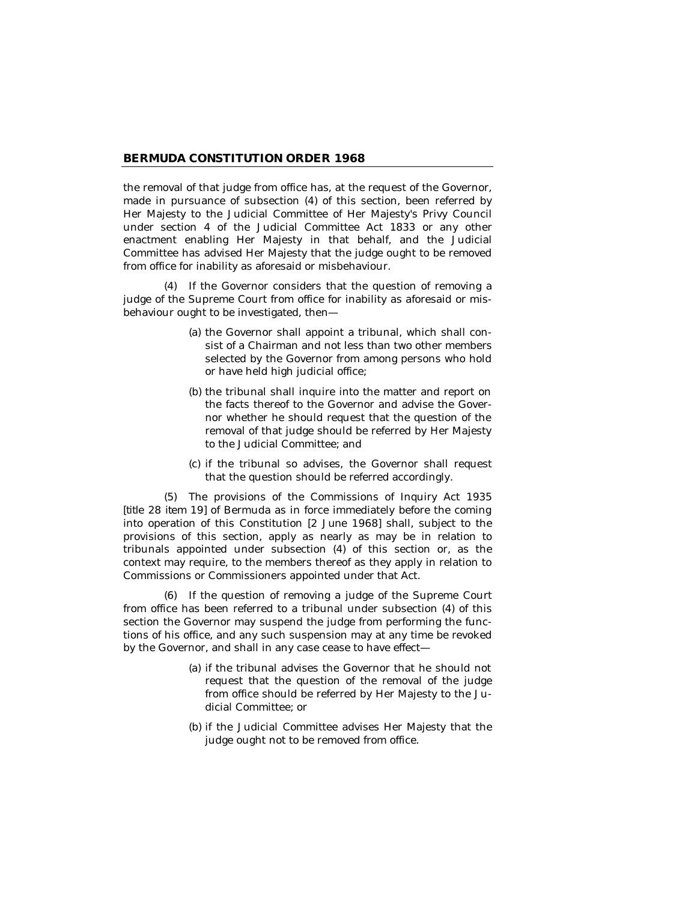the removal of that judge from office has, at the request of the Governor, made in pursuance of subsection (4) of this section, been referred by Her Majesty to the Judicial Committee of Her Majesty's Privy Council under section 4 of the Judicial Committee Act 1833 or any other enactment enabling Her Majesty in that behalf, and the Judicial Committee has advised Her Majesty that the judge ought to be removed from office for inability as aforesaid or misbehaviour.

(4) If the Governor considers that the question of removing a judge of the Supreme Court from office for inability as aforesaid or misbehaviour ought to be investigated, then—

- (a) the Governor shall appoint a tribunal, which shall consist of a Chairman and not less than two other members selected by the Governor from among persons who hold or have held high judicial office;
- (b) the tribunal shall inquire into the matter and report on the facts thereof to the Governor and advise the Governor whether he should request that the question of the removal of that judge should be referred by Her Majesty to the Judicial Committee; and
- (c) if the tribunal so advises, the Governor shall request that the question should be referred accordingly.

(5) The provisions of the Commissions of Inquiry Act 1935 [title 28 item 19] of Bermuda as in force immediately before the coming into operation of this Constitution [2 June 1968] shall, subject to the provisions of this section, apply as nearly as may be in relation to tribunals appointed under subsection (4) of this section or, as the context may require, to the members thereof as they apply in relation to Commissions or Commissioners appointed under that Act.

(6) If the question of removing a judge of the Supreme Court from office has been referred to a tribunal under subsection (4) of this section the Governor may suspend the judge from performing the functions of his office, and any such suspension may at any time be revoked by the Governor, and shall in any case cease to have effect—

- (a) if the tribunal advises the Governor that he should not request that the question of the removal of the judge from office should be referred by Her Majesty to the Judicial Committee; or
- (b) if the Judicial Committee advises Her Majesty that the judge ought not to be removed from office.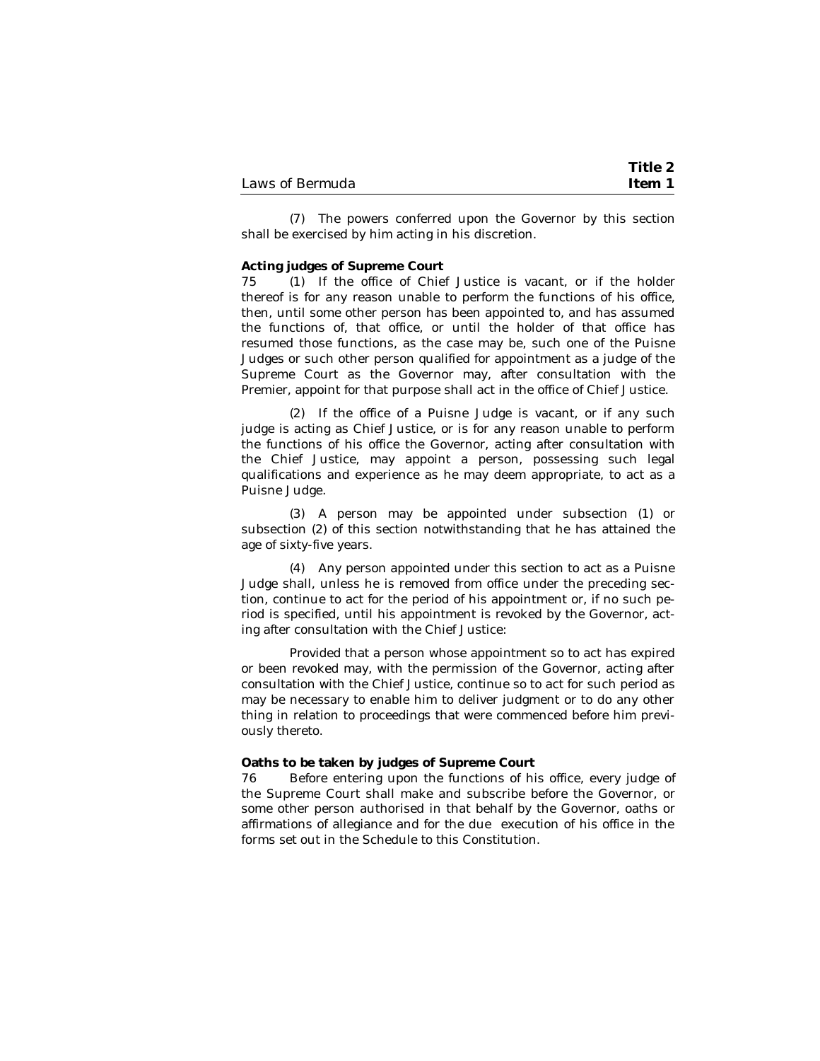(7) The powers conferred upon the Governor by this section shall be exercised by him acting in his discretion.

**Acting judges of Supreme Court**

75 (1) If the office of Chief Justice is vacant, or if the holder thereof is for any reason unable to perform the functions of his office, then, until some other person has been appointed to, and has assumed the functions of, that office, or until the holder of that office has resumed those functions, as the case may be, such one of the Puisne Judges or such other person qualified for appointment as a judge of the Supreme Court as the Governor may, after consultation with the Premier, appoint for that purpose shall act in the office of Chief Justice.

(2) If the office of a Puisne Judge is vacant, or if any such judge is acting as Chief Justice, or is for any reason unable to perform the functions of his office the Governor, acting after consultation with the Chief Justice, may appoint a person, possessing such legal qualifications and experience as he may deem appropriate, to act as a Puisne Judge.

(3) A person may be appointed under subsection (1) or subsection (2) of this section notwithstanding that he has attained the age of sixty-five years.

(4) Any person appointed under this section to act as a Puisne Judge shall, unless he is removed from office under the preceding section, continue to act for the period of his appointment or, if no such period is specified, until his appointment is revoked by the Governor, acting after consultation with the Chief Justice:

Provided that a person whose appointment so to act has expired or been revoked may, with the permission of the Governor, acting after consultation with the Chief Justice, continue so to act for such period as may be necessary to enable him to deliver judgment or to do any other thing in relation to proceedings that were commenced before him previously thereto.

**Oaths to be taken by judges of Supreme Court**

76 Before entering upon the functions of his office, every judge of the Supreme Court shall make and subscribe before the Governor, or some other person authorised in that behalf by the Governor, oaths or affirmations of allegiance and for the due execution of his office in the forms set out in the Schedule to this Constitution.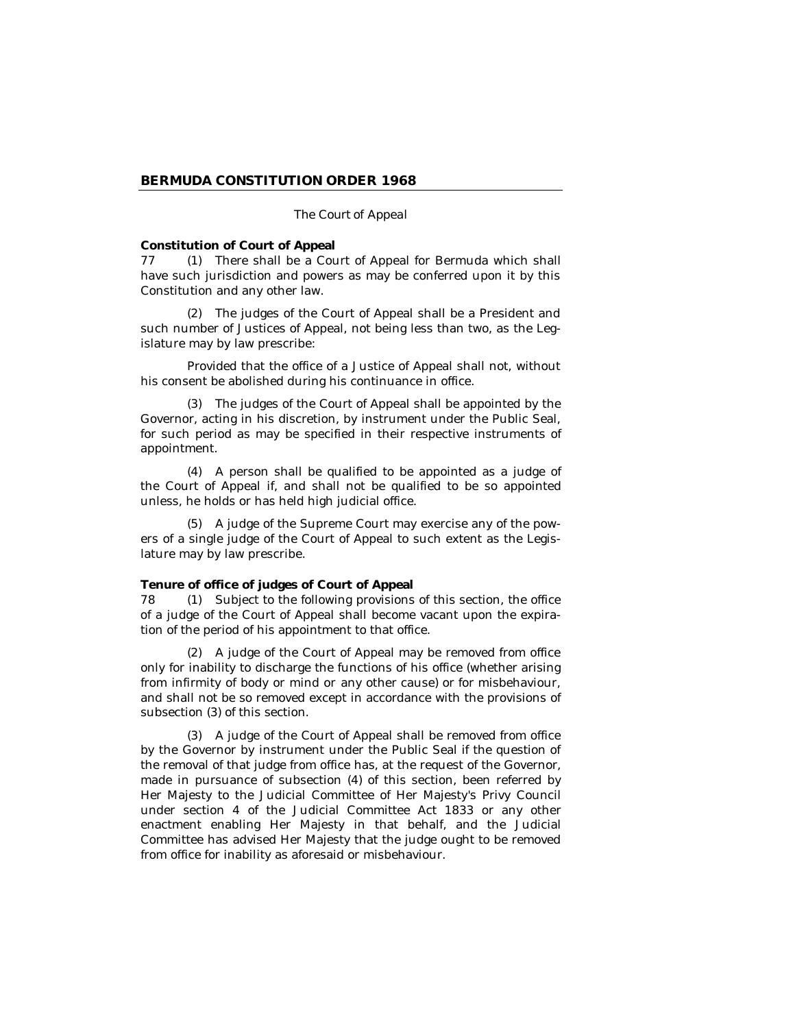The Court of Appeal

**Constitution of Court of Appeal**

77 (1) There shall be a Court of Appeal for Bermuda which shall have such jurisdiction and powers as may be conferred upon it by this Constitution and any other law.

(2) The judges of the Court of Appeal shall be a President and such number of Justices of Appeal, not being less than two, as the Legislature may by law prescribe:

Provided that the office of a Justice of Appeal shall not, without his consent be abolished during his continuance in office.

(3) The judges of the Court of Appeal shall be appointed by the Governor, acting in his discretion, by instrument under the Public Seal, for such period as may be specified in their respective instruments of appointment.

(4) A person shall be qualified to be appointed as a judge of the Court of Appeal if, and shall not be qualified to be so appointed unless, he holds or has held high judicial office.

(5) A judge of the Supreme Court may exercise any of the powers of a single judge of the Court of Appeal to such extent as the Legislature may by law prescribe.

**Tenure of office of judges of Court of Appeal**

78 (1) Subject to the following provisions of this section, the office of a judge of the Court of Appeal shall become vacant upon the expiration of the period of his appointment to that office.

(2) A judge of the Court of Appeal may be removed from office only for inability to discharge the functions of his office (whether arising from infirmity of body or mind or any other cause) or for misbehaviour, and shall not be so removed except in accordance with the provisions of subsection (3) of this section.

(3) A judge of the Court of Appeal shall be removed from office by the Governor by instrument under the Public Seal if the question of the removal of that judge from office has, at the request of the Governor, made in pursuance of subsection (4) of this section, been referred by Her Majesty to the Judicial Committee of Her Majesty's Privy Council under section 4 of the Judicial Committee Act 1833 or any other enactment enabling Her Majesty in that behalf, and the Judicial Committee has advised Her Majesty that the judge ought to be removed from office for inability as aforesaid or misbehaviour.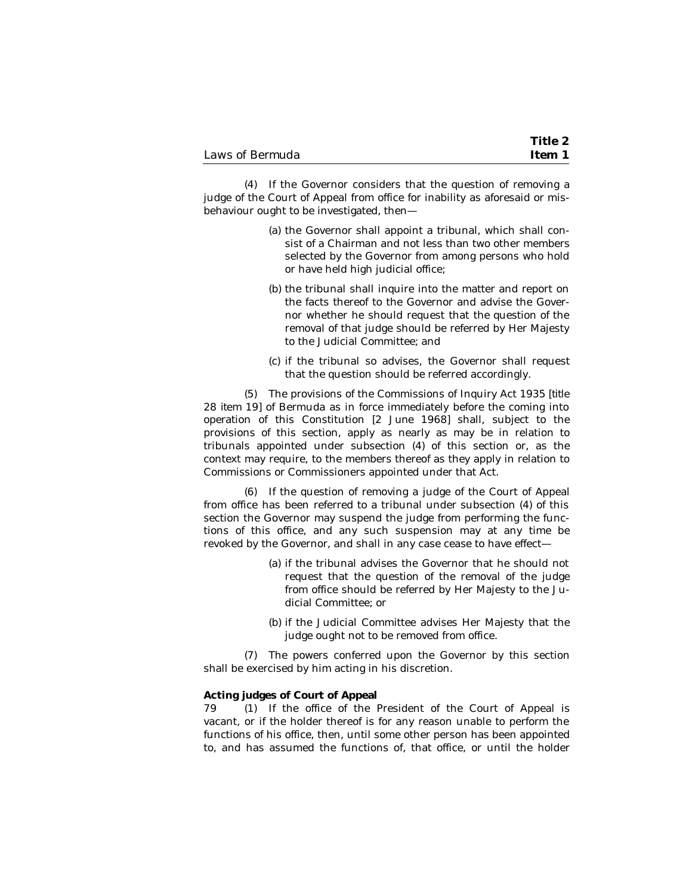(4) If the Governor considers that the question of removing a judge of the Court of Appeal from office for inability as aforesaid or misbehaviour ought to be investigated, then—

(a) the Governor shall appoint a tribunal, which shall consist of a Chairman and not less than two other members selected by the Governor from among persons who hold or have held high judicial office;

(b) the tribunal shall inquire into the matter and report on the facts thereof to the Governor and advise the Governor whether he should request that the question of the removal of that judge should be referred by Her Majesty to the Judicial Committee; and

(c) if the tribunal so advises, the Governor shall request that the question should be referred accordingly.

(5) The provisions of the Commissions of Inquiry Act 1935 [title 28 item 19] of Bermuda as in force immediately before the coming into operation of this Constitution [2 June 1968] shall, subject to the provisions of this section, apply as nearly as may be in relation to tribunals appointed under subsection (4) of this section or, as the context may require, to the members thereof as they apply in relation to Commissions or Commissioners appointed under that Act.

(6) If the question of removing a judge of the Court of Appeal from office has been referred to a tribunal under subsection (4) of this section the Governor may suspend the judge from performing the functions of this office, and any such suspension may at any time be revoked by the Governor, and shall in any case cease to have effect—

(a) if the tribunal advises the Governor that he should not request that the question of the removal of the judge from office should be referred by Her Majesty to the Judicial Committee; or

(b) if the Judicial Committee advises Her Majesty that the judge ought not to be removed from office.

(7) The powers conferred upon the Governor by this section shall be exercised by him acting in his discretion.

**Acting judges of Court of Appeal**

79 (1) If the office of the President of the Court of Appeal is vacant, or if the holder thereof is for any reason unable to perform the functions of his office, then, until some other person has been appointed to, and has assumed the functions of, that office, or until the holder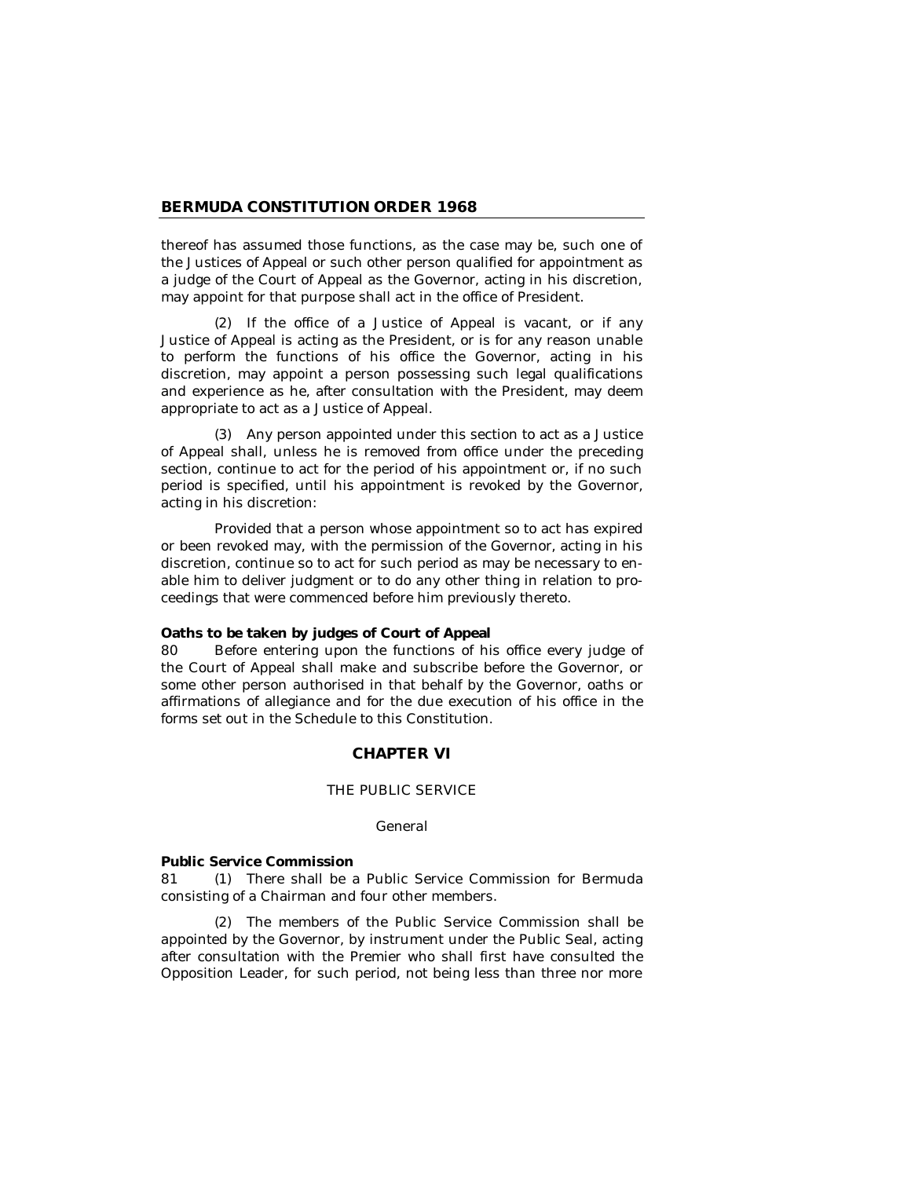thereof has assumed those functions, as the case may be, such one of the Justices of Appeal or such other person qualified for appointment as a judge of the Court of Appeal as the Governor, acting in his discretion, may appoint for that purpose shall act in the office of President.

(2) If the office of a Justice of Appeal is vacant, or if any Justice of Appeal is acting as the President, or is for any reason unable to perform the functions of his office the Governor, acting in his discretion, may appoint a person possessing such legal qualifications and experience as he, after consultation with the President, may deem appropriate to act as a Justice of Appeal.

(3) Any person appointed under this section to act as a Justice of Appeal shall, unless he is removed from office under the preceding section, continue to act for the period of his appointment or, if no such period is specified, until his appointment is revoked by the Governor, acting in his discretion:

Provided that a person whose appointment so to act has expired or been revoked may, with the permission of the Governor, acting in his discretion, continue so to act for such period as may be necessary to enable him to deliver judgment or to do any other thing in relation to proceedings that were commenced before him previously thereto.

**Oaths to be taken by judges of Court of Appeal**

80 Before entering upon the functions of his office every judge of the Court of Appeal shall make and subscribe before the Governor, or some other person authorised in that behalf by the Governor, oaths or affirmations of allegiance and for the due execution of his office in the forms set out in the Schedule to this Constitution.

## CHAPTER VI

### THE PUBLIC SERVICE

#### General

**Public Service Commission**

81 (1) There shall be a Public Service Commission for Bermuda consisting of a Chairman and four other members.

(2) The members of the Public Service Commission shall be appointed by the Governor, by instrument under the Public Seal, acting after consultation with the Premier who shall first have consulted the Opposition Leader, for such period, not being less than three nor more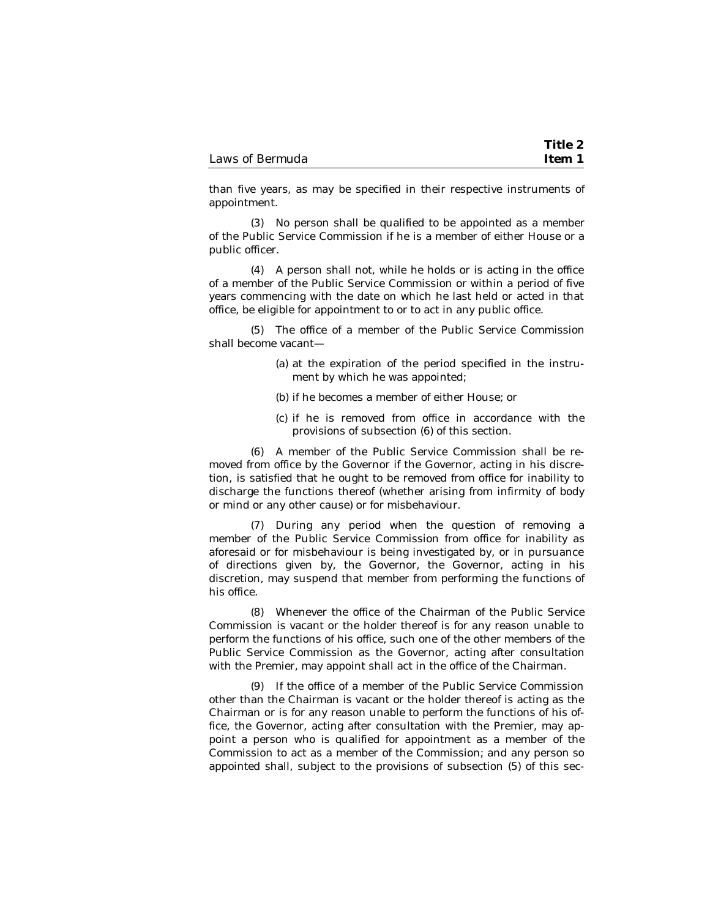than five years, as may be specified in their respective instruments of appointment.

(3) No person shall be qualified to be appointed as a member of the Public Service Commission if he is a member of either House or a public officer.

(4) A person shall not, while he holds or is acting in the office of a member of the Public Service Commission or within a period of five years commencing with the date on which he last held or acted in that office, be eligible for appointment to or to act in any public office.

(5) The office of a member of the Public Service Commission shall become vacant—

(a) at the expiration of the period specified in the instrument by which he was appointed;

(b) if he becomes a member of either House; or

(c) if he is removed from office in accordance with the provisions of subsection (6) of this section.

(6) A member of the Public Service Commission shall be removed from office by the Governor if the Governor, acting in his discretion, is satisfied that he ought to be removed from office for inability to discharge the functions thereof (whether arising from infirmity of body or mind or any other cause) or for misbehaviour.

(7) During any period when the question of removing a member of the Public Service Commission from office for inability as aforesaid or for misbehaviour is being investigated by, or in pursuance of directions given by, the Governor, the Governor, acting in his discretion, may suspend that member from performing the functions of his office.

(8) Whenever the office of the Chairman of the Public Service Commission is vacant or the holder thereof is for any reason unable to perform the functions of his office, such one of the other members of the Public Service Commission as the Governor, acting after consultation with the Premier, may appoint shall act in the office of the Chairman.

(9) If the office of a member of the Public Service Commission other than the Chairman is vacant or the holder thereof is acting as the Chairman or is for any reason unable to perform the functions of his office, the Governor, acting after consultation with the Premier, may appoint a person who is qualified for appointment as a member of the Commission to act as a member of the Commission; and any person so appointed shall, subject to the provisions of subsection (5) of this sec-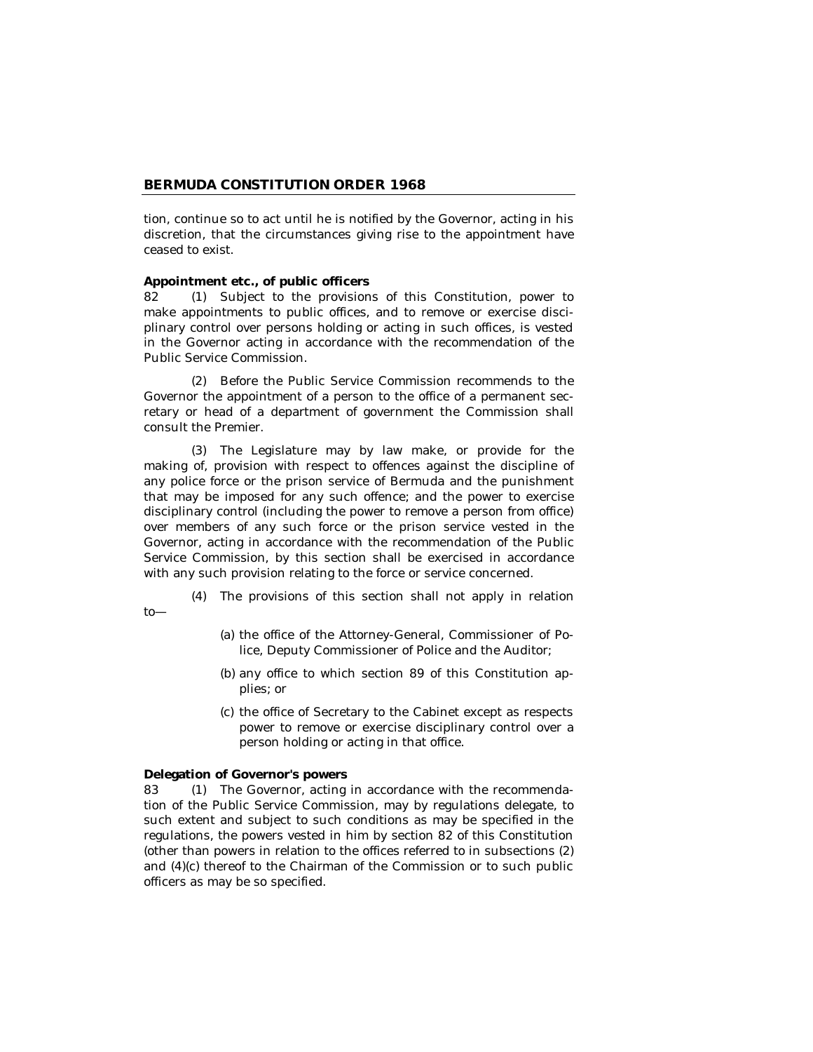tion, continue so to act until he is notified by the Governor, acting in his discretion, that the circumstances giving rise to the appointment have ceased to exist.

**Appointment etc., of public officers**

82 (1) Subject to the provisions of this Constitution, power to make appointments to public offices, and to remove or exercise disciplinary control over persons holding or acting in such offices, is vested in the Governor acting in accordance with the recommendation of the Public Service Commission.

(2) Before the Public Service Commission recommends to the Governor the appointment of a person to the office of a permanent secretary or head of a department of government the Commission shall consult the Premier.

(3) The Legislature may by law make, or provide for the making of, provision with respect to offences against the discipline of any police force or the prison service of Bermuda and the punishment that may be imposed for any such offence; and the power to exercise disciplinary control (including the power to remove a person from office) over members of any such force or the prison service vested in the Governor, acting in accordance with the recommendation of the Public Service Commission, by this section shall be exercised in accordance with any such provision relating to the force or service concerned.

(4) The provisions of this section shall not apply in relation to—

(a) the office of the Attorney-General, Commissioner of Police, Deputy Commissioner of Police and the Auditor;

(b) any office to which section 89 of this Constitution applies; or

(c) the office of Secretary to the Cabinet except as respects power to remove or exercise disciplinary control over a person holding or acting in that office.

**Delegation of Governor's powers**

83 (1) The Governor, acting in accordance with the recommendation of the Public Service Commission, may by regulations delegate, to such extent and subject to such conditions as may be specified in the regulations, the powers vested in him by section 82 of this Constitution (other than powers in relation to the offices referred to in subsections (2) and (4)(c) thereof to the Chairman of the Commission or to such public officers as may be so specified.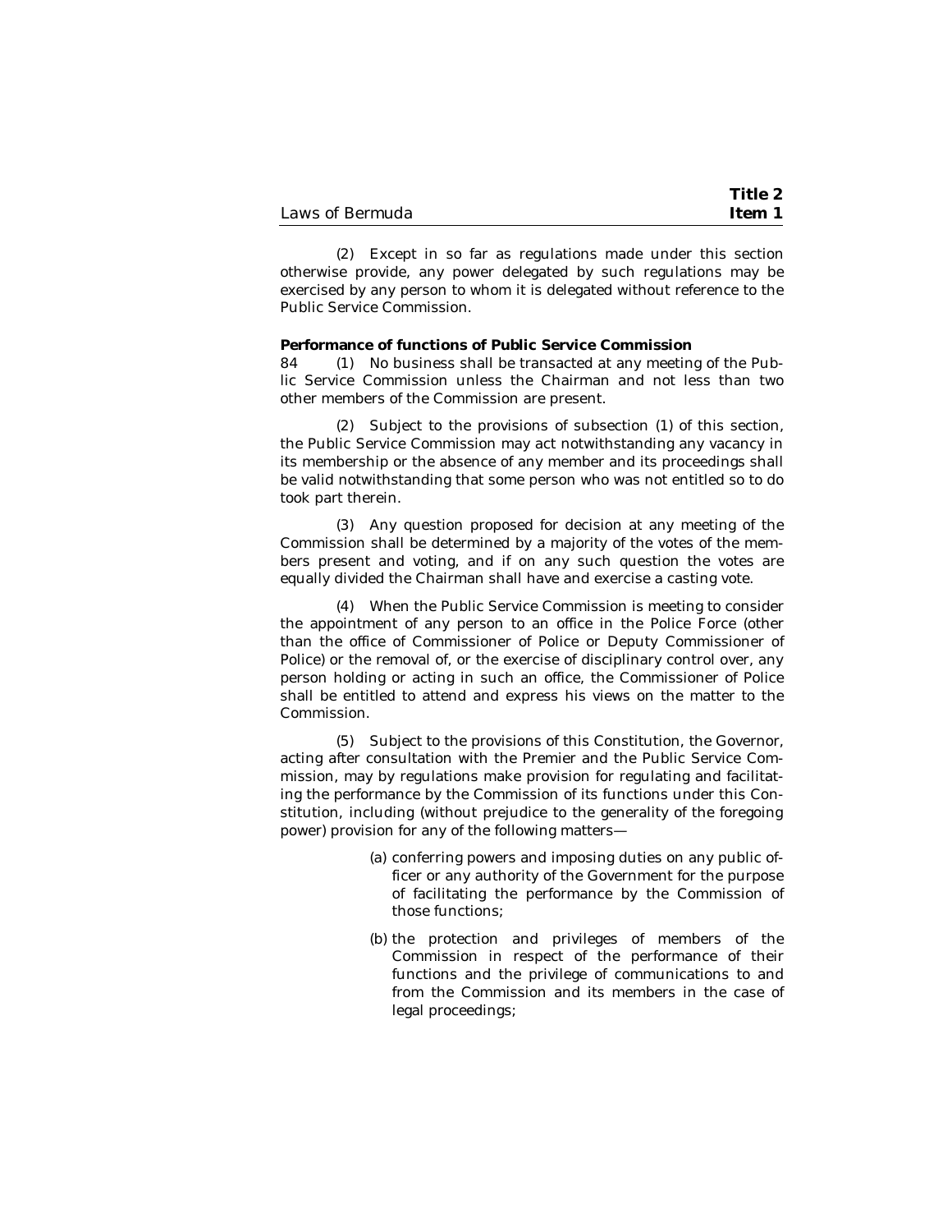(2) Except in so far as regulations made under this section otherwise provide, any power delegated by such regulations may be exercised by any person to whom it is delegated without reference to the Public Service Commission.

**Performance of functions of Public Service Commission**

84 (1) No business shall be transacted at any meeting of the Public Service Commission unless the Chairman and not less than two other members of the Commission are present.

(2) Subject to the provisions of subsection (1) of this section, the Public Service Commission may act notwithstanding any vacancy in its membership or the absence of any member and its proceedings shall be valid notwithstanding that some person who was not entitled so to do took part therein.

(3) Any question proposed for decision at any meeting of the Commission shall be determined by a majority of the votes of the members present and voting, and if on any such question the votes are equally divided the Chairman shall have and exercise a casting vote.

(4) When the Public Service Commission is meeting to consider the appointment of any person to an office in the Police Force (other than the office of Commissioner of Police or Deputy Commissioner of Police) or the removal of, or the exercise of disciplinary control over, any person holding or acting in such an office, the Commissioner of Police shall be entitled to attend and express his views on the matter to the Commission.

(5) Subject to the provisions of this Constitution, the Governor, acting after consultation with the Premier and the Public Service Commission, may by regulations make provision for regulating and facilitating the performance by the Commission of its functions under this Constitution, including (without prejudice to the generality of the foregoing power) provision for any of the following matters—

(a) conferring powers and imposing duties on any public officer or any authority of the Government for the purpose of facilitating the performance by the Commission of those functions;

(b) the protection and privileges of members of the Commission in respect of the performance of their functions and the privilege of communications to and from the Commission and its members in the case of legal proceedings;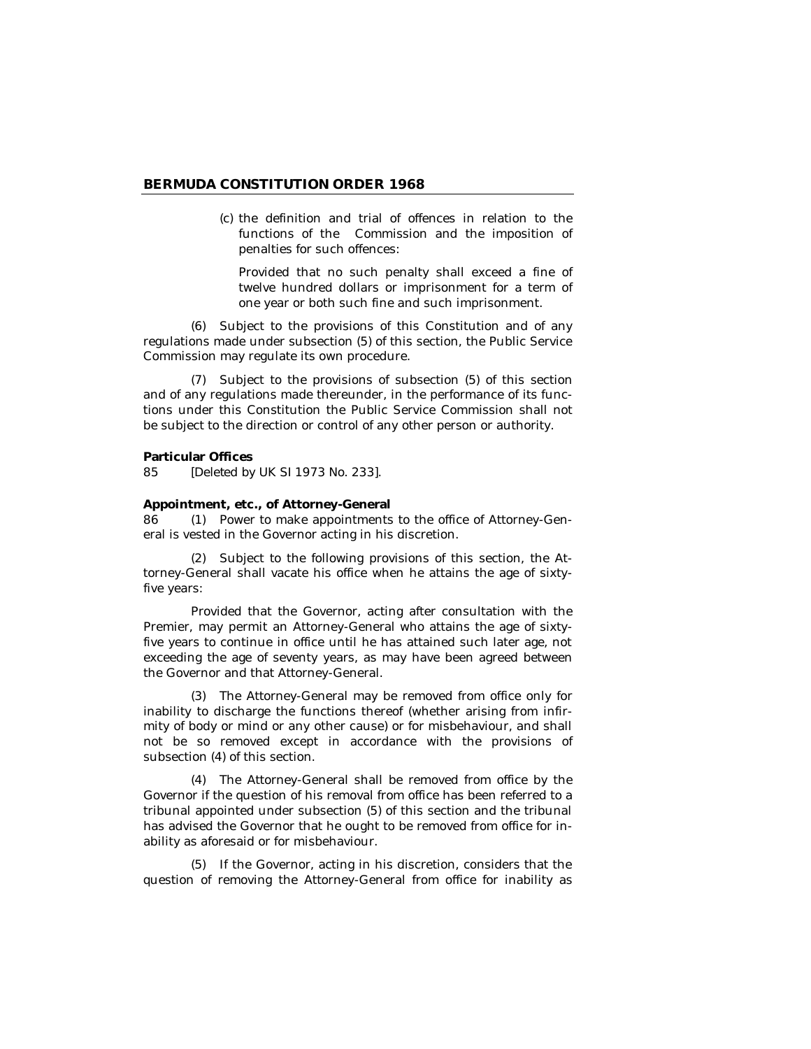(c) the definition and trial of offences in relation to the functions of the Commission and the imposition of penalties for such offences:

Provided that no such penalty shall exceed a fine of twelve hundred dollars or imprisonment for a term of one year or both such fine and such imprisonment.

(6) Subject to the provisions of this Constitution and of any regulations made under subsection (5) of this section, the Public Service Commission may regulate its own procedure.

(7) Subject to the provisions of subsection (5) of this section and of any regulations made thereunder, in the performance of its functions under this Constitution the Public Service Commission shall not be subject to the direction or control of any other person or authority.

**Particular Offices**

85 [Deleted by UK SI 1973 No. 233].

**Appointment, etc., of Attorney-General**

86 (1) Power to make appointments to the office of Attorney-General is vested in the Governor acting in his discretion.

(2) Subject to the following provisions of this section, the Attorney-General shall vacate his office when he attains the age of sixty-five years:

Provided that the Governor, acting after consultation with the Premier, may permit an Attorney-General who attains the age of sixty-five years to continue in office until he has attained such later age, not exceeding the age of seventy years, as may have been agreed between the Governor and that Attorney-General.

(3) The Attorney-General may be removed from office only for inability to discharge the functions thereof (whether arising from infirmity of body or mind or any other cause) or for misbehaviour, and shall not be so removed except in accordance with the provisions of subsection (4) of this section.

(4) The Attorney-General shall be removed from office by the Governor if the question of his removal from office has been referred to a tribunal appointed under subsection (5) of this section and the tribunal has advised the Governor that he ought to be removed from office for inability as aforesaid or for misbehaviour.

(5) If the Governor, acting in his discretion, considers that the question of removing the Attorney-General from office for inability as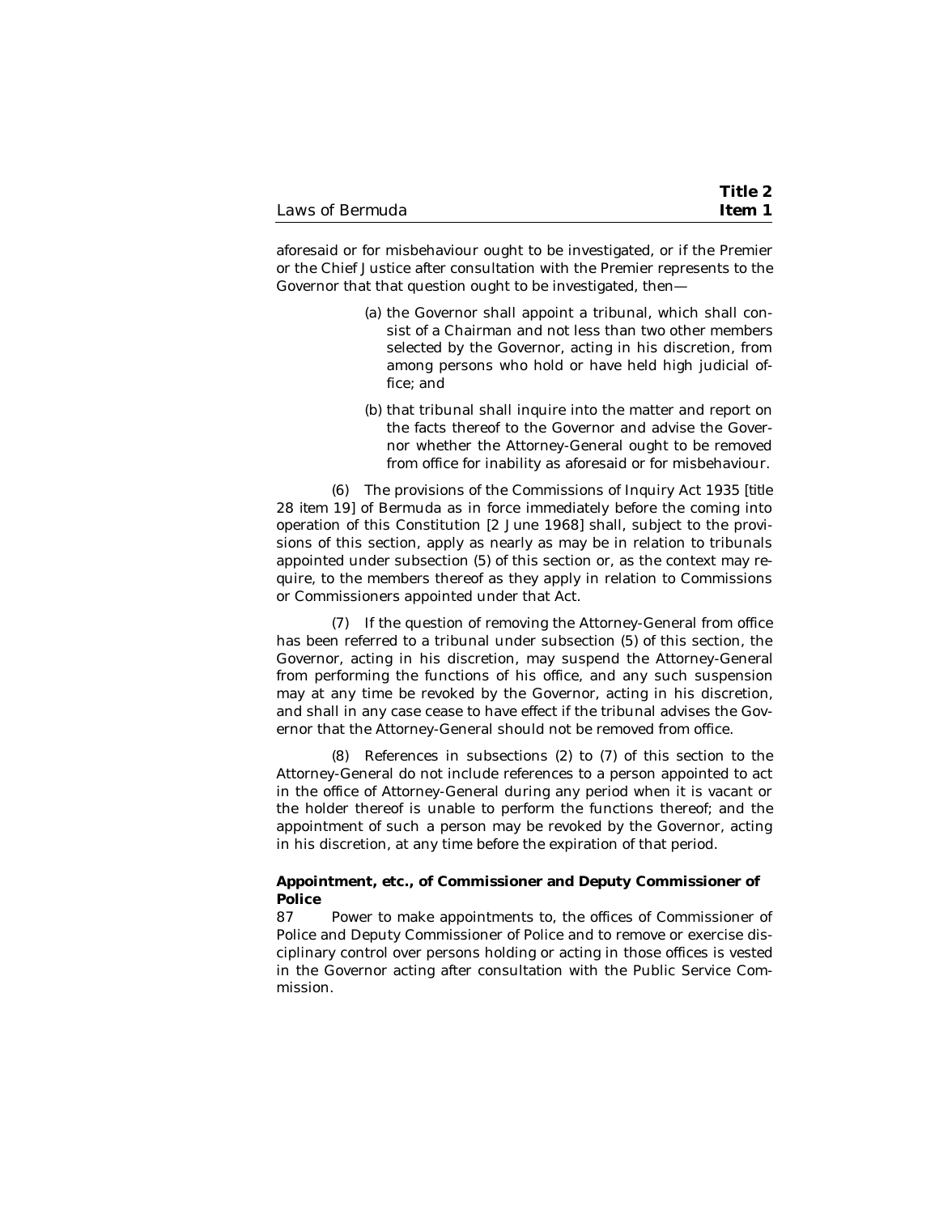aforesaid or for misbehaviour ought to be investigated, or if the Premier or the Chief Justice after consultation with the Premier represents to the Governor that that question ought to be investigated, then—

(a) the Governor shall appoint a tribunal, which shall consist of a Chairman and not less than two other members selected by the Governor, acting in his discretion, from among persons who hold or have held high judicial office; and

(b) that tribunal shall inquire into the matter and report on the facts thereof to the Governor and advise the Governor whether the Attorney-General ought to be removed from office for inability as aforesaid or for misbehaviour.

(6) The provisions of the Commissions of Inquiry Act 1935 [title 28 item 19] of Bermuda as in force immediately before the coming into operation of this Constitution [2 June 1968] shall, subject to the provisions of this section, apply as nearly as may be in relation to tribunals appointed under subsection (5) of this section or, as the context may require, to the members thereof as they apply in relation to Commissions or Commissioners appointed under that Act.

(7) If the question of removing the Attorney-General from office has been referred to a tribunal under subsection (5) of this section, the Governor, acting in his discretion, may suspend the Attorney-General from performing the functions of his office, and any such suspension may at any time be revoked by the Governor, acting in his discretion, and shall in any case cease to have effect if the tribunal advises the Governor that the Attorney-General should not be removed from office.

(8) References in subsections (2) to (7) of this section to the Attorney-General do not include references to a person appointed to act in the office of Attorney-General during any period when it is vacant or the holder thereof is unable to perform the functions thereof; and the appointment of such a person may be revoked by the Governor, acting in his discretion, at any time before the expiration of that period.

**Appointment, etc., of Commissioner and Deputy Commissioner of Police**

87 Power to make appointments to, the offices of Commissioner of Police and Deputy Commissioner of Police and to remove or exercise disciplinary control over persons holding or acting in those offices is vested in the Governor acting after consultation with the Public Service Commission.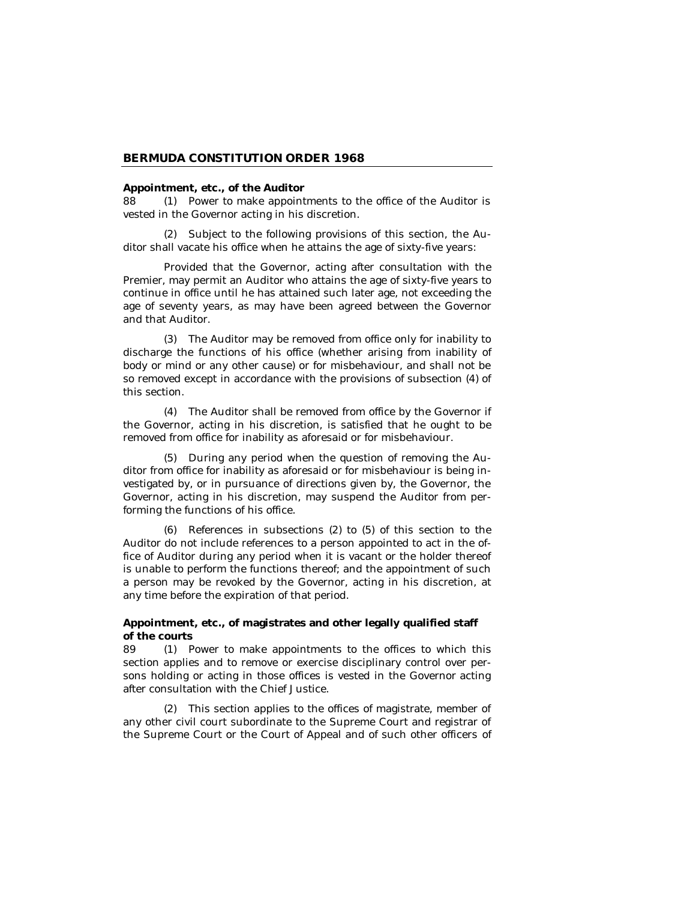**Appointment, etc., of the Auditor**

88 (1) Power to make appointments to the office of the Auditor is vested in the Governor acting in his discretion.

(2) Subject to the following provisions of this section, the Auditor shall vacate his office when he attains the age of sixty-five years:

Provided that the Governor, acting after consultation with the Premier, may permit an Auditor who attains the age of sixty-five years to continue in office until he has attained such later age, not exceeding the age of seventy years, as may have been agreed between the Governor and that Auditor.

(3) The Auditor may be removed from office only for inability to discharge the functions of his office (whether arising from inability of body or mind or any other cause) or for misbehaviour, and shall not be so removed except in accordance with the provisions of subsection (4) of this section.

(4) The Auditor shall be removed from office by the Governor if the Governor, acting in his discretion, is satisfied that he ought to be removed from office for inability as aforesaid or for misbehaviour.

(5) During any period when the question of removing the Auditor from office for inability as aforesaid or for misbehaviour is being investigated by, or in pursuance of directions given by, the Governor, the Governor, acting in his discretion, may suspend the Auditor from performing the functions of his office.

(6) References in subsections (2) to (5) of this section to the Auditor do not include references to a person appointed to act in the office of Auditor during any period when it is vacant or the holder thereof is unable to perform the functions thereof; and the appointment of such a person may be revoked by the Governor, acting in his discretion, at any time before the expiration of that period.

**Appointment, etc., of magistrates and other legally qualified staff of the courts**

89 (1) Power to make appointments to the offices to which this section applies and to remove or exercise disciplinary control over persons holding or acting in those offices is vested in the Governor acting after consultation with the Chief Justice.

(2) This section applies to the offices of magistrate, member of any other civil court subordinate to the Supreme Court and registrar of the Supreme Court or the Court of Appeal and of such other officers of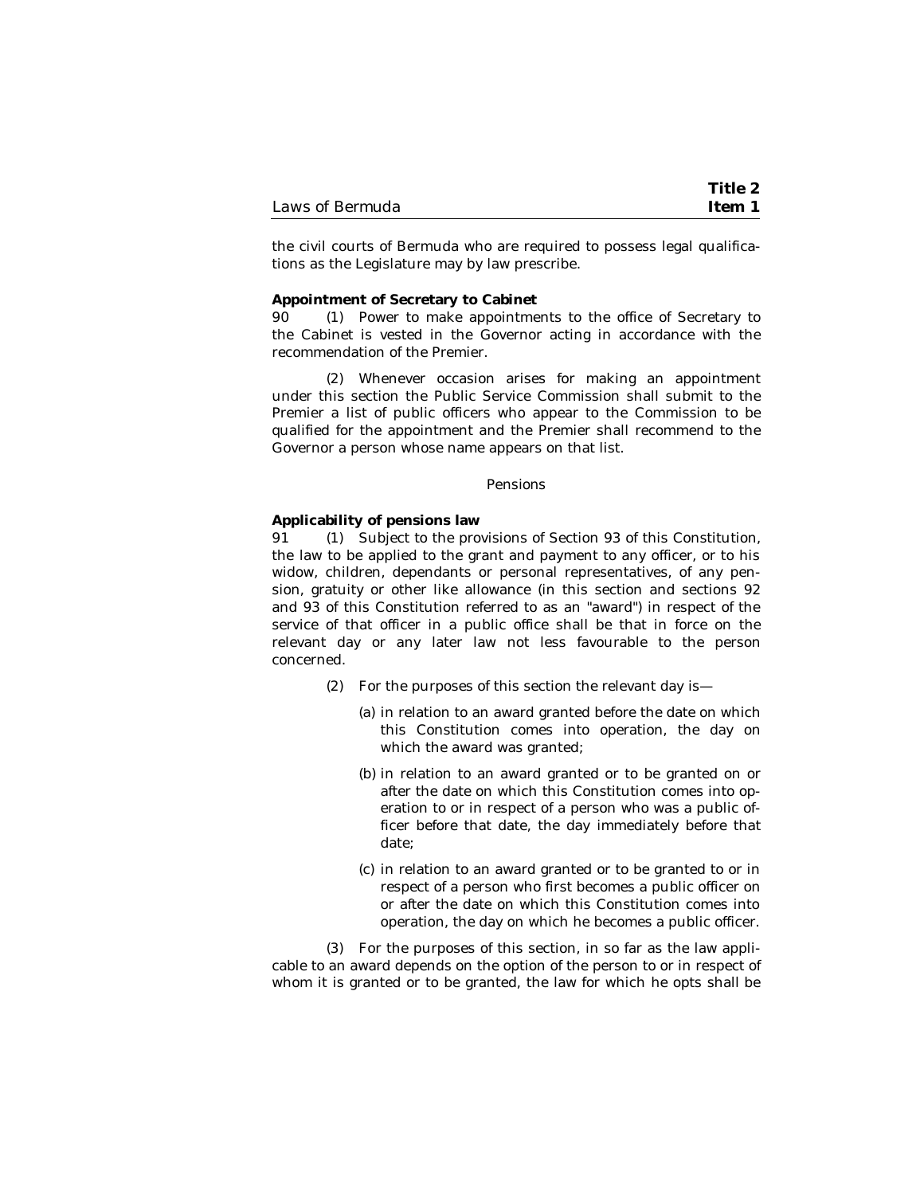the civil courts of Bermuda who are required to possess legal qualifications as the Legislature may by law prescribe.

**Appointment of Secretary to Cabinet**

90 (1) Power to make appointments to the office of Secretary to the Cabinet is vested in the Governor acting in accordance with the recommendation of the Premier.

(2) Whenever occasion arises for making an appointment under this section the Public Service Commission shall submit to the Premier a list of public officers who appear to the Commission to be qualified for the appointment and the Premier shall recommend to the Governor a person whose name appears on that list.

Pensions

**Applicability of pensions law**

91 (1) Subject to the provisions of Section 93 of this Constitution, the law to be applied to the grant and payment to any officer, or to his widow, children, dependants or personal representatives, of any pension, gratuity or other like allowance (in this section and sections 92 and 93 of this Constitution referred to as an "award") in respect of the service of that officer in a public office shall be that in force on the relevant day or any later law not less favourable to the person concerned.

(2) For the purposes of this section the relevant day is—

(a) in relation to an award granted before the date on which this Constitution comes into operation, the day on which the award was granted;

(b) in relation to an award granted or to be granted on or after the date on which this Constitution comes into operation to or in respect of a person who was a public officer before that date, the day immediately before that date;

(c) in relation to an award granted or to be granted to or in respect of a person who first becomes a public officer on or after the date on which this Constitution comes into operation, the day on which he becomes a public officer.

(3) For the purposes of this section, in so far as the law applicable to an award depends on the option of the person to or in respect of whom it is granted or to be granted, the law for which he opts shall be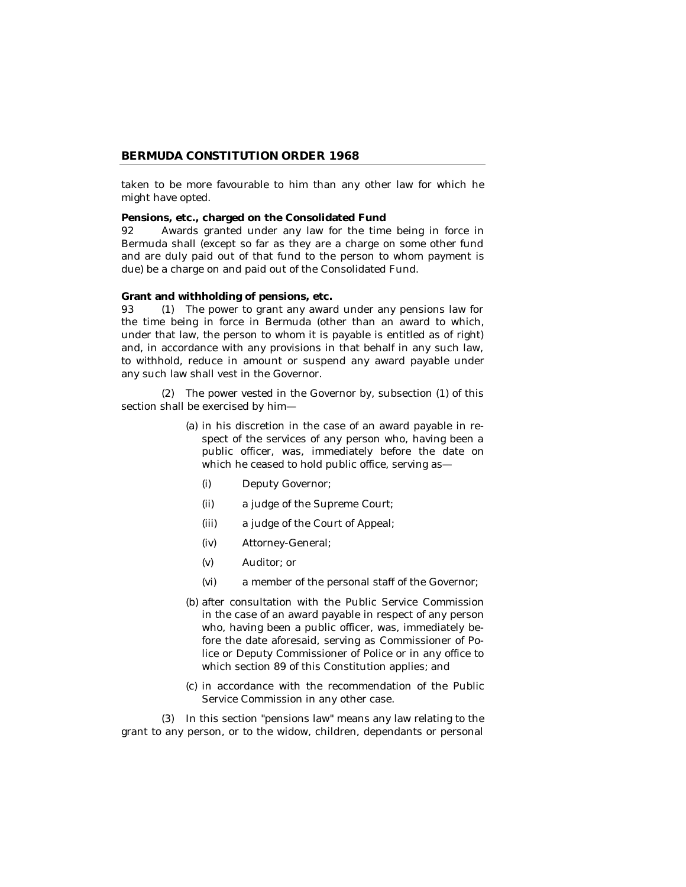taken to be more favourable to him than any other law for which he might have opted.

**Pensions, etc., charged on the Consolidated Fund**

92 Awards granted under any law for the time being in force in Bermuda shall (except so far as they are a charge on some other fund and are duly paid out of that fund to the person to whom payment is due) be a charge on and paid out of the Consolidated Fund.

**Grant and withholding of pensions, etc.**

93 (1) The power to grant any award under any pensions law for the time being in force in Bermuda (other than an award to which, under that law, the person to whom it is payable is entitled as of right) and, in accordance with any provisions in that behalf in any such law, to withhold, reduce in amount or suspend any award payable under any such law shall vest in the Governor.

(2) The power vested in the Governor by, subsection (1) of this section shall be exercised by him—

(a) in his discretion in the case of an award payable in respect of the services of any person who, having been a public officer, was, immediately before the date on which he ceased to hold public office, serving as—

(i) Deputy Governor;

(ii) a judge of the Supreme Court;

(iii) a judge of the Court of Appeal;

(iv) Attorney-General;

(v) Auditor; or

(vi) a member of the personal staff of the Governor;

(b) after consultation with the Public Service Commission in the case of an award payable in respect of any person who, having been a public officer, was, immediately before the date aforesaid, serving as Commissioner of Police or Deputy Commissioner of Police or in any office to which section 89 of this Constitution applies; and

(c) in accordance with the recommendation of the Public Service Commission in any other case.

(3) In this section "pensions law" means any law relating to the grant to any person, or to the widow, children, dependants or personal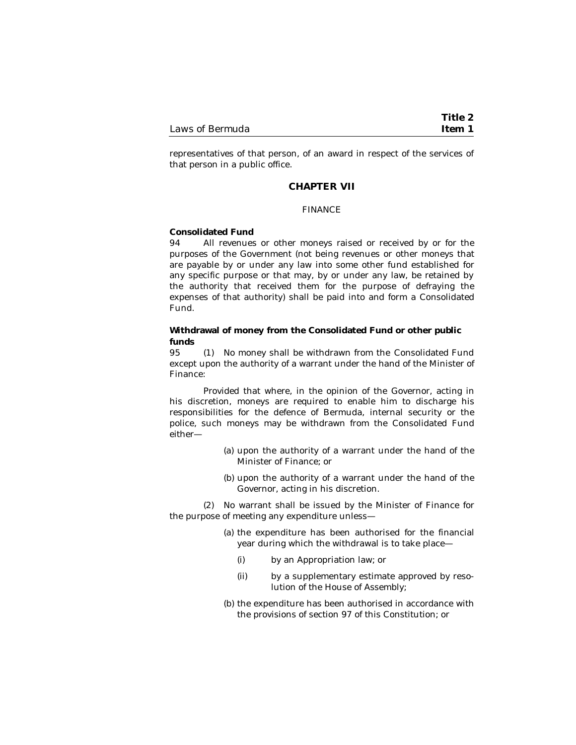representatives of that person, of an award in respect of the services of that person in a public office.

## CHAPTER VII

### FINANCE

**Consolidated Fund**

94 All revenues or other moneys raised or received by or for the purposes of the Government (not being revenues or other moneys that are payable by or under any law into some other fund established for any specific purpose or that may, by or under any law, be retained by the authority that received them for the purpose of defraying the expenses of that authority) shall be paid into and form a Consolidated Fund.

**Withdrawal of money from the Consolidated Fund or other public funds**

95 (1) No money shall be withdrawn from the Consolidated Fund except upon the authority of a warrant under the hand of the Minister of Finance:

Provided that where, in the opinion of the Governor, acting in his discretion, moneys are required to enable him to discharge his responsibilities for the defence of Bermuda, internal security or the police, such moneys may be withdrawn from the Consolidated Fund either—

(a) upon the authority of a warrant under the hand of the Minister of Finance; or

(b) upon the authority of a warrant under the hand of the Governor, acting in his discretion.

(2) No warrant shall be issued by the Minister of Finance for the purpose of meeting any expenditure unless—

(a) the expenditure has been authorised for the financial year during which the withdrawal is to take place—

(i) by an Appropriation law; or

(ii) by a supplementary estimate approved by resolution of the House of Assembly;

(b) the expenditure has been authorised in accordance with the provisions of section 97 of this Constitution; or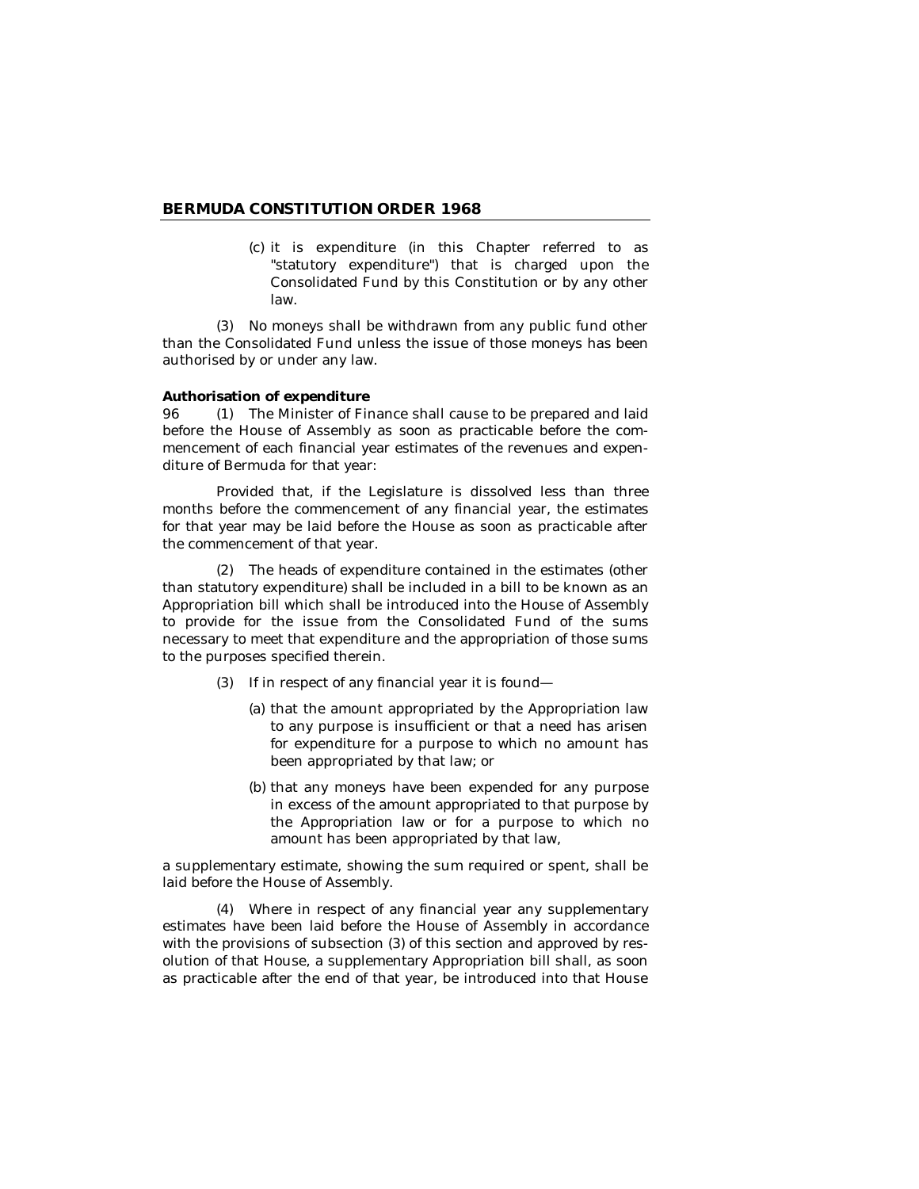(c) it is expenditure (in this Chapter referred to as "statutory expenditure") that is charged upon the Consolidated Fund by this Constitution or by any other law.

(3) No moneys shall be withdrawn from any public fund other than the Consolidated Fund unless the issue of those moneys has been authorised by or under any law.

**Authorisation of expenditure**

96 (1) The Minister of Finance shall cause to be prepared and laid before the House of Assembly as soon as practicable before the commencement of each financial year estimates of the revenues and expenditure of Bermuda for that year:

Provided that, if the Legislature is dissolved less than three months before the commencement of any financial year, the estimates for that year may be laid before the House as soon as practicable after the commencement of that year.

(2) The heads of expenditure contained in the estimates (other than statutory expenditure) shall be included in a bill to be known as an Appropriation bill which shall be introduced into the House of Assembly to provide for the issue from the Consolidated Fund of the sums necessary to meet that expenditure and the appropriation of those sums to the purposes specified therein.

(3) If in respect of any financial year it is found—

(a) that the amount appropriated by the Appropriation law to any purpose is insufficient or that a need has arisen for expenditure for a purpose to which no amount has been appropriated by that law; or

(b) that any moneys have been expended for any purpose in excess of the amount appropriated to that purpose by the Appropriation law or for a purpose to which no amount has been appropriated by that law,

a supplementary estimate, showing the sum required or spent, shall be laid before the House of Assembly.

(4) Where in respect of any financial year any supplementary estimates have been laid before the House of Assembly in accordance with the provisions of subsection (3) of this section and approved by resolution of that House, a supplementary Appropriation bill shall, as soon as practicable after the end of that year, be introduced into that House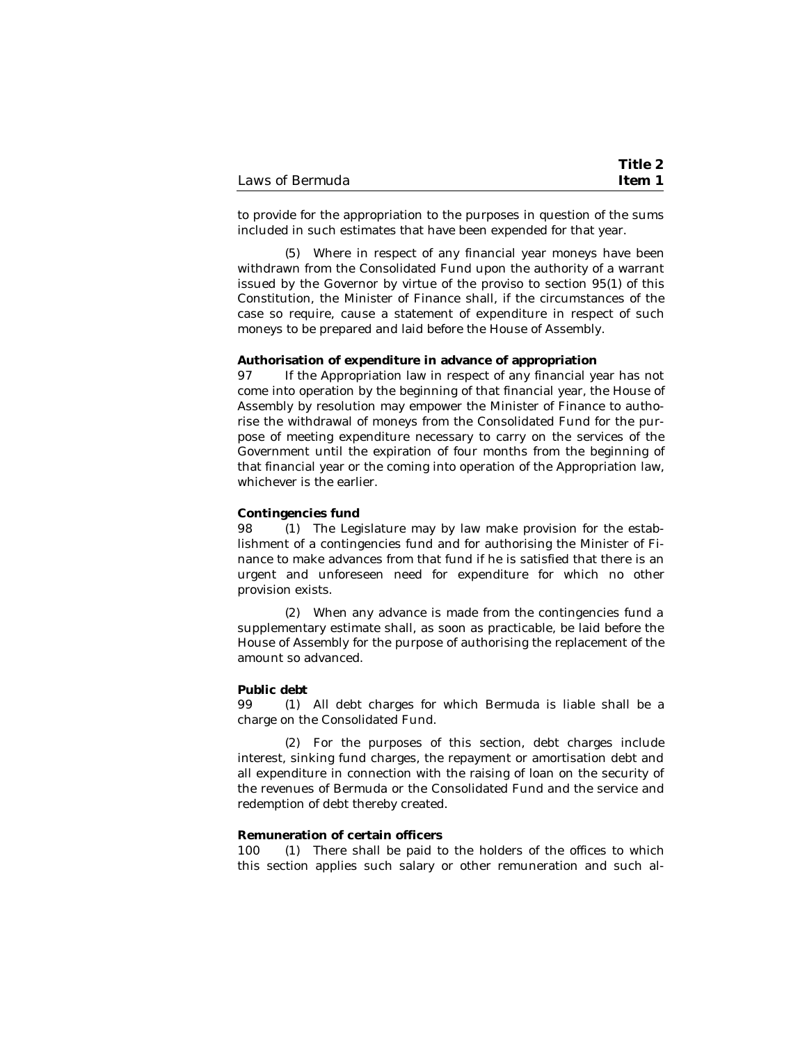to provide for the appropriation to the purposes in question of the sums included in such estimates that have been expended for that year.

(5) Where in respect of any financial year moneys have been withdrawn from the Consolidated Fund upon the authority of a warrant issued by the Governor by virtue of the proviso to section 95(1) of this Constitution, the Minister of Finance shall, if the circumstances of the case so require, cause a statement of expenditure in respect of such moneys to be prepared and laid before the House of Assembly.

**Authorisation of expenditure in advance of appropriation**

97 If the Appropriation law in respect of any financial year has not come into operation by the beginning of that financial year, the House of Assembly by resolution may empower the Minister of Finance to authorise the withdrawal of moneys from the Consolidated Fund for the purpose of meeting expenditure necessary to carry on the services of the Government until the expiration of four months from the beginning of that financial year or the coming into operation of the Appropriation law, whichever is the earlier.

**Contingencies fund**

98 (1) The Legislature may by law make provision for the establishment of a contingencies fund and for authorising the Minister of Finance to make advances from that fund if he is satisfied that there is an urgent and unforeseen need for expenditure for which no other provision exists.

(2) When any advance is made from the contingencies fund a supplementary estimate shall, as soon as practicable, be laid before the House of Assembly for the purpose of authorising the replacement of the amount so advanced.

**Public debt**

99 (1) All debt charges for which Bermuda is liable shall be a charge on the Consolidated Fund.

(2) For the purposes of this section, debt charges include interest, sinking fund charges, the repayment or amortisation debt and all expenditure in connection with the raising of loan on the security of the revenues of Bermuda or the Consolidated Fund and the service and redemption of debt thereby created.

**Remuneration of certain officers**

100 (1) There shall be paid to the holders of the offices to which this section applies such salary or other remuneration and such al-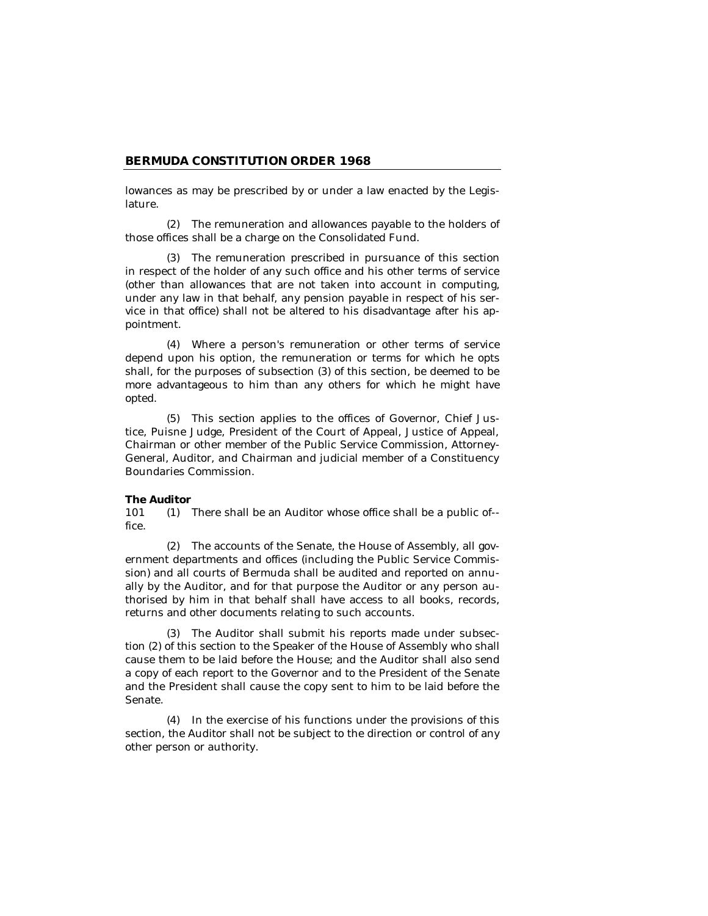lowances as may be prescribed by or under a law enacted by the Legislature.

(2) The remuneration and allowances payable to the holders of those offices shall be a charge on the Consolidated Fund.

(3) The remuneration prescribed in pursuance of this section in respect of the holder of any such office and his other terms of service (other than allowances that are not taken into account in computing, under any law in that behalf, any pension payable in respect of his service in that office) shall not be altered to his disadvantage after his appointment.

(4) Where a person's remuneration or other terms of service depend upon his option, the remuneration or terms for which he opts shall, for the purposes of subsection (3) of this section, be deemed to be more advantageous to him than any others for which he might have opted.

(5) This section applies to the offices of Governor, Chief Justice, Puisne Judge, President of the Court of Appeal, Justice of Appeal, Chairman or other member of the Public Service Commission, Attorney-General, Auditor, and Chairman and judicial member of a Constituency Boundaries Commission.

**The Auditor**

101 (1) There shall be an Auditor whose office shall be a public office.

(2) The accounts of the Senate, the House of Assembly, all government departments and offices (including the Public Service Commission) and all courts of Bermuda shall be audited and reported on annually by the Auditor, and for that purpose the Auditor or any person authorised by him in that behalf shall have access to all books, records, returns and other documents relating to such accounts.

(3) The Auditor shall submit his reports made under subsection (2) of this section to the Speaker of the House of Assembly who shall cause them to be laid before the House; and the Auditor shall also send a copy of each report to the Governor and to the President of the Senate and the President shall cause the copy sent to him to be laid before the Senate.

(4) In the exercise of his functions under the provisions of this section, the Auditor shall not be subject to the direction or control of any other person or authority.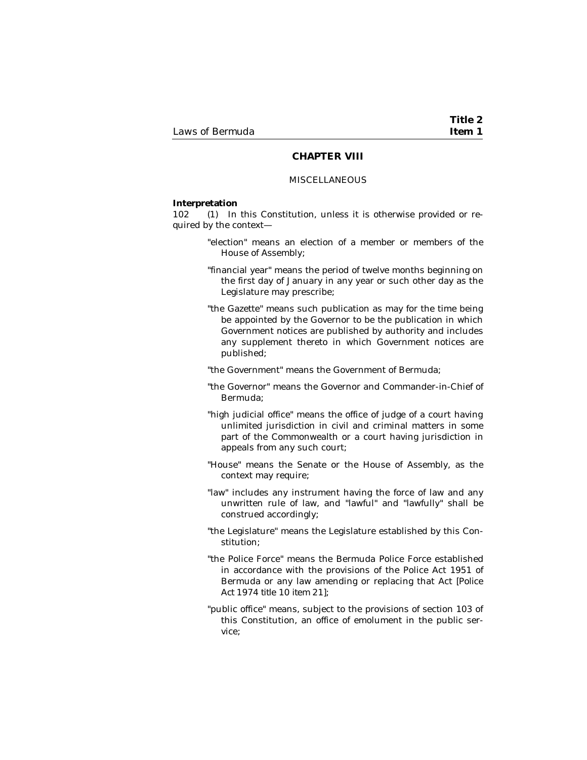## CHAPTER VIII

MISCELLANEOUS

**Interpretation**

102 (1) In this Constitution, unless it is otherwise provided or required by the context—

"election" means an election of a member or members of the House of Assembly;

"financial year" means the period of twelve months beginning on the first day of January in any year or such other day as the Legislature may prescribe;

"the Gazette" means such publication as may for the time being be appointed by the Governor to be the publication in which Government notices are published by authority and includes any supplement thereto in which Government notices are published;

"the Government" means the Government of Bermuda;

"the Governor" means the Governor and Commander-in-Chief of Bermuda;

"high judicial office" means the office of judge of a court having unlimited jurisdiction in civil and criminal matters in some part of the Commonwealth or a court having jurisdiction in appeals from any such court;

"House" means the Senate or the House of Assembly, as the context may require;

"law" includes any instrument having the force of law and any unwritten rule of law, and "lawful" and "lawfully" shall be construed accordingly;

"the Legislature" means the Legislature established by this Constitution;

"the Police Force" means the Bermuda Police Force established in accordance with the provisions of the Police Act 1951 of Bermuda or any law amending or replacing that Act [Police Act 1974 title 10 item 21];

"public office" means, subject to the provisions of section 103 of this Constitution, an office of emolument in the public service;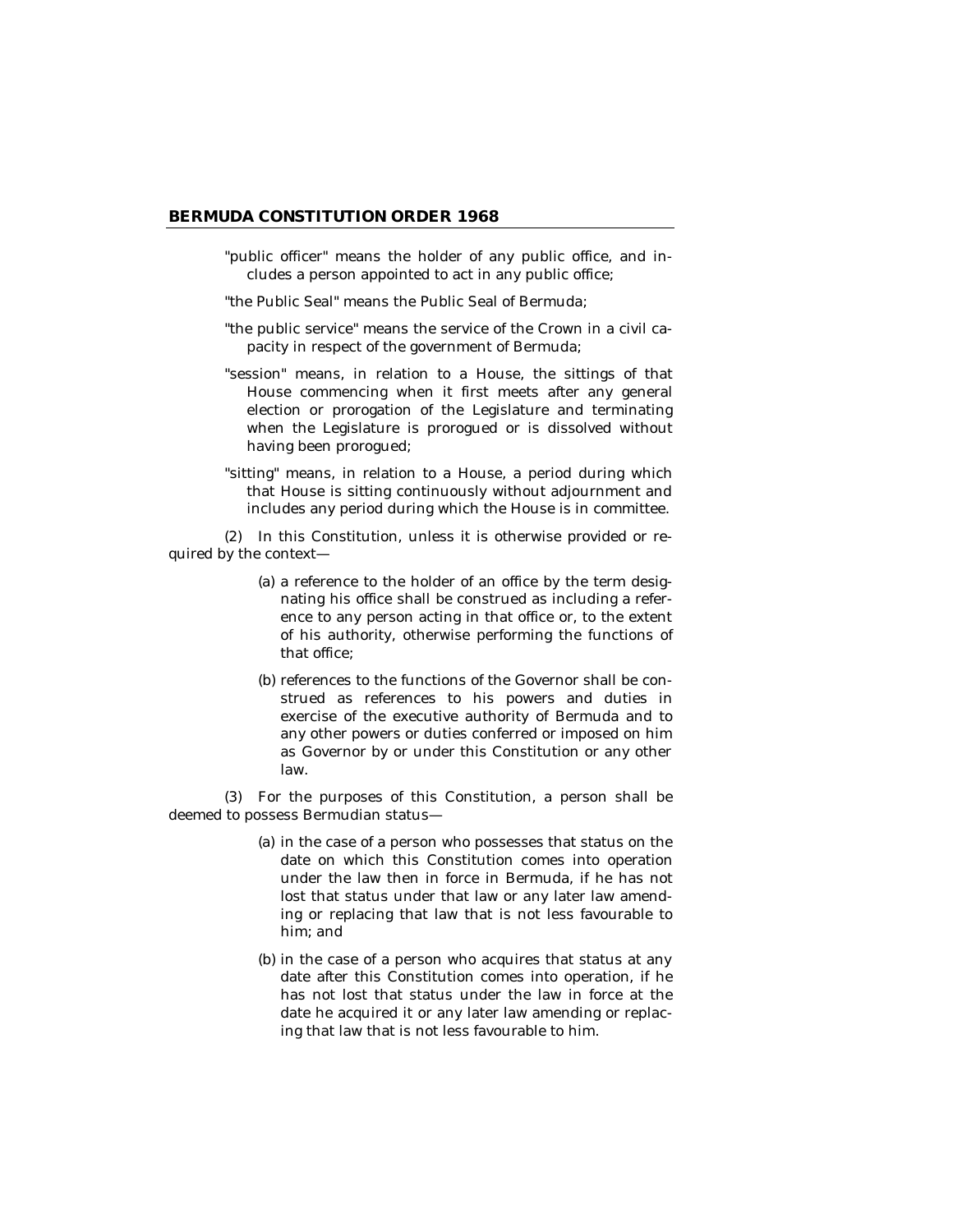"public officer" means the holder of any public office, and includes a person appointed to act in any public office;

"the Public Seal" means the Public Seal of Bermuda;

"the public service" means the service of the Crown in a civil capacity in respect of the government of Bermuda;

"session" means, in relation to a House, the sittings of that House commencing when it first meets after any general election or prorogation of the Legislature and terminating when the Legislature is prorogued or is dissolved without having been prorogued;

"sitting" means, in relation to a House, a period during which that House is sitting continuously without adjournment and includes any period during which the House is in committee.

(2) In this Constitution, unless it is otherwise provided or required by the context—

(a) a reference to the holder of an office by the term designating his office shall be construed as including a reference to any person acting in that office or, to the extent of his authority, otherwise performing the functions of that office;

(b) references to the functions of the Governor shall be construed as references to his powers and duties in exercise of the executive authority of Bermuda and to any other powers or duties conferred or imposed on him as Governor by or under this Constitution or any other law.

(3) For the purposes of this Constitution, a person shall be deemed to possess Bermudian status—

(a) in the case of a person who possesses that status on the date on which this Constitution comes into operation under the law then in force in Bermuda, if he has not lost that status under that law or any later law amending or replacing that law that is not less favourable to him; and

(b) in the case of a person who acquires that status at any date after this Constitution comes into operation, if he has not lost that status under the law in force at the date he acquired it or any later law amending or replacing that law that is not less favourable to him.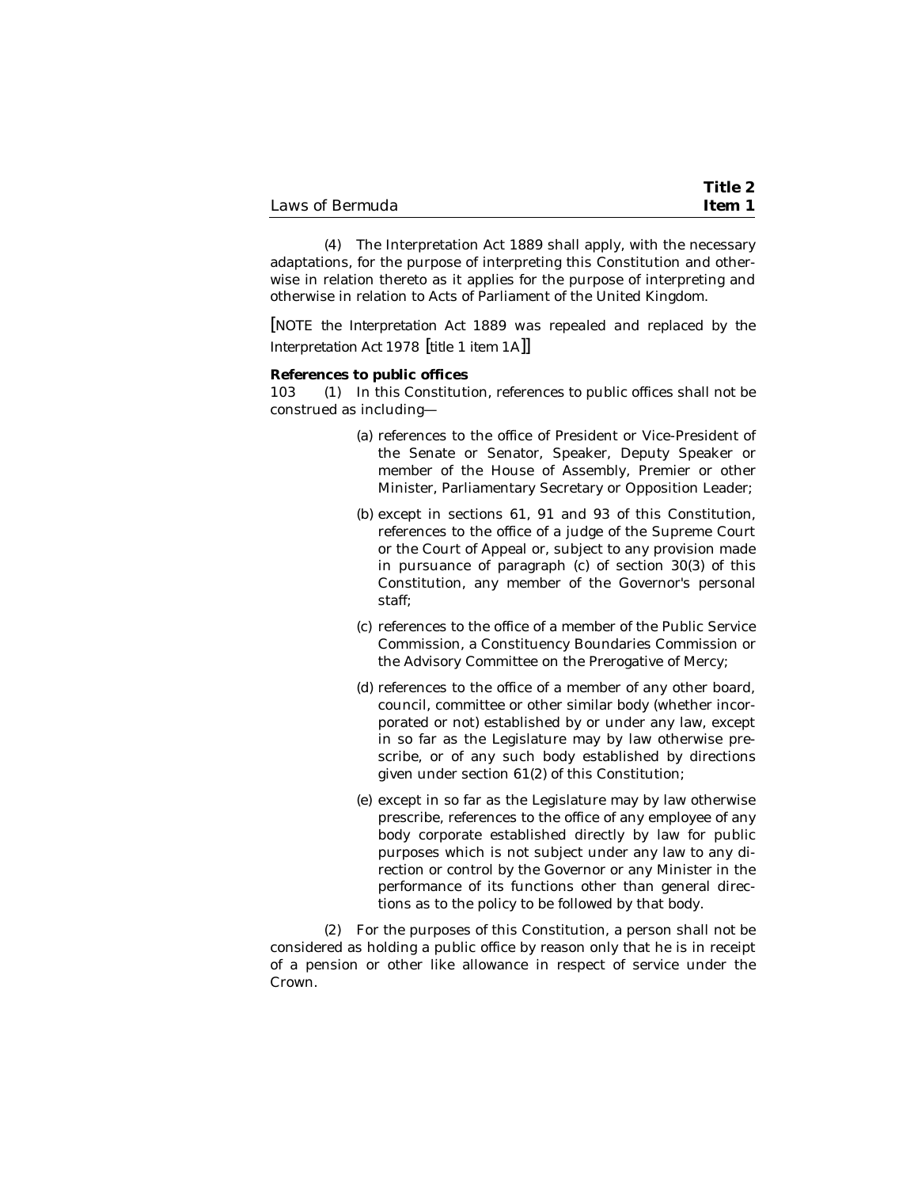(4) The Interpretation Act 1889 shall apply, with the necessary adaptations, for the purpose of interpreting this Constitution and otherwise in relation thereto as it applies for the purpose of interpreting and otherwise in relation to Acts of Parliament of the United Kingdom.

[NOTE the Interpretation Act 1889 was repealed and replaced by the Interpretation Act 1978 [title 1 item 1A]]

**References to public offices**

103 (1) In this Constitution, references to public offices shall not be construed as including—

(a) references to the office of President or Vice-President of the Senate or Senator, Speaker, Deputy Speaker or member of the House of Assembly, Premier or other Minister, Parliamentary Secretary or Opposition Leader;

(b) except in sections 61, 91 and 93 of this Constitution, references to the office of a judge of the Supreme Court or the Court of Appeal or, subject to any provision made in pursuance of paragraph (c) of section 30(3) of this Constitution, any member of the Governor's personal staff;

(c) references to the office of a member of the Public Service Commission, a Constituency Boundaries Commission or the Advisory Committee on the Prerogative of Mercy;

(d) references to the office of a member of any other board, council, committee or other similar body (whether incorporated or not) established by or under any law, except in so far as the Legislature may by law otherwise prescribe, or of any such body established by directions given under section 61(2) of this Constitution;

(e) except in so far as the Legislature may by law otherwise prescribe, references to the office of any employee of any body corporate established directly by law for public purposes which is not subject under any law to any direction or control by the Governor or any Minister in the performance of its functions other than general directions as to the policy to be followed by that body.

(2) For the purposes of this Constitution, a person shall not be considered as holding a public office by reason only that he is in receipt of a pension or other like allowance in respect of service under the Crown.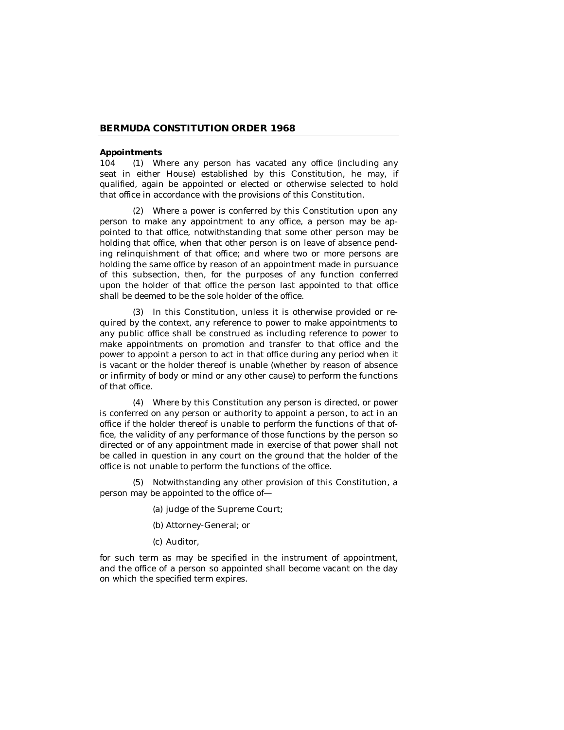**Appointments**

104 (1) Where any person has vacated any office (including any seat in either House) established by this Constitution, he may, if qualified, again be appointed or elected or otherwise selected to hold that office in accordance with the provisions of this Constitution.

(2) Where a power is conferred by this Constitution upon any person to make any appointment to any office, a person may be appointed to that office, notwithstanding that some other person may be holding that office, when that other person is on leave of absence pending relinquishment of that office; and where two or more persons are holding the same office by reason of an appointment made in pursuance of this subsection, then, for the purposes of any function conferred upon the holder of that office the person last appointed to that office shall be deemed to be the sole holder of the office.

(3) In this Constitution, unless it is otherwise provided or required by the context, any reference to power to make appointments to any public office shall be construed as including reference to power to make appointments on promotion and transfer to that office and the power to appoint a person to act in that office during any period when it is vacant or the holder thereof is unable (whether by reason of absence or infirmity of body or mind or any other cause) to perform the functions of that office.

(4) Where by this Constitution any person is directed, or power is conferred on any person or authority to appoint a person, to act in an office if the holder thereof is unable to perform the functions of that office, the validity of any performance of those functions by the person so directed or of any appointment made in exercise of that power shall not be called in question in any court on the ground that the holder of the office is not unable to perform the functions of the office.

(5) Notwithstanding any other provision of this Constitution, a person may be appointed to the office of—

(a) judge of the Supreme Court;

(b) Attorney-General; or

(c) Auditor,

for such term as may be specified in the instrument of appointment, and the office of a person so appointed shall become vacant on the day on which the specified term expires.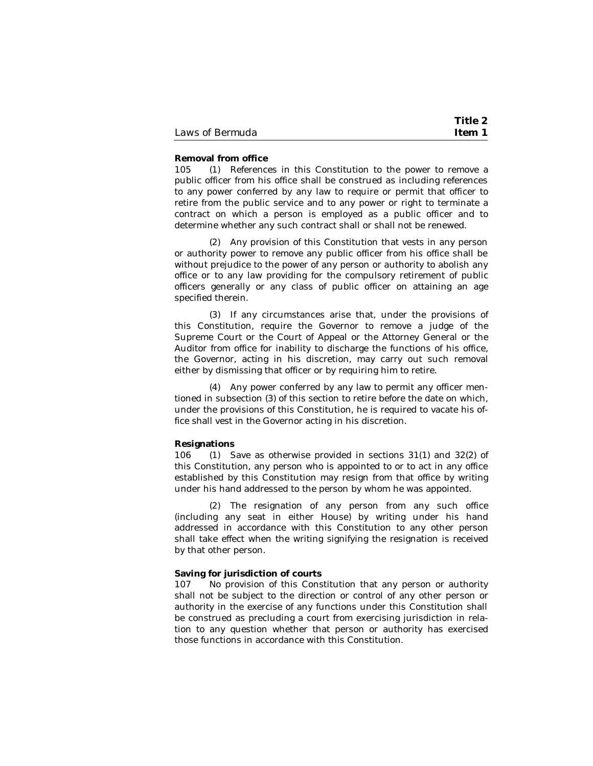**Removal from office**

105 (1) References in this Constitution to the power to remove a public officer from his office shall be construed as including references to any power conferred by any law to require or permit that officer to retire from the public service and to any power or right to terminate a contract on which a person is employed as a public officer and to determine whether any such contract shall or shall not be renewed.

(2) Any provision of this Constitution that vests in any person or authority power to remove any public officer from his office shall be without prejudice to the power of any person or authority to abolish any office or to any law providing for the compulsory retirement of public officers generally or any class of public officer on attaining an age specified therein.

(3) If any circumstances arise that, under the provisions of this Constitution, require the Governor to remove a judge of the Supreme Court or the Court of Appeal or the Attorney General or the Auditor from office for inability to discharge the functions of his office, the Governor, acting in his discretion, may carry out such removal either by dismissing that officer or by requiring him to retire.

(4) Any power conferred by any law to permit any officer mentioned in subsection (3) of this section to retire before the date on which, under the provisions of this Constitution, he is required to vacate his office shall vest in the Governor acting in his discretion.

**Resignations**

106 (1) Save as otherwise provided in sections 31(1) and 32(2) of this Constitution, any person who is appointed to or to act in any office established by this Constitution may resign from that office by writing under his hand addressed to the person by whom he was appointed.

(2) The resignation of any person from any such office (including any seat in either House) by writing under his hand addressed in accordance with this Constitution to any other person shall take effect when the writing signifying the resignation is received by that other person.

**Saving for jurisdiction of courts**

107 No provision of this Constitution that any person or authority shall not be subject to the direction or control of any other person or authority in the exercise of any functions under this Constitution shall be construed as precluding a court from exercising jurisdiction in relation to any question whether that person or authority has exercised those functions in accordance with this Constitution.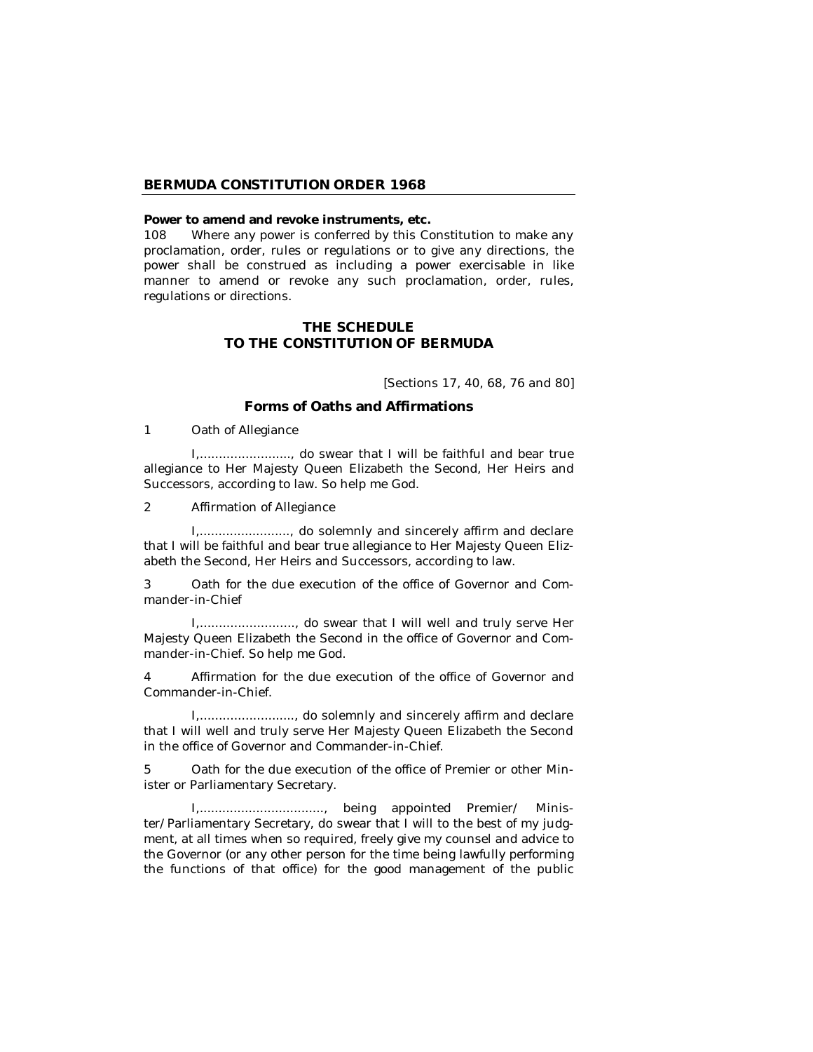**Power to amend and revoke instruments, etc.**

108 Where any power is conferred by this Constitution to make any proclamation, order, rules or regulations or to give any directions, the power shall be construed as including a power exercisable in like manner to amend or revoke any such proclamation, order, rules, regulations or directions.

## THE SCHEDULE
## TO THE CONSTITUTION OF BERMUDA

[Sections 17, 40, 68, 76 and 80]

### Forms of Oaths and Affirmations

1 Oath of Allegiance

I,........................, do swear that I will be faithful and bear true allegiance to Her Majesty Queen Elizabeth the Second, Her Heirs and Successors, according to law. So help me God.

2 Affirmation of Allegiance

I,........................, do solemnly and sincerely affirm and declare that I will be faithful and bear true allegiance to Her Majesty Queen Elizabeth the Second, Her Heirs and Successors, according to law.

3 Oath for the due execution of the office of Governor and Commander-in-Chief

I,........................., do swear that I will well and truly serve Her Majesty Queen Elizabeth the Second in the office of Governor and Commander-in-Chief. So help me God.

4 Affirmation for the due execution of the office of Governor and Commander-in-Chief.

I,........................., do solemnly and sincerely affirm and declare that I will well and truly serve Her Majesty Queen Elizabeth the Second in the office of Governor and Commander-in-Chief.

5 Oath for the due execution of the office of Premier or other Minister or Parliamentary Secretary.

I,................................, being appointed Premier/ Minister/Parliamentary Secretary, do swear that I will to the best of my judgment, at all times when so required, freely give my counsel and advice to the Governor (or any other person for the time being lawfully performing the functions of that office) for the good management of the public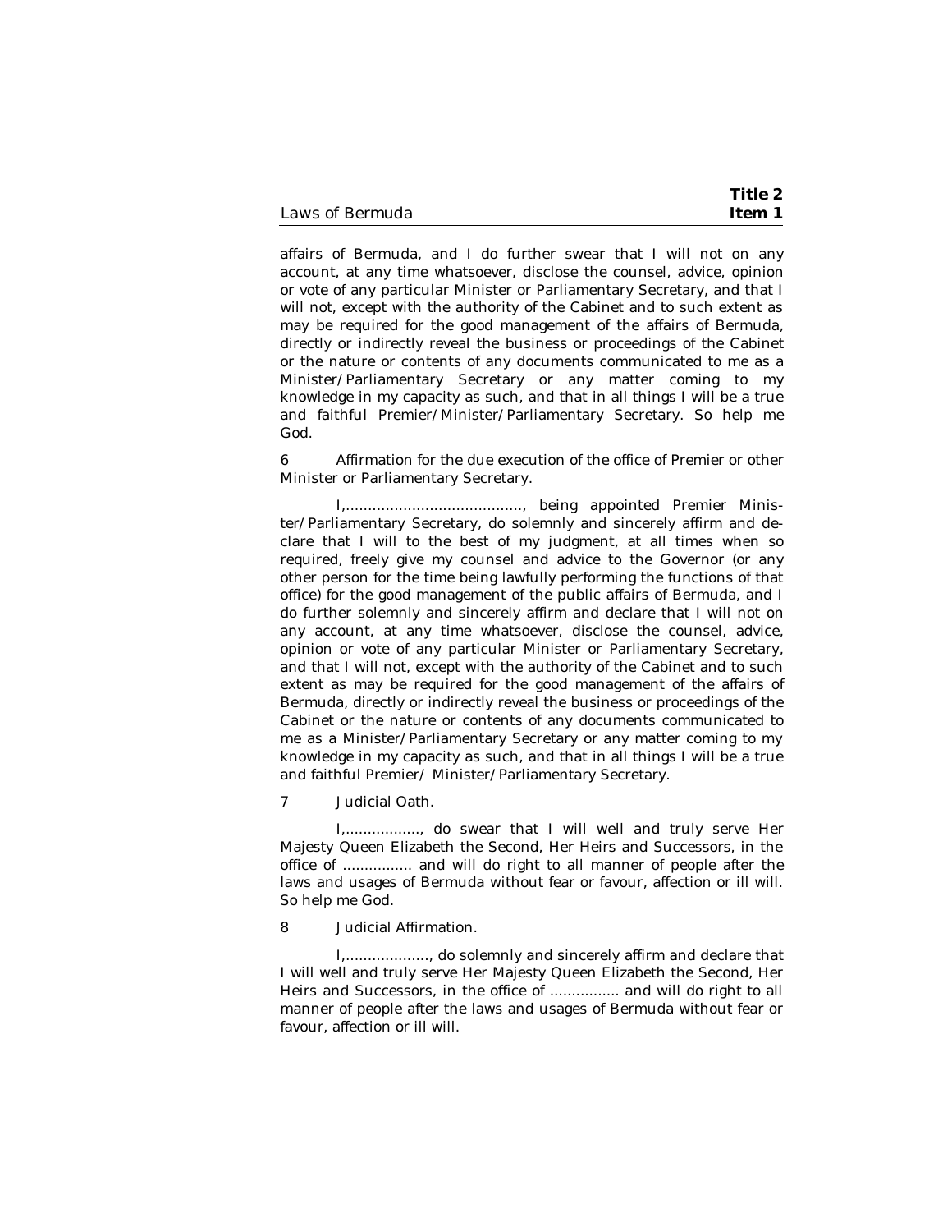affairs of Bermuda, and I do further swear that I will not on any account, at any time whatsoever, disclose the counsel, advice, opinion or vote of any particular Minister or Parliamentary Secretary, and that I will not, except with the authority of the Cabinet and to such extent as may be required for the good management of the affairs of Bermuda, directly or indirectly reveal the business or proceedings of the Cabinet or the nature or contents of any documents communicated to me as a Minister/Parliamentary Secretary or any matter coming to my knowledge in my capacity as such, and that in all things I will be a true and faithful Premier/Minister/Parliamentary Secretary. So help me God.

6 Affirmation for the due execution of the office of Premier or other Minister or Parliamentary Secretary.

I,........................................., being appointed Premier Minister/Parliamentary Secretary, do solemnly and sincerely affirm and declare that I will to the best of my judgment, at all times when so required, freely give my counsel and advice to the Governor (or any other person for the time being lawfully performing the functions of that office) for the good management of the public affairs of Bermuda, and I do further solemnly and sincerely affirm and declare that I will not on any account, at any time whatsoever, disclose the counsel, advice, opinion or vote of any particular Minister or Parliamentary Secretary, and that I will not, except with the authority of the Cabinet and to such extent as may be required for the good management of the affairs of Bermuda, directly or indirectly reveal the business or proceedings of the Cabinet or the nature or contents of any documents communicated to me as a Minister/Parliamentary Secretary or any matter coming to my knowledge in my capacity as such, and that in all things I will be a true and faithful Premier/ Minister/Parliamentary Secretary.

7 Judicial Oath.

I,................., do swear that I will well and truly serve Her Majesty Queen Elizabeth the Second, Her Heirs and Successors, in the office of ................ and will do right to all manner of people after the laws and usages of Bermuda without fear or favour, affection or ill will. So help me God.

8 Judicial Affirmation.

I,..................., do solemnly and sincerely affirm and declare that I will well and truly serve Her Majesty Queen Elizabeth the Second, Her Heirs and Successors, in the office of ............... and will do right to all manner of people after the laws and usages of Bermuda without fear or favour, affection or ill will.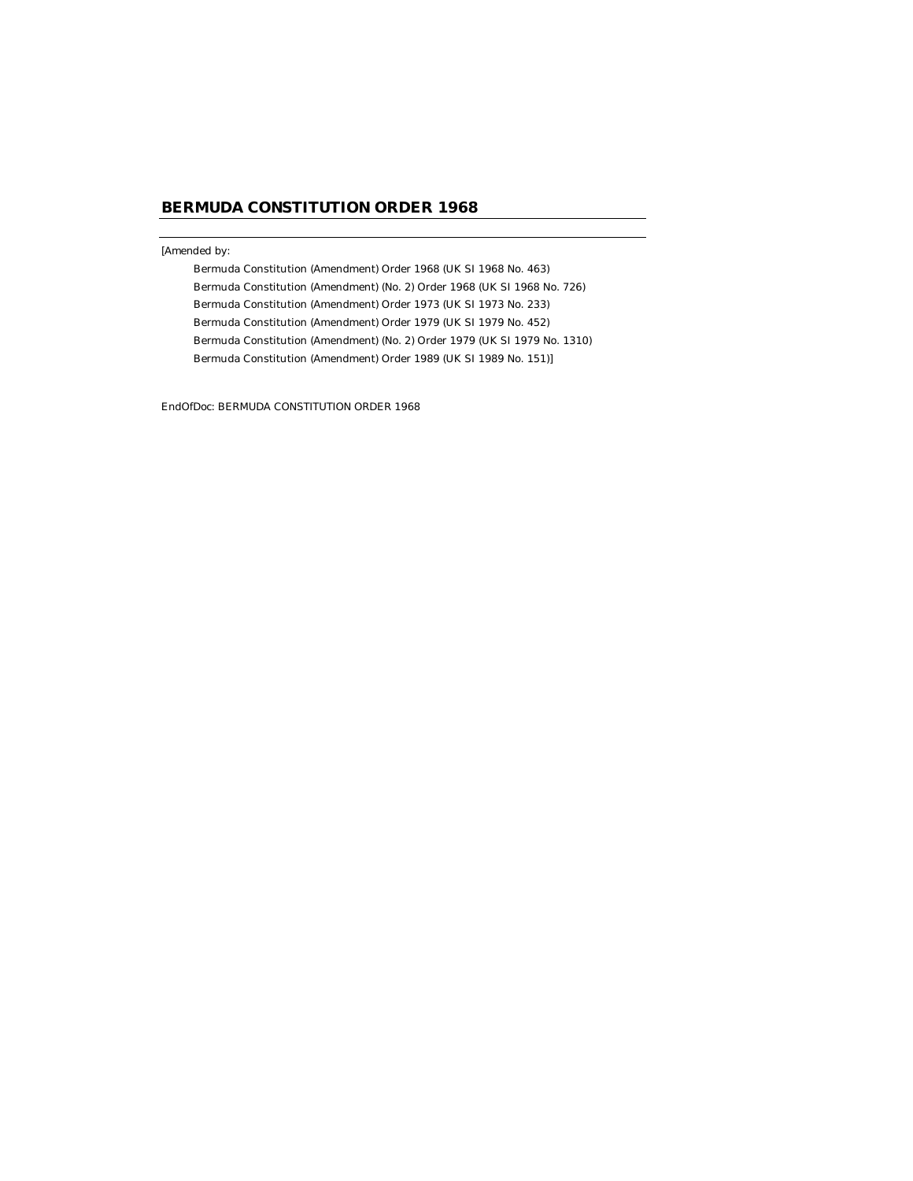# BERMUDA CONSTITUTION ORDER 1968

[Amended by:

Bermuda Constitution (Amendment) Order 1968 (UK SI 1968 No. 463)

Bermuda Constitution (Amendment) (No. 2) Order 1968 (UK SI 1968 No. 726)

Bermuda Constitution (Amendment) Order 1973 (UK SI 1973 No. 233)

Bermuda Constitution (Amendment) Order 1979 (UK SI 1979 No. 452)

Bermuda Constitution (Amendment) (No. 2) Order 1979 (UK SI 1979 No. 1310)

Bermuda Constitution (Amendment) Order 1989 (UK SI 1989 No. 151)]

EndOfDoc: BERMUDA CONSTITUTION ORDER 1968